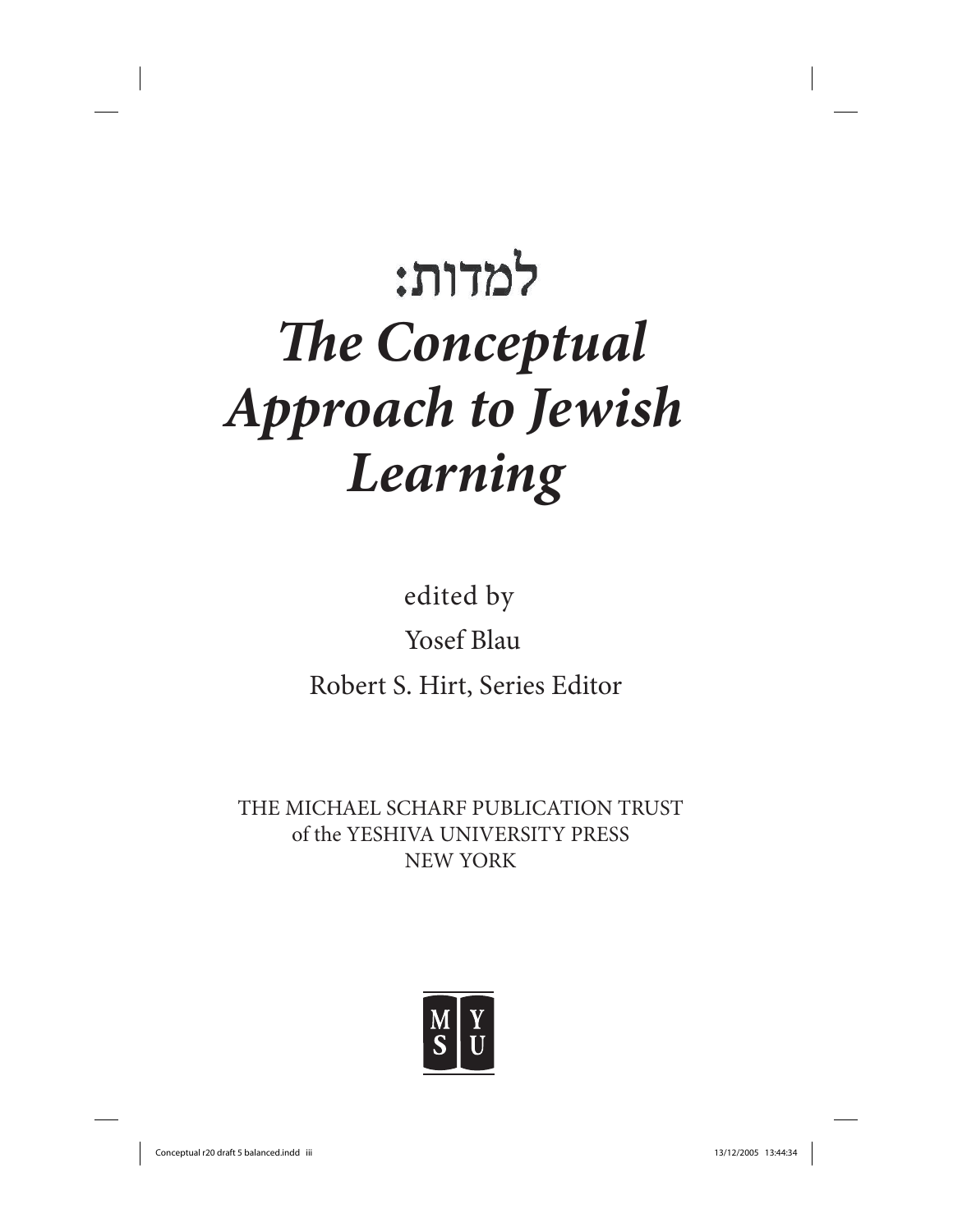# למדות:
# *The Conceptual Approach to Jewish Learning*

edited by

Yosef Blau

Robert S. Hirt, Series Editor

THE MICHAEL SCHARF PUBLICATION TRUST
of the YESHIVA UNIVERSITY PRESS
NEW YORK

M Y
S U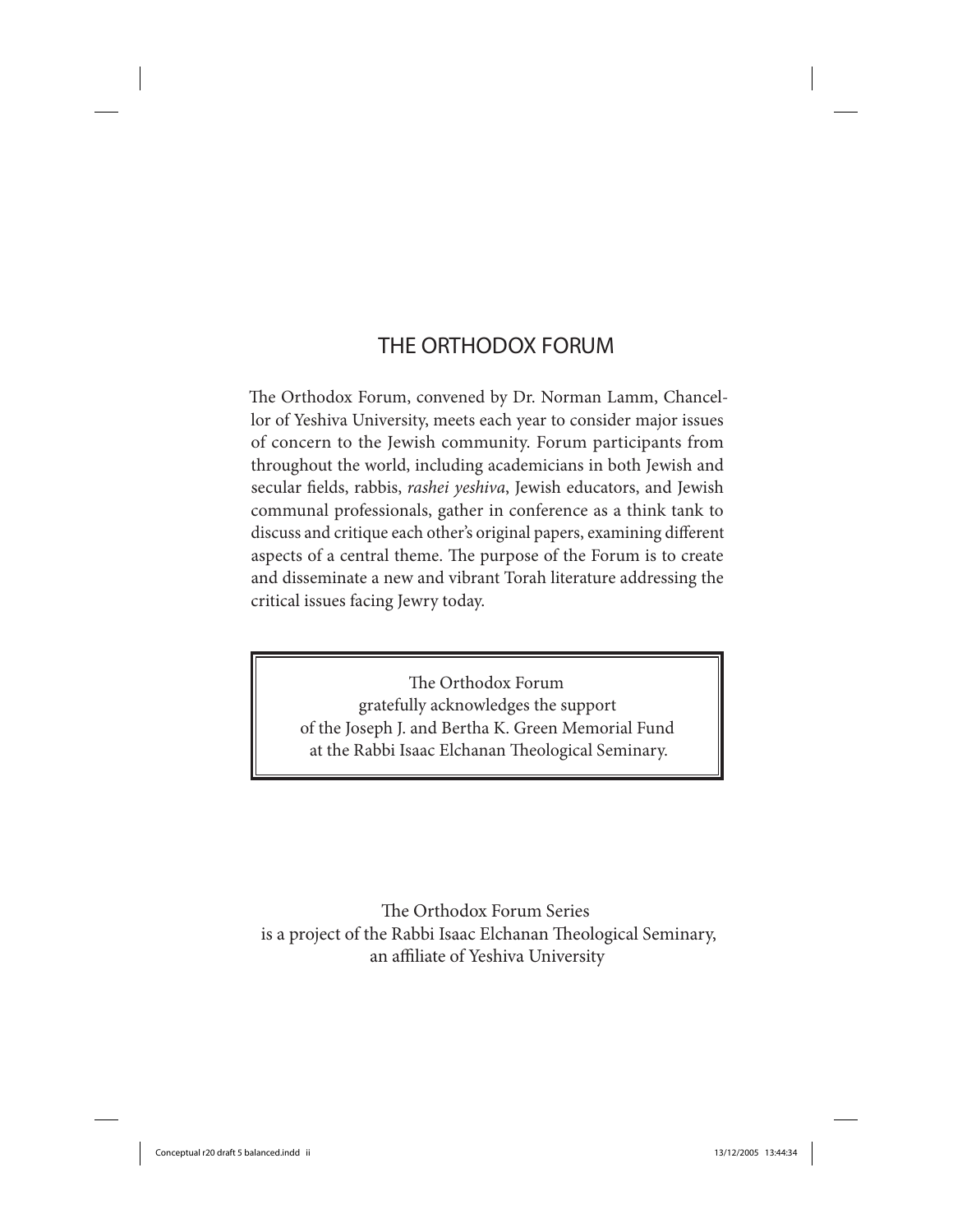# THE ORTHODOX FORUM

The Orthodox Forum, convened by Dr. Norman Lamm, Chancellor of Yeshiva University, meets each year to consider major issues of concern to the Jewish community. Forum participants from throughout the world, including academicians in both Jewish and secular fields, rabbis, *rashei yeshiva*, Jewish educators, and Jewish communal professionals, gather in conference as a think tank to discuss and critique each other's original papers, examining different aspects of a central theme. The purpose of the Forum is to create and disseminate a new and vibrant Torah literature addressing the critical issues facing Jewry today.

The Orthodox Forum
gratefully acknowledges the support
of the Joseph J. and Bertha K. Green Memorial Fund
at the Rabbi Isaac Elchanan Theological Seminary.

The Orthodox Forum Series
is a project of the Rabbi Isaac Elchanan Theological Seminary,
an affiliate of Yeshiva University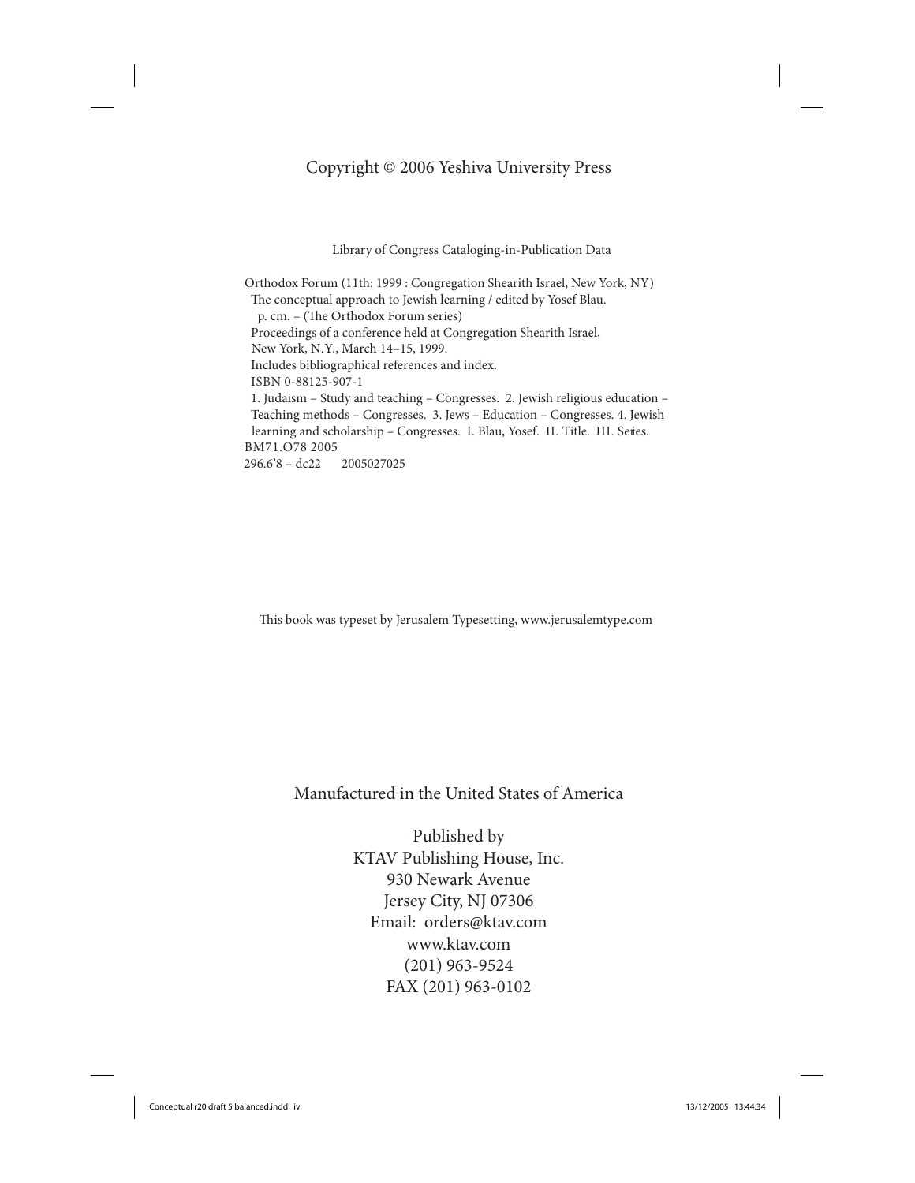Copyright © 2006 Yeshiva University Press

Library of Congress Cataloging-in-Publication Data

Orthodox Forum (11th: 1999 : Congregation Shearith Israel, New York, NY)
The conceptual approach to Jewish learning / edited by Yosef Blau.
p. cm. – (The Orthodox Forum series)
Proceedings of a conference held at Congregation Shearith Israel,
New York, N.Y., March 14–15, 1999.
Includes bibliographical references and index.
ISBN 0-88125-907-1
1. Judaism – Study and teaching – Congresses. 2. Jewish religious education – Teaching methods – Congresses. 3. Jews – Education – Congresses. 4. Jewish learning and scholarship – Congresses. I. Blau, Yosef. II. Title. III. Series.
BM71.O78 2005
296.6'8 – dc22 2005027025

This book was typeset by Jerusalem Typesetting, www.jerusalemtype.com

Manufactured in the United States of America

Published by
KTAV Publishing House, Inc.
930 Newark Avenue
Jersey City, NJ 07306
Email: orders@ktav.com
www.ktav.com
(201) 963-9524
FAX (201) 963-0102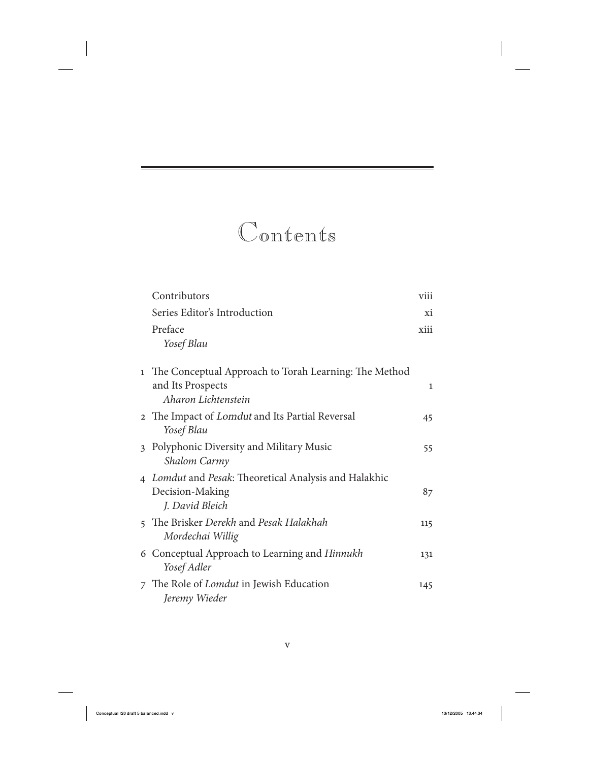# Contents

| | | |
|---|---|---|
| | Contributors | viii |
| | Series Editor's Introduction | xi |
| | Preface<br>*Yosef Blau* | xiii |
| 1 | The Conceptual Approach to Torah Learning: The Method and Its Prospects<br>*Aharon Lichtenstein* | 1 |
| 2 | The Impact of *Lomdut* and Its Partial Reversal<br>*Yosef Blau* | 45 |
| 3 | Polyphonic Diversity and Military Music<br>*Shalom Carmy* | 55 |
| 4 | *Lomdut* and *Pesak*: Theoretical Analysis and Halakhic Decision-Making<br>*J. David Bleich* | 87 |
| 5 | The Brisker *Derekh* and *Pesak Halakhah*<br>*Mordechai Willig* | 115 |
| 6 | Conceptual Approach to Learning and *Hinnukh*<br>*Yosef Adler* | 131 |
| 7 | The Role of *Lomdut* in Jewish Education<br>*Jeremy Wieder* | 145 |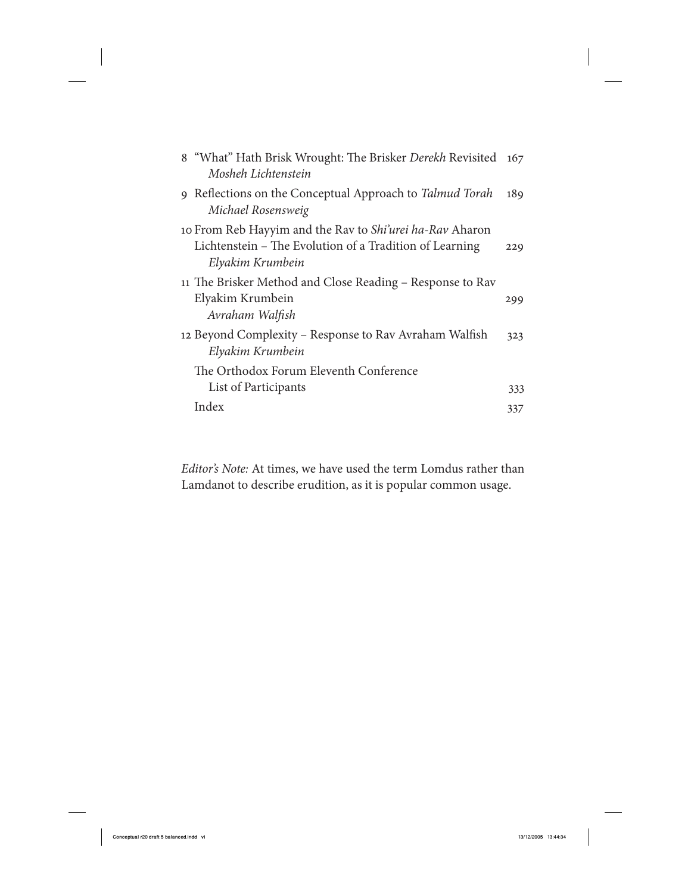8 "What" Hath Brisk Wrought: The Brisker *Derekh* Revisited 167
*Mosheh Lichtenstein*

9 Reflections on the Conceptual Approach to *Talmud Torah* 189
*Michael Rosensweig*

10 From Reb Hayyim and the Rav to *Shi'urei ha-Rav* Aharon Lichtenstein – The Evolution of a Tradition of Learning 229
*Elyakim Krumbein*

11 The Brisker Method and Close Reading – Response to Rav Elyakim Krumbein 299
*Avraham Walfish*

12 Beyond Complexity – Response to Rav Avraham Walfish 323
*Elyakim Krumbein*

The Orthodox Forum Eleventh Conference List of Participants 333

Index 337

*Editor's Note:* At times, we have used the term Lomdus rather than Lamdanot to describe erudition, as it is popular common usage.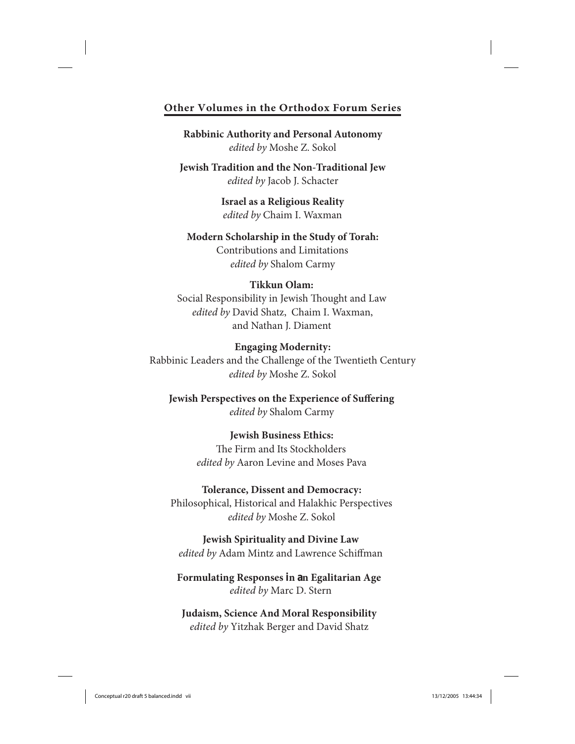## Other Volumes in the Orthodox Forum Series

**Rabbinic Authority and Personal Autonomy**
*edited by* Moshe Z. Sokol

**Jewish Tradition and the Non-Traditional Jew**
*edited by* Jacob J. Schacter

**Israel as a Religious Reality**
*edited by* Chaim I. Waxman

**Modern Scholarship in the Study of Torah:**
Contributions and Limitations
*edited by* Shalom Carmy

**Tikkun Olam:**
Social Responsibility in Jewish Thought and Law
*edited by* David Shatz, Chaim I. Waxman, and Nathan J. Diament

**Engaging Modernity:**
Rabbinic Leaders and the Challenge of the Twentieth Century
*edited by* Moshe Z. Sokol

**Jewish Perspectives on the Experience of Suffering**
*edited by* Shalom Carmy

**Jewish Business Ethics:**
The Firm and Its Stockholders
*edited by* Aaron Levine and Moses Pava

**Tolerance, Dissent and Democracy:**
Philosophical, Historical and Halakhic Perspectives
*edited by* Moshe Z. Sokol

**Jewish Spirituality and Divine Law**
*edited by* Adam Mintz and Lawrence Schiffman

**Formulating Responses in an Egalitarian Age**
*edited by* Marc D. Stern

**Judaism, Science And Moral Responsibility**
*edited by* Yitzhak Berger and David Shatz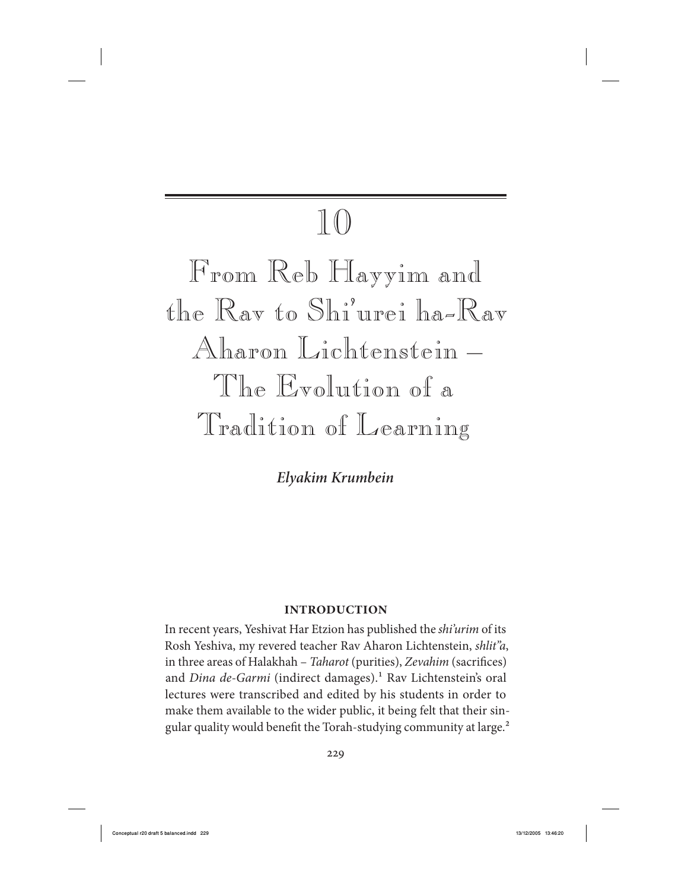# 10

# From Reb Hayyim and the Rav to Shi'urei ha-Rav Aharon Lichtenstein – The Evolution of a Tradition of Learning

***Elyakim Krumbein***

## INTRODUCTION

In recent years, Yeshivat Har Etzion has published the *shi'urim* of its Rosh Yeshiva, my revered teacher Rav Aharon Lichtenstein, *shlit"a*, in three areas of Halakhah – *Taharot* (purities), *Zevahim* (sacrifices) and *Dina de-Garmi* (indirect damages).[1] Rav Lichtenstein's oral lectures were transcribed and edited by his students in order to make them available to the wider public, it being felt that their singular quality would benefit the Torah-studying community at large.[2]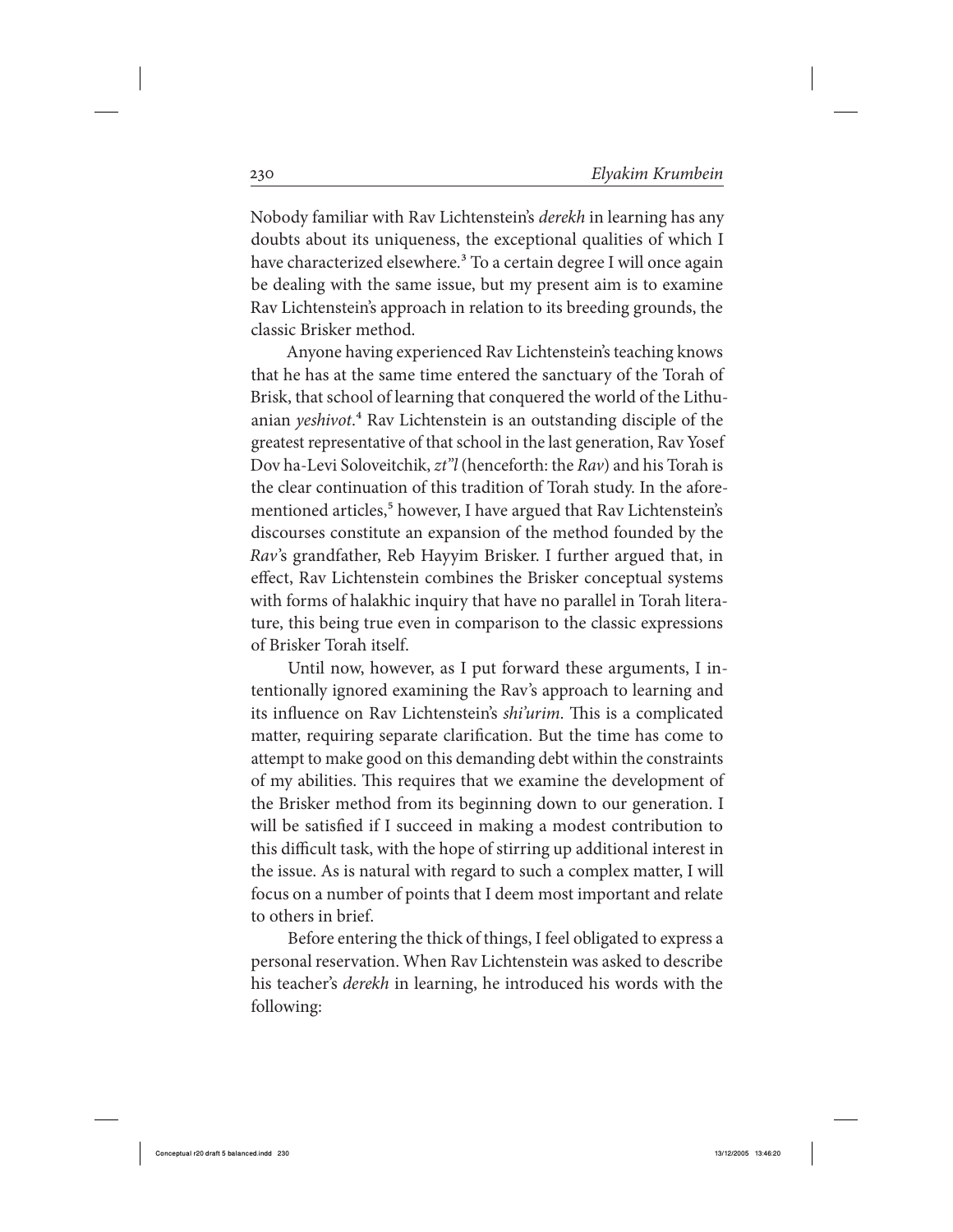Nobody familiar with Rav Lichtenstein's *derekh* in learning has any doubts about its uniqueness, the exceptional qualities of which I have characterized elsewhere.[3] To a certain degree I will once again be dealing with the same issue, but my present aim is to examine Rav Lichtenstein's approach in relation to its breeding grounds, the classic Brisker method.

Anyone having experienced Rav Lichtenstein's teaching knows that he has at the same time entered the sanctuary of the Torah of Brisk, that school of learning that conquered the world of the Lithuanian *yeshivot*.[4] Rav Lichtenstein is an outstanding disciple of the greatest representative of that school in the last generation, Rav Yosef Dov ha-Levi Soloveitchik, *zt"l* (henceforth: the *Rav*) and his Torah is the clear continuation of this tradition of Torah study. In the aforementioned articles,[5] however, I have argued that Rav Lichtenstein's discourses constitute an expansion of the method founded by the *Rav*'s grandfather, Reb Hayyim Brisker. I further argued that, in effect, Rav Lichtenstein combines the Brisker conceptual systems with forms of halakhic inquiry that have no parallel in Torah literature, this being true even in comparison to the classic expressions of Brisker Torah itself.

Until now, however, as I put forward these arguments, I intentionally ignored examining the Rav's approach to learning and its influence on Rav Lichtenstein's *shi'urim*. This is a complicated matter, requiring separate clarification. But the time has come to attempt to make good on this demanding debt within the constraints of my abilities. This requires that we examine the development of the Brisker method from its beginning down to our generation. I will be satisfied if I succeed in making a modest contribution to this difficult task, with the hope of stirring up additional interest in the issue. As is natural with regard to such a complex matter, I will focus on a number of points that I deem most important and relate to others in brief.

Before entering the thick of things, I feel obligated to express a personal reservation. When Rav Lichtenstein was asked to describe his teacher's *derekh* in learning, he introduced his words with the following: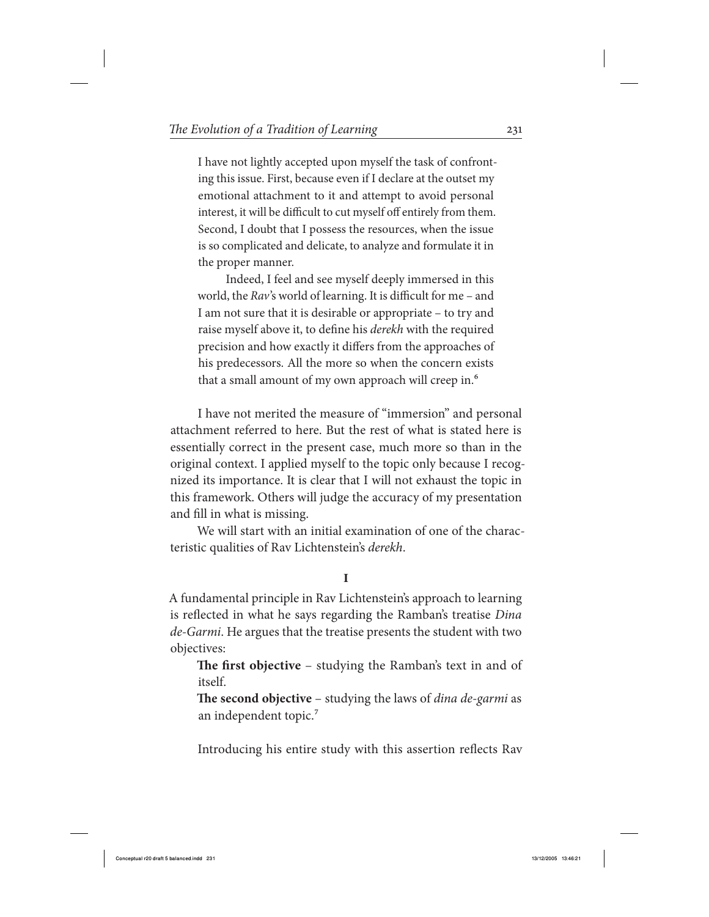> I have not lightly accepted upon myself the task of confronting this issue. First, because even if I declare at the outset my emotional attachment to it and attempt to avoid personal interest, it will be difficult to cut myself off entirely from them. Second, I doubt that I possess the resources, when the issue is so complicated and delicate, to analyze and formulate it in the proper manner.
>
> Indeed, I feel and see myself deeply immersed in this world, the *Rav*'s world of learning. It is difficult for me – and I am not sure that it is desirable or appropriate – to try and raise myself above it, to define his *derekh* with the required precision and how exactly it differs from the approaches of his predecessors. All the more so when the concern exists that a small amount of my own approach will creep in.[6]

I have not merited the measure of "immersion" and personal attachment referred to here. But the rest of what is stated here is essentially correct in the present case, much more so than in the original context. I applied myself to the topic only because I recognized its importance. It is clear that I will not exhaust the topic in this framework. Others will judge the accuracy of my presentation and fill in what is missing.

We will start with an initial examination of one of the characteristic qualities of Rav Lichtenstein's *derekh*.

## I

A fundamental principle in Rav Lichtenstein's approach to learning is reflected in what he says regarding the Ramban's treatise *Dina de-Garmi*. He argues that the treatise presents the student with two objectives:

> **The first objective** – studying the Ramban's text in and of itself.
>
> **The second objective** – studying the laws of *dina de-garmi* as an independent topic.[7]

Introducing his entire study with this assertion reflects Rav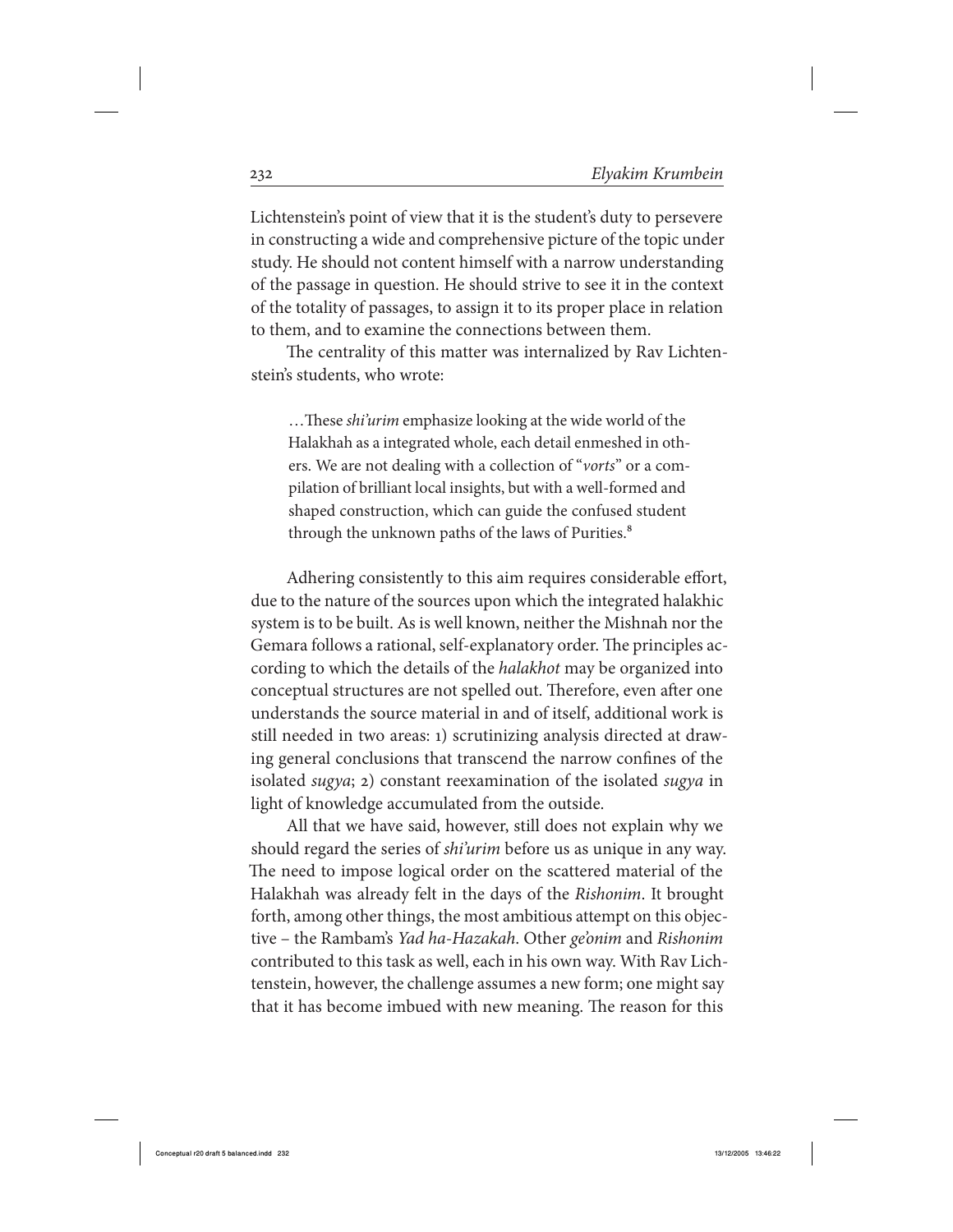Lichtenstein's point of view that it is the student's duty to persevere in constructing a wide and comprehensive picture of the topic under study. He should not content himself with a narrow understanding of the passage in question. He should strive to see it in the context of the totality of passages, to assign it to its proper place in relation to them, and to examine the connections between them.

The centrality of this matter was internalized by Rav Lichtenstein's students, who wrote:

> …These *shi'urim* emphasize looking at the wide world of the Halakhah as a integrated whole, each detail enmeshed in others. We are not dealing with a collection of "*vorts*" or a compilation of brilliant local insights, but with a well-formed and shaped construction, which can guide the confused student through the unknown paths of the laws of Purities.[8]

Adhering consistently to this aim requires considerable effort, due to the nature of the sources upon which the integrated halakhic system is to be built. As is well known, neither the Mishnah nor the Gemara follows a rational, self-explanatory order. The principles according to which the details of the *halakhot* may be organized into conceptual structures are not spelled out. Therefore, even after one understands the source material in and of itself, additional work is still needed in two areas: 1) scrutinizing analysis directed at drawing general conclusions that transcend the narrow confines of the isolated *sugya*; 2) constant reexamination of the isolated *sugya* in light of knowledge accumulated from the outside.

All that we have said, however, still does not explain why we should regard the series of *shi'urim* before us as unique in any way. The need to impose logical order on the scattered material of the Halakhah was already felt in the days of the *Rishonim*. It brought forth, among other things, the most ambitious attempt on this objective – the Rambam's *Yad ha-Hazakah*. Other *ge'onim* and *Rishonim* contributed to this task as well, each in his own way. With Rav Lichtenstein, however, the challenge assumes a new form; one might say that it has become imbued with new meaning. The reason for this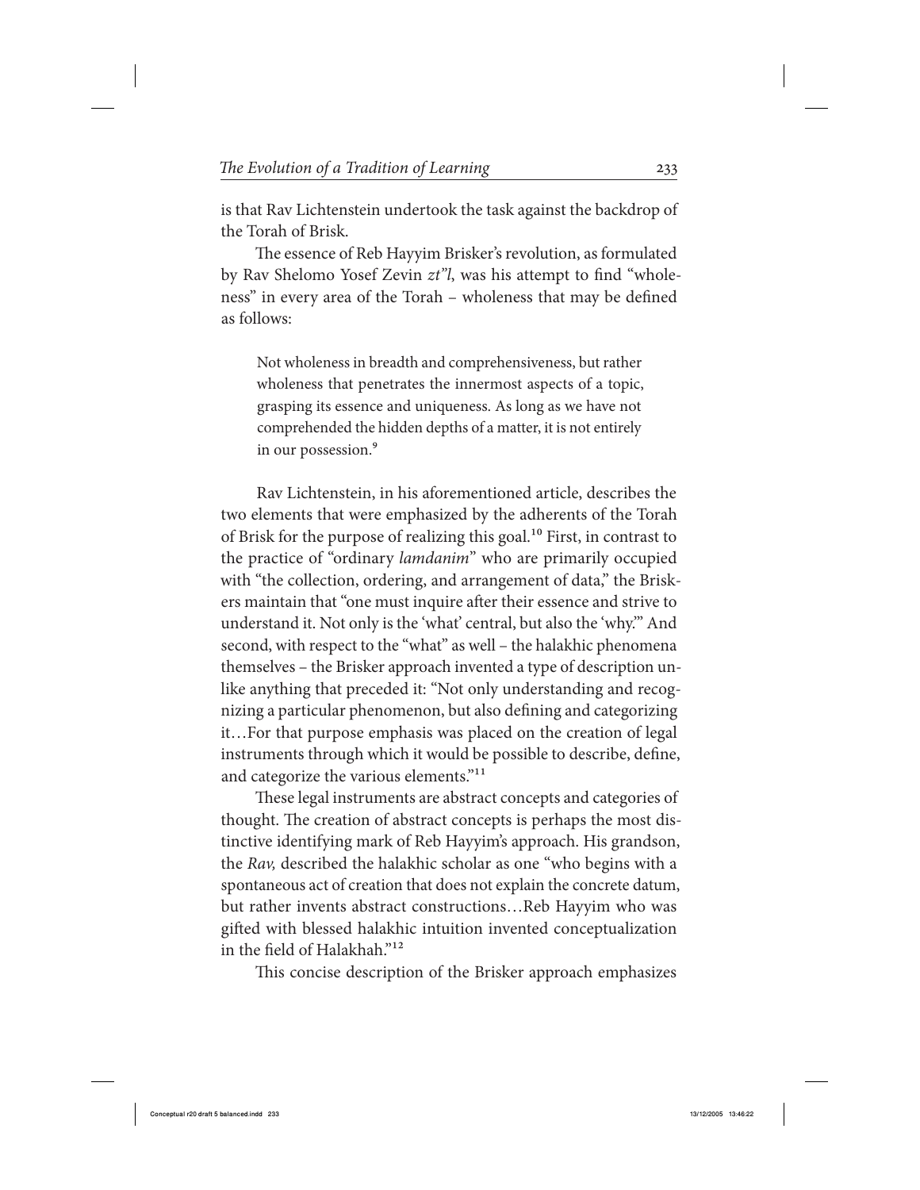is that Rav Lichtenstein undertook the task against the backdrop of the Torah of Brisk.

The essence of Reb Hayyim Brisker's revolution, as formulated by Rav Shelomo Yosef Zevin *zt"l*, was his attempt to find "wholeness" in every area of the Torah – wholeness that may be defined as follows:

> Not wholeness in breadth and comprehensiveness, but rather wholeness that penetrates the innermost aspects of a topic, grasping its essence and uniqueness. As long as we have not comprehended the hidden depths of a matter, it is not entirely in our possession.[9]

Rav Lichtenstein, in his aforementioned article, describes the two elements that were emphasized by the adherents of the Torah of Brisk for the purpose of realizing this goal.[10] First, in contrast to the practice of "ordinary *lamdanim*" who are primarily occupied with "the collection, ordering, and arrangement of data," the Briskers maintain that "one must inquire after their essence and strive to understand it. Not only is the 'what' central, but also the 'why.'" And second, with respect to the "what" as well – the halakhic phenomena themselves – the Brisker approach invented a type of description unlike anything that preceded it: "Not only understanding and recognizing a particular phenomenon, but also defining and categorizing it…For that purpose emphasis was placed on the creation of legal instruments through which it would be possible to describe, define, and categorize the various elements."[11]

These legal instruments are abstract concepts and categories of thought. The creation of abstract concepts is perhaps the most distinctive identifying mark of Reb Hayyim's approach. His grandson, the *Rav,* described the halakhic scholar as one "who begins with a spontaneous act of creation that does not explain the concrete datum, but rather invents abstract constructions…Reb Hayyim who was gifted with blessed halakhic intuition invented conceptualization in the field of Halakhah."[12]

This concise description of the Brisker approach emphasizes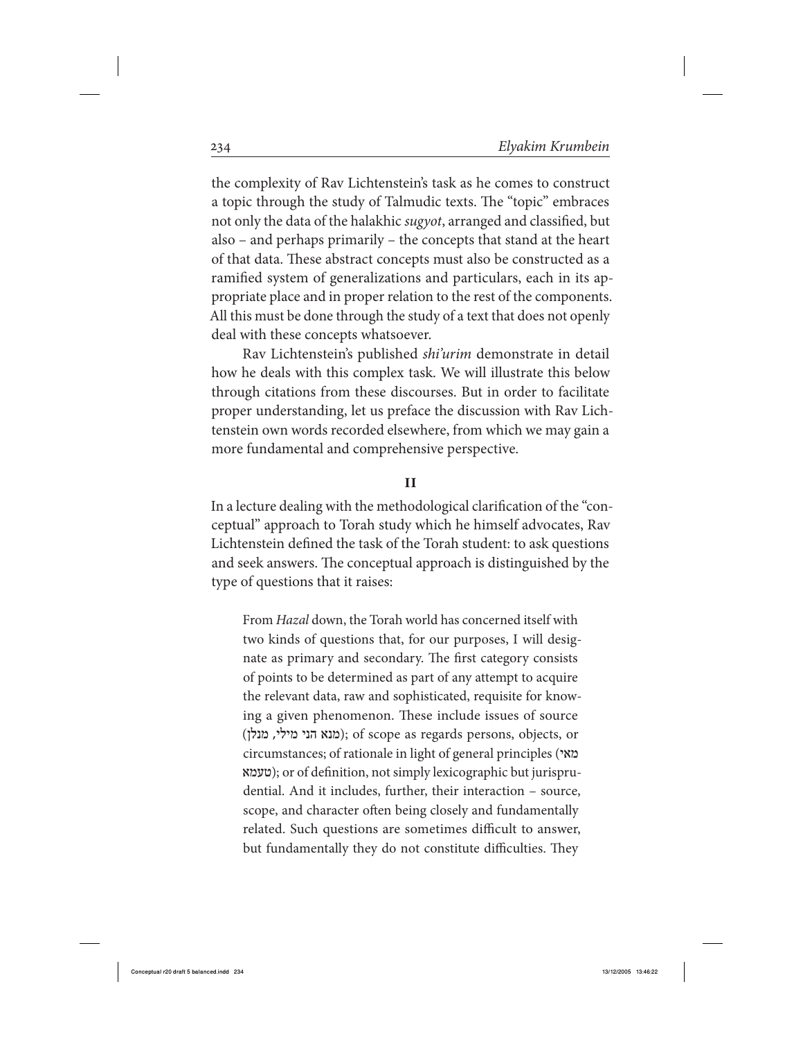the complexity of Rav Lichtenstein's task as he comes to construct a topic through the study of Talmudic texts. The "topic" embraces not only the data of the halakhic *sugyot*, arranged and classified, but also – and perhaps primarily – the concepts that stand at the heart of that data. These abstract concepts must also be constructed as a ramified system of generalizations and particulars, each in its appropriate place and in proper relation to the rest of the components. All this must be done through the study of a text that does not openly deal with these concepts whatsoever.

Rav Lichtenstein's published *shi'urim* demonstrate in detail how he deals with this complex task. We will illustrate this below through citations from these discourses. But in order to facilitate proper understanding, let us preface the discussion with Rav Lichtenstein own words recorded elsewhere, from which we may gain a more fundamental and comprehensive perspective.

## II

In a lecture dealing with the methodological clarification of the "conceptual" approach to Torah study which he himself advocates, Rav Lichtenstein defined the task of the Torah student: to ask questions and seek answers. The conceptual approach is distinguished by the type of questions that it raises:

> From *Hazal* down, the Torah world has concerned itself with two kinds of questions that, for our purposes, I will designate as primary and secondary. The first category consists of points to be determined as part of any attempt to acquire the relevant data, raw and sophisticated, requisite for knowing a given phenomenon. These include issues of source (מנא הני מילי, מנלן); of scope as regards persons, objects, or circumstances; of rationale in light of general principles (מאי טעמא); or of definition, not simply lexicographic but jurisprudential. And it includes, further, their interaction – source, scope, and character often being closely and fundamentally related. Such questions are sometimes difficult to answer, but fundamentally they do not constitute difficulties. They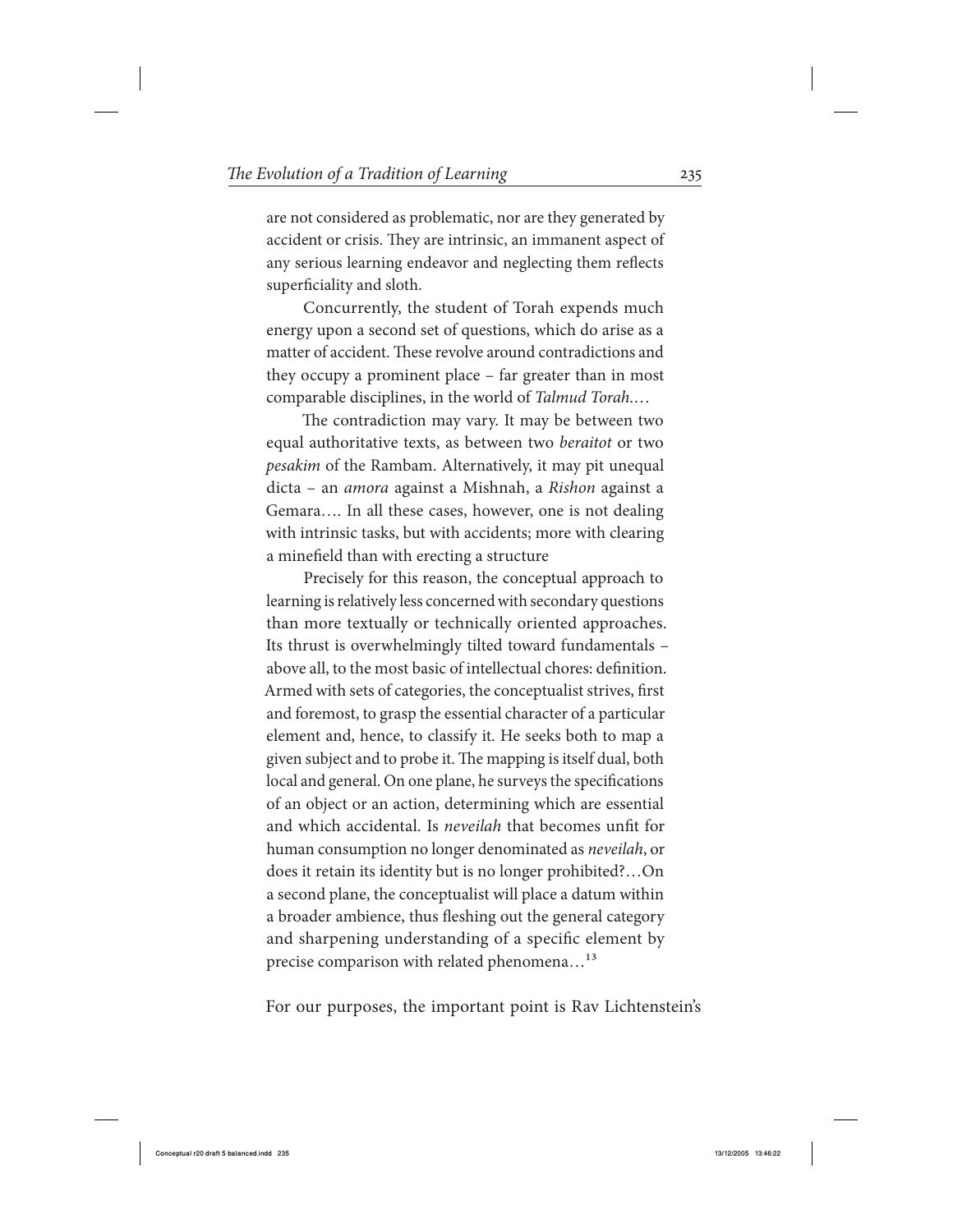are not considered as problematic, nor are they generated by accident or crisis. They are intrinsic, an immanent aspect of any serious learning endeavor and neglecting them reflects superficiality and sloth.

Concurrently, the student of Torah expends much energy upon a second set of questions, which do arise as a matter of accident. These revolve around contradictions and they occupy a prominent place – far greater than in most comparable disciplines, in the world of *Talmud Torah*.…

The contradiction may vary. It may be between two equal authoritative texts, as between two *beraitot* or two *pesakim* of the Rambam. Alternatively, it may pit unequal dicta – an *amora* against a Mishnah, a *Rishon* against a Gemara…. In all these cases, however, one is not dealing with intrinsic tasks, but with accidents; more with clearing a minefield than with erecting a structure

Precisely for this reason, the conceptual approach to learning is relatively less concerned with secondary questions than more textually or technically oriented approaches. Its thrust is overwhelmingly tilted toward fundamentals – above all, to the most basic of intellectual chores: definition. Armed with sets of categories, the conceptualist strives, first and foremost, to grasp the essential character of a particular element and, hence, to classify it. He seeks both to map a given subject and to probe it. The mapping is itself dual, both local and general. On one plane, he surveys the specifications of an object or an action, determining which are essential and which accidental. Is *neveilah* that becomes unfit for human consumption no longer denominated as *neveilah*, or does it retain its identity but is no longer prohibited?…On a second plane, the conceptualist will place a datum within a broader ambience, thus fleshing out the general category and sharpening understanding of a specific element by precise comparison with related phenomena…[13]

For our purposes, the important point is Rav Lichtenstein's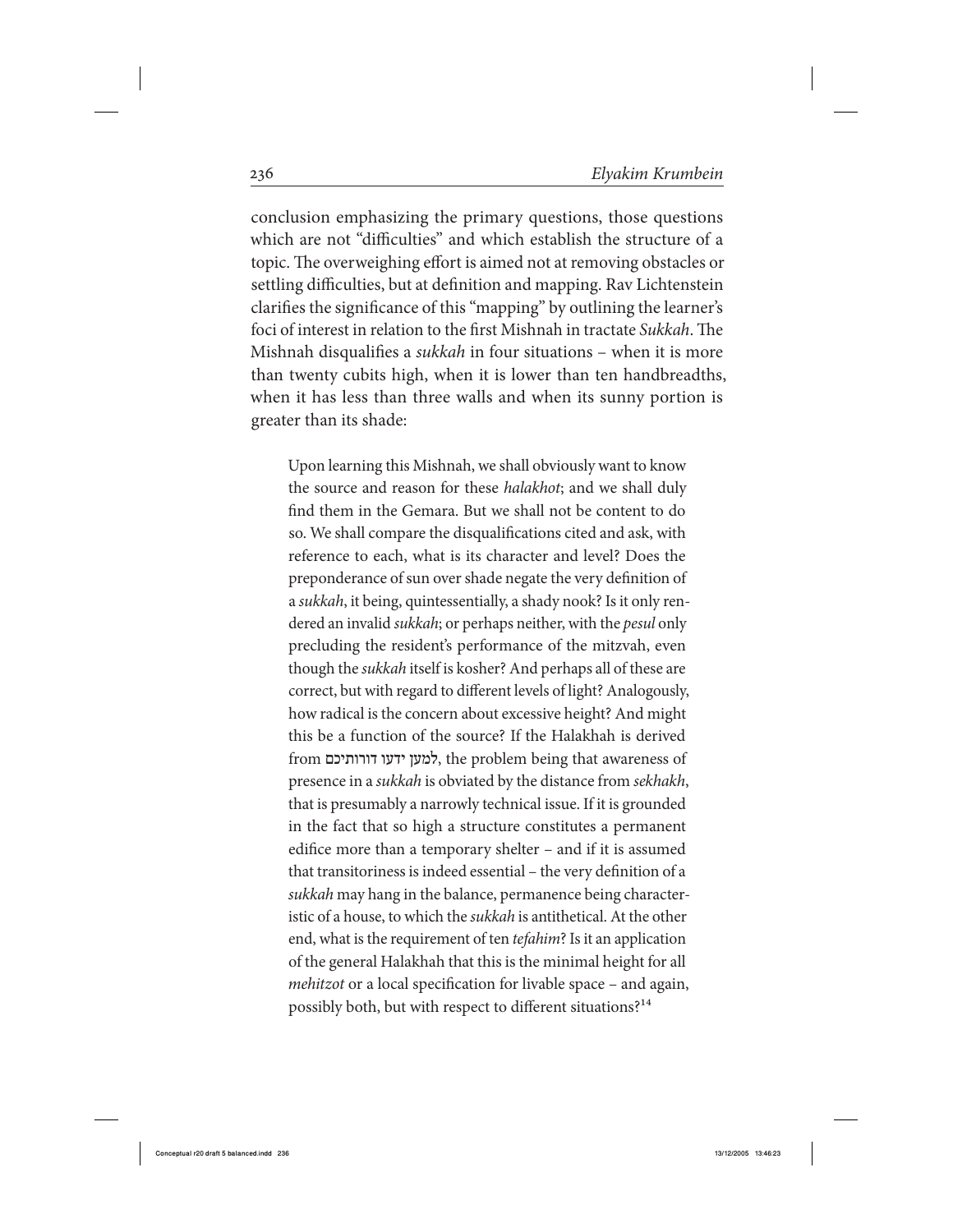conclusion emphasizing the primary questions, those questions which are not "difficulties" and which establish the structure of a topic. The overweighing effort is aimed not at removing obstacles or settling difficulties, but at definition and mapping. Rav Lichtenstein clarifies the significance of this "mapping" by outlining the learner's foci of interest in relation to the first Mishnah in tractate *Sukkah*. The Mishnah disqualifies a *sukkah* in four situations – when it is more than twenty cubits high, when it is lower than ten handbreadths, when it has less than three walls and when its sunny portion is greater than its shade:

> Upon learning this Mishnah, we shall obviously want to know the source and reason for these *halakhot*; and we shall duly find them in the Gemara. But we shall not be content to do so. We shall compare the disqualifications cited and ask, with reference to each, what is its character and level? Does the preponderance of sun over shade negate the very definition of a *sukkah*, it being, quintessentially, a shady nook? Is it only rendered an invalid *sukkah*; or perhaps neither, with the *pesul* only precluding the resident's performance of the mitzvah, even though the *sukkah* itself is kosher? And perhaps all of these are correct, but with regard to different levels of light? Analogously, how radical is the concern about excessive height? And might this be a function of the source? If the Halakhah is derived from למען ידעו דורותיכם, the problem being that awareness of presence in a *sukkah* is obviated by the distance from *sekhakh*, that is presumably a narrowly technical issue. If it is grounded in the fact that so high a structure constitutes a permanent edifice more than a temporary shelter – and if it is assumed that transitoriness is indeed essential – the very definition of a *sukkah* may hang in the balance, permanence being characteristic of a house, to which the *sukkah* is antithetical. At the other end, what is the requirement of ten *tefahim*? Is it an application of the general Halakhah that this is the minimal height for all *mehitzot* or a local specification for livable space – and again, possibly both, but with respect to different situations?[14]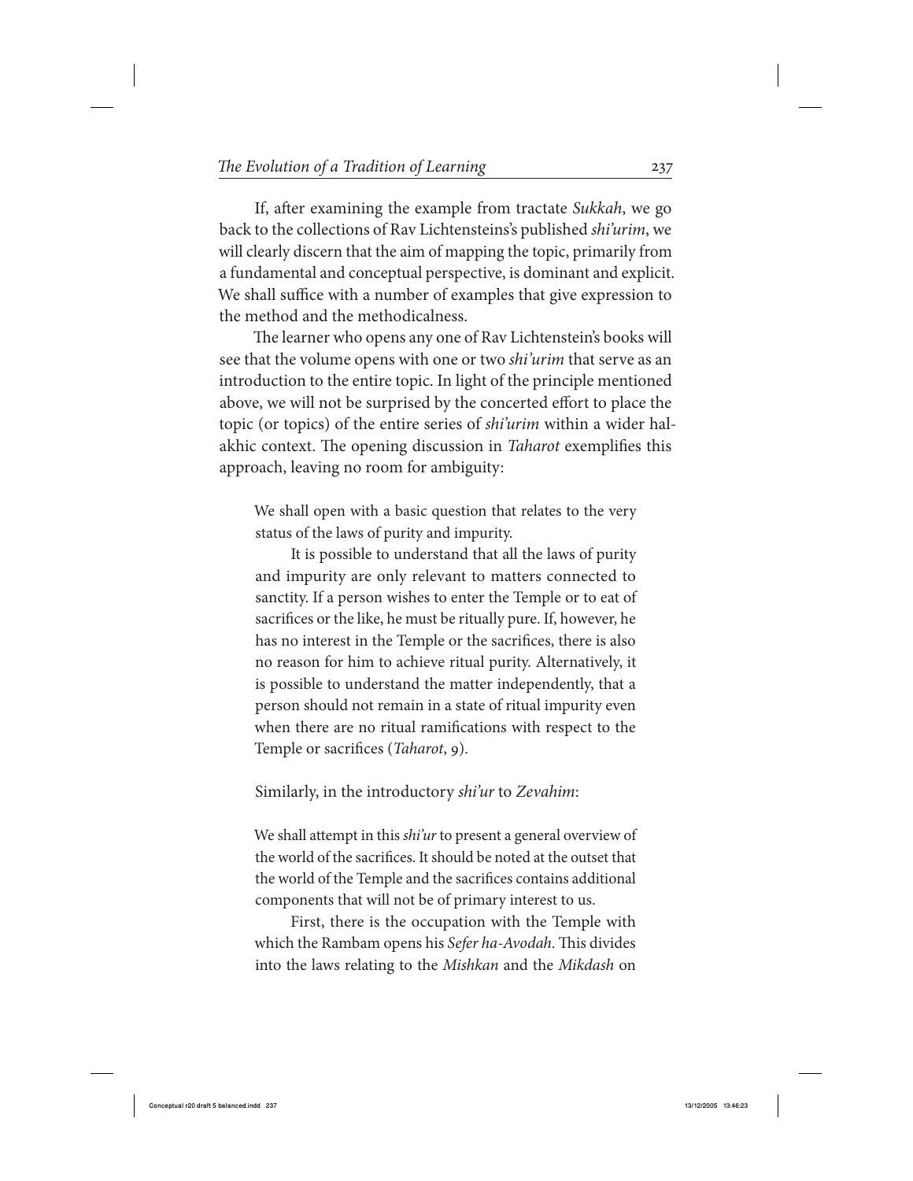If, after examining the example from tractate *Sukkah*, we go back to the collections of Rav Lichtensteins's published *shi'urim*, we will clearly discern that the aim of mapping the topic, primarily from a fundamental and conceptual perspective, is dominant and explicit. We shall suffice with a number of examples that give expression to the method and the methodicalness.

The learner who opens any one of Rav Lichtenstein's books will see that the volume opens with one or two *shi'urim* that serve as an introduction to the entire topic. In light of the principle mentioned above, we will not be surprised by the concerted effort to place the topic (or topics) of the entire series of *shi'urim* within a wider halakhic context. The opening discussion in *Taharot* exemplifies this approach, leaving no room for ambiguity:

> We shall open with a basic question that relates to the very status of the laws of purity and impurity.
>
> It is possible to understand that all the laws of purity and impurity are only relevant to matters connected to sanctity. If a person wishes to enter the Temple or to eat of sacrifices or the like, he must be ritually pure. If, however, he has no interest in the Temple or the sacrifices, there is also no reason for him to achieve ritual purity. Alternatively, it is possible to understand the matter independently, that a person should not remain in a state of ritual impurity even when there are no ritual ramifications with respect to the Temple or sacrifices (*Taharot*, 9).

Similarly, in the introductory *shi'ur* to *Zevahim*:

> We shall attempt in this *shi'ur* to present a general overview of the world of the sacrifices. It should be noted at the outset that the world of the Temple and the sacrifices contains additional components that will not be of primary interest to us.
>
> First, there is the occupation with the Temple with which the Rambam opens his *Sefer ha-Avodah*. This divides into the laws relating to the *Mishkan* and the *Mikdash* on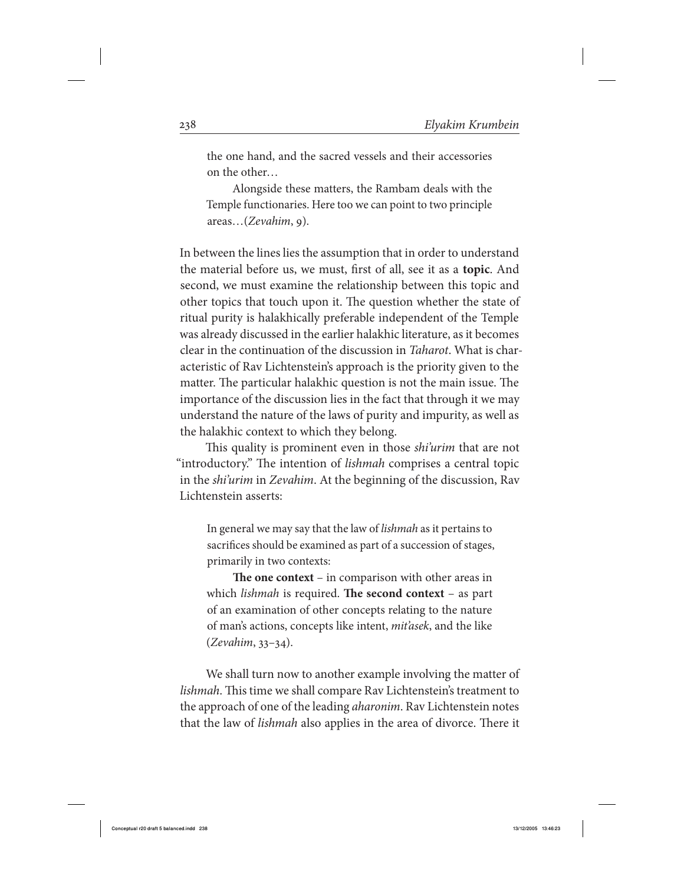> the one hand, and the sacred vessels and their accessories on the other…
>
> Alongside these matters, the Rambam deals with the Temple functionaries. Here too we can point to two principle areas…(*Zevahim*, 9).

In between the lines lies the assumption that in order to understand the material before us, we must, first of all, see it as a **topic**. And second, we must examine the relationship between this topic and other topics that touch upon it. The question whether the state of ritual purity is halakhically preferable independent of the Temple was already discussed in the earlier halakhic literature, as it becomes clear in the continuation of the discussion in *Taharot*. What is characteristic of Rav Lichtenstein's approach is the priority given to the matter. The particular halakhic question is not the main issue. The importance of the discussion lies in the fact that through it we may understand the nature of the laws of purity and impurity, as well as the halakhic context to which they belong.

This quality is prominent even in those *shi'urim* that are not "introductory." The intention of *lishmah* comprises a central topic in the *shi'urim* in *Zevahim*. At the beginning of the discussion, Rav Lichtenstein asserts:

> In general we may say that the law of *lishmah* as it pertains to sacrifices should be examined as part of a succession of stages, primarily in two contexts:
>
> **The one context** – in comparison with other areas in which *lishmah* is required. **The second context** – as part of an examination of other concepts relating to the nature of man's actions, concepts like intent, *mit'asek*, and the like (*Zevahim*, 33–34).

We shall turn now to another example involving the matter of *lishmah*. This time we shall compare Rav Lichtenstein's treatment to the approach of one of the leading *aharonim*. Rav Lichtenstein notes that the law of *lishmah* also applies in the area of divorce. There it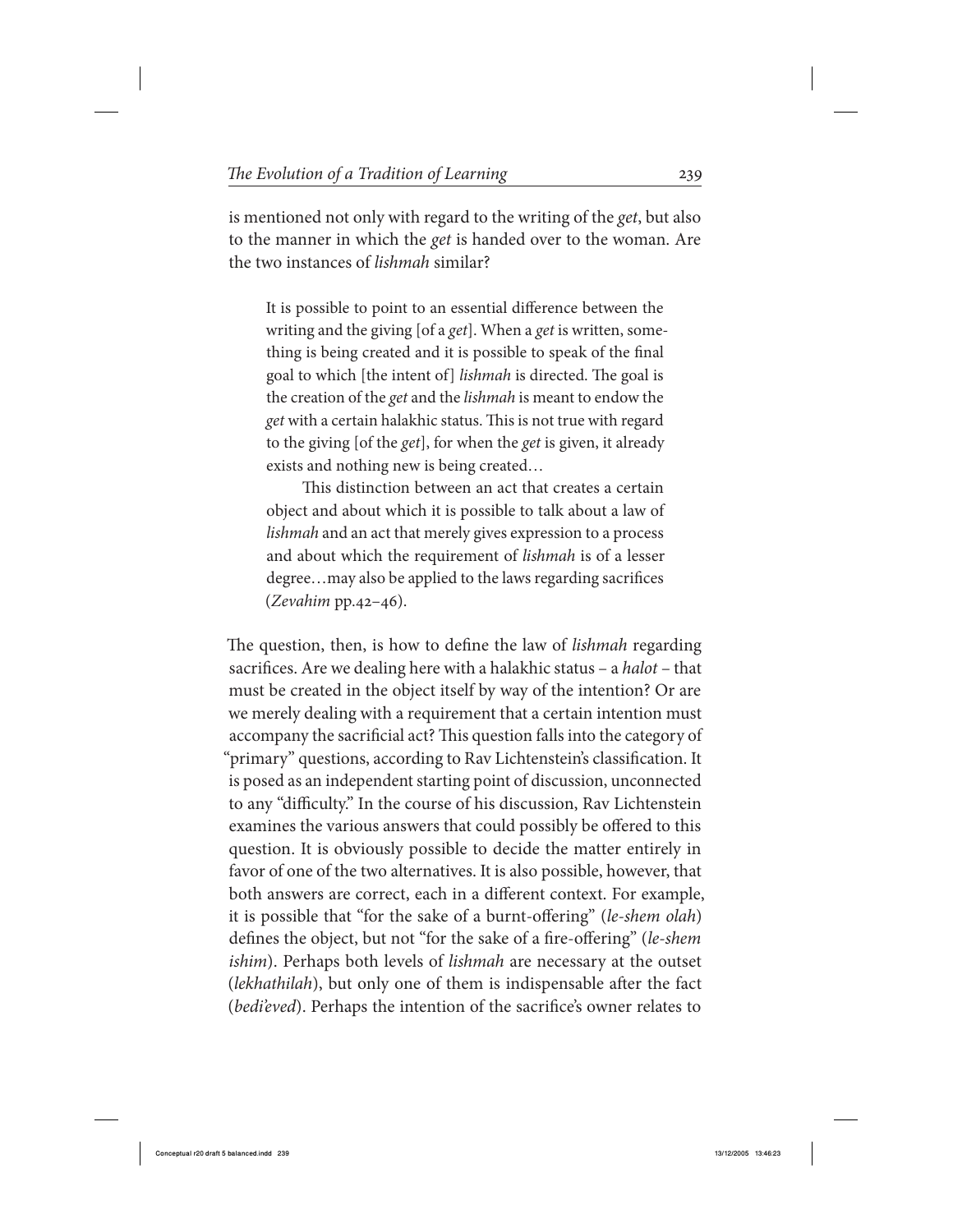is mentioned not only with regard to the writing of the *get*, but also to the manner in which the *get* is handed over to the woman. Are the two instances of *lishmah* similar?

> It is possible to point to an essential difference between the writing and the giving [of a *get*]. When a *get* is written, something is being created and it is possible to speak of the final goal to which [the intent of] *lishmah* is directed. The goal is the creation of the *get* and the *lishmah* is meant to endow the *get* with a certain halakhic status. This is not true with regard to the giving [of the *get*], for when the *get* is given, it already exists and nothing new is being created…
>
> This distinction between an act that creates a certain object and about which it is possible to talk about a law of *lishmah* and an act that merely gives expression to a process and about which the requirement of *lishmah* is of a lesser degree…may also be applied to the laws regarding sacrifices (*Zevahim* pp.42–46).

The question, then, is how to define the law of *lishmah* regarding sacrifices. Are we dealing here with a halakhic status – a *halot* – that must be created in the object itself by way of the intention? Or are we merely dealing with a requirement that a certain intention must accompany the sacrificial act? This question falls into the category of "primary" questions, according to Rav Lichtenstein's classification. It is posed as an independent starting point of discussion, unconnected to any "difficulty." In the course of his discussion, Rav Lichtenstein examines the various answers that could possibly be offered to this question. It is obviously possible to decide the matter entirely in favor of one of the two alternatives. It is also possible, however, that both answers are correct, each in a different context. For example, it is possible that "for the sake of a burnt-offering" (*le-shem olah*) defines the object, but not "for the sake of a fire-offering" (*le-shem ishim*). Perhaps both levels of *lishmah* are necessary at the outset (*lekhathilah*), but only one of them is indispensable after the fact (*bedi'eved*). Perhaps the intention of the sacrifice's owner relates to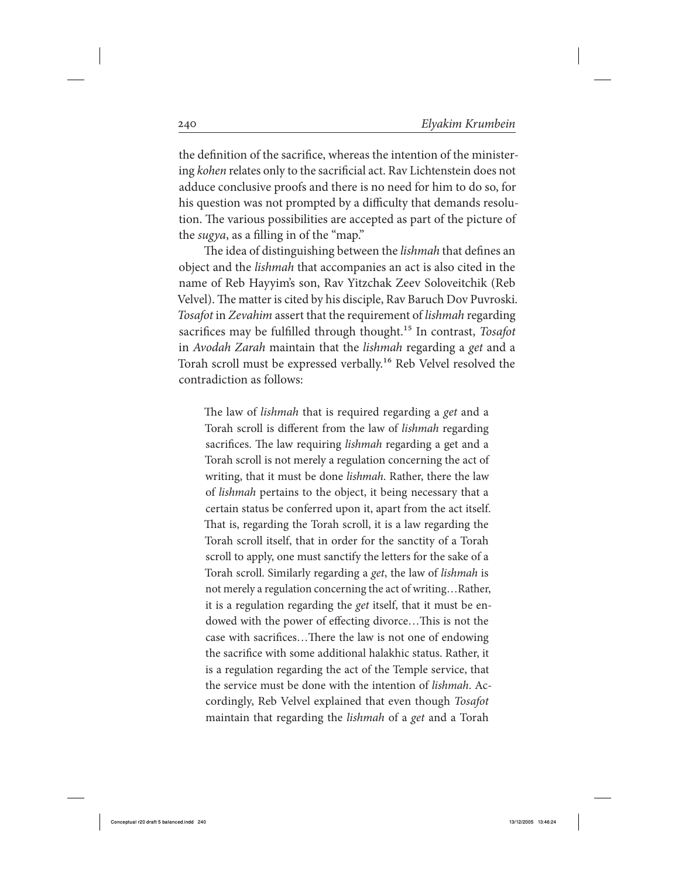the definition of the sacrifice, whereas the intention of the ministering *kohen* relates only to the sacrificial act. Rav Lichtenstein does not adduce conclusive proofs and there is no need for him to do so, for his question was not prompted by a difficulty that demands resolution. The various possibilities are accepted as part of the picture of the *sugya*, as a filling in of the "map."

The idea of distinguishing between the *lishmah* that defines an object and the *lishmah* that accompanies an act is also cited in the name of Reb Hayyim's son, Rav Yitzchak Zeev Soloveitchik (Reb Velvel). The matter is cited by his disciple, Rav Baruch Dov Puvroski. *Tosafot* in *Zevahim* assert that the requirement of *lishmah* regarding sacrifices may be fulfilled through thought.[15] In contrast, *Tosafot* in *Avodah Zarah* maintain that the *lishmah* regarding a *get* and a Torah scroll must be expressed verbally.[16] Reb Velvel resolved the contradiction as follows:

> The law of *lishmah* that is required regarding a *get* and a Torah scroll is different from the law of *lishmah* regarding sacrifices. The law requiring *lishmah* regarding a get and a Torah scroll is not merely a regulation concerning the act of writing, that it must be done *lishmah*. Rather, there the law of *lishmah* pertains to the object, it being necessary that a certain status be conferred upon it, apart from the act itself. That is, regarding the Torah scroll, it is a law regarding the Torah scroll itself, that in order for the sanctity of a Torah scroll to apply, one must sanctify the letters for the sake of a Torah scroll. Similarly regarding a *get*, the law of *lishmah* is not merely a regulation concerning the act of writing…Rather, it is a regulation regarding the *get* itself, that it must be endowed with the power of effecting divorce…This is not the case with sacrifices…There the law is not one of endowing the sacrifice with some additional halakhic status. Rather, it is a regulation regarding the act of the Temple service, that the service must be done with the intention of *lishmah*. Accordingly, Reb Velvel explained that even though *Tosafot* maintain that regarding the *lishmah* of a *get* and a Torah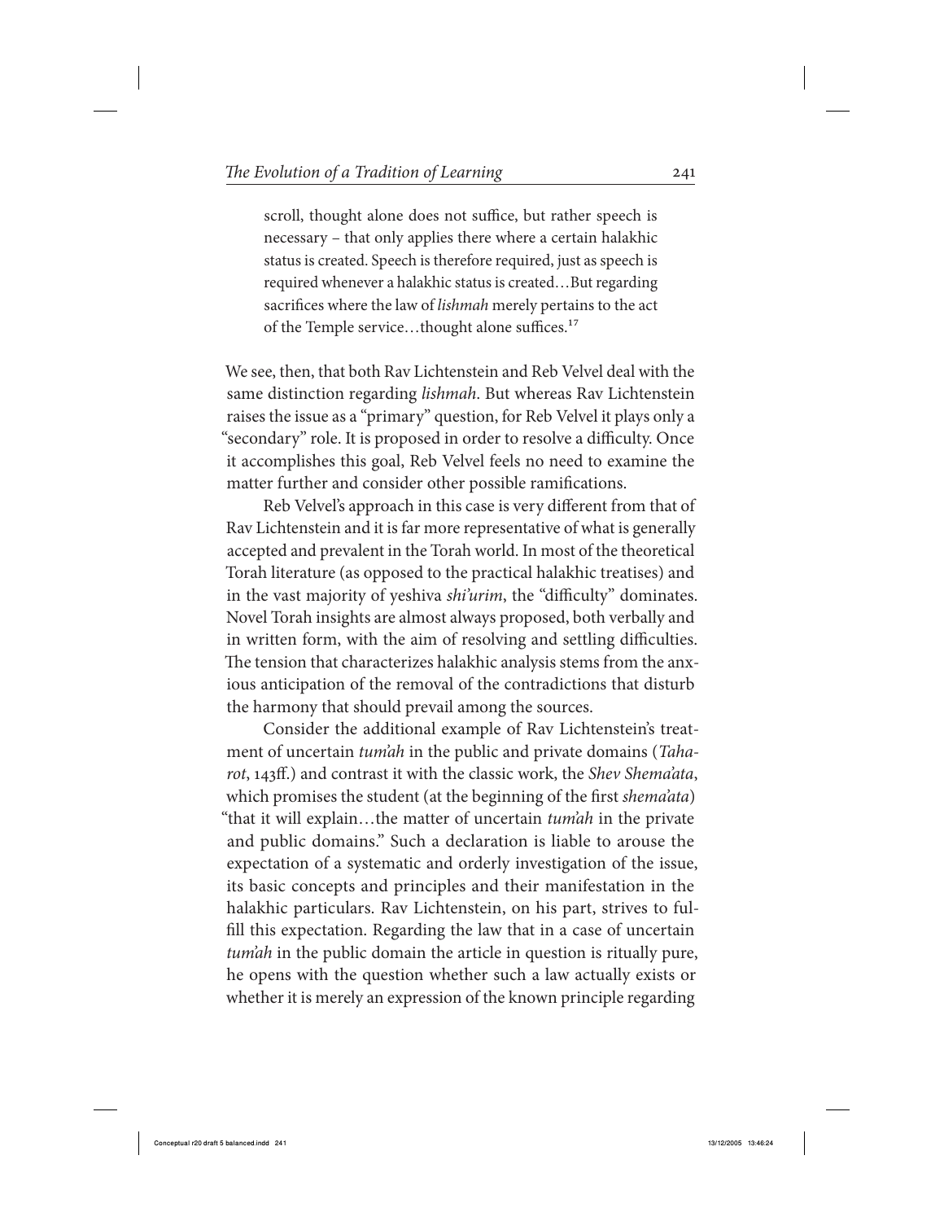> scroll, thought alone does not suffice, but rather speech is necessary – that only applies there where a certain halakhic status is created. Speech is therefore required, just as speech is required whenever a halakhic status is created…But regarding sacrifices where the law of *lishmah* merely pertains to the act of the Temple service…thought alone suffices.[17]

We see, then, that both Rav Lichtenstein and Reb Velvel deal with the same distinction regarding *lishmah*. But whereas Rav Lichtenstein raises the issue as a "primary" question, for Reb Velvel it plays only a "secondary" role. It is proposed in order to resolve a difficulty. Once it accomplishes this goal, Reb Velvel feels no need to examine the matter further and consider other possible ramifications.

Reb Velvel's approach in this case is very different from that of Rav Lichtenstein and it is far more representative of what is generally accepted and prevalent in the Torah world. In most of the theoretical Torah literature (as opposed to the practical halakhic treatises) and in the vast majority of yeshiva *shi'urim*, the "difficulty" dominates. Novel Torah insights are almost always proposed, both verbally and in written form, with the aim of resolving and settling difficulties. The tension that characterizes halakhic analysis stems from the anxious anticipation of the removal of the contradictions that disturb the harmony that should prevail among the sources.

Consider the additional example of Rav Lichtenstein's treatment of uncertain *tum'ah* in the public and private domains (*Taharot*, 143ff.) and contrast it with the classic work, the *Shev Shema'ata*, which promises the student (at the beginning of the first *shema'ata*) "that it will explain…the matter of uncertain *tum'ah* in the private and public domains." Such a declaration is liable to arouse the expectation of a systematic and orderly investigation of the issue, its basic concepts and principles and their manifestation in the halakhic particulars. Rav Lichtenstein, on his part, strives to fulfill this expectation. Regarding the law that in a case of uncertain *tum'ah* in the public domain the article in question is ritually pure, he opens with the question whether such a law actually exists or whether it is merely an expression of the known principle regarding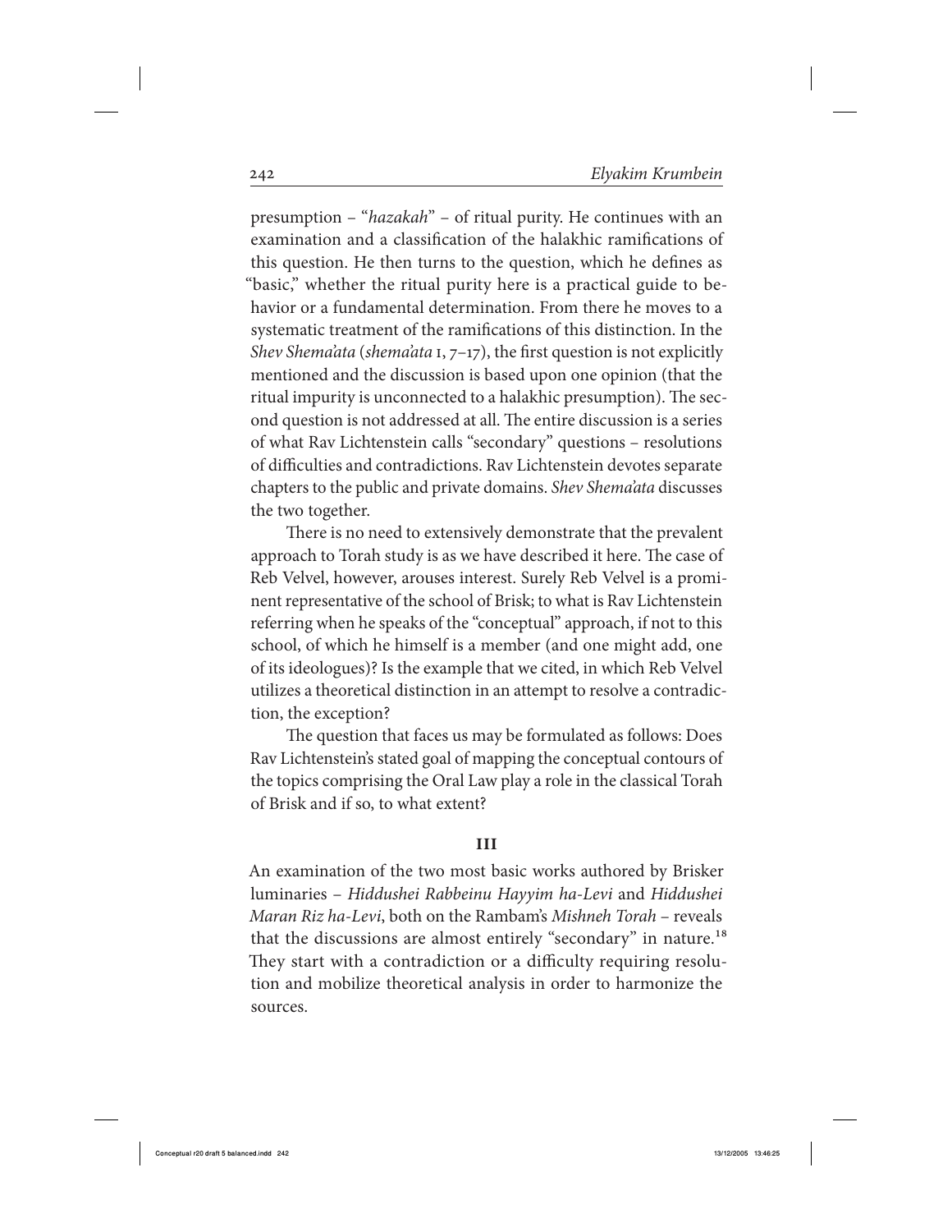presumption – "*hazakah*" – of ritual purity. He continues with an examination and a classification of the halakhic ramifications of this question. He then turns to the question, which he defines as "basic," whether the ritual purity here is a practical guide to behavior or a fundamental determination. From there he moves to a systematic treatment of the ramifications of this distinction. In the *Shev Shema'ata* (*shema'ata* 1, 7–17), the first question is not explicitly mentioned and the discussion is based upon one opinion (that the ritual impurity is unconnected to a halakhic presumption). The second question is not addressed at all. The entire discussion is a series of what Rav Lichtenstein calls "secondary" questions – resolutions of difficulties and contradictions. Rav Lichtenstein devotes separate chapters to the public and private domains. *Shev Shema'ata* discusses the two together.

There is no need to extensively demonstrate that the prevalent approach to Torah study is as we have described it here. The case of Reb Velvel, however, arouses interest. Surely Reb Velvel is a prominent representative of the school of Brisk; to what is Rav Lichtenstein referring when he speaks of the "conceptual" approach, if not to this school, of which he himself is a member (and one might add, one of its ideologues)? Is the example that we cited, in which Reb Velvel utilizes a theoretical distinction in an attempt to resolve a contradiction, the exception?

The question that faces us may be formulated as follows: Does Rav Lichtenstein's stated goal of mapping the conceptual contours of the topics comprising the Oral Law play a role in the classical Torah of Brisk and if so, to what extent?

## III

An examination of the two most basic works authored by Brisker luminaries – *Hiddushei Rabbeinu Hayyim ha-Levi* and *Hiddushei Maran Riz ha-Levi*, both on the Rambam's *Mishneh Torah* – reveals that the discussions are almost entirely "secondary" in nature.[18] They start with a contradiction or a difficulty requiring resolution and mobilize theoretical analysis in order to harmonize the sources.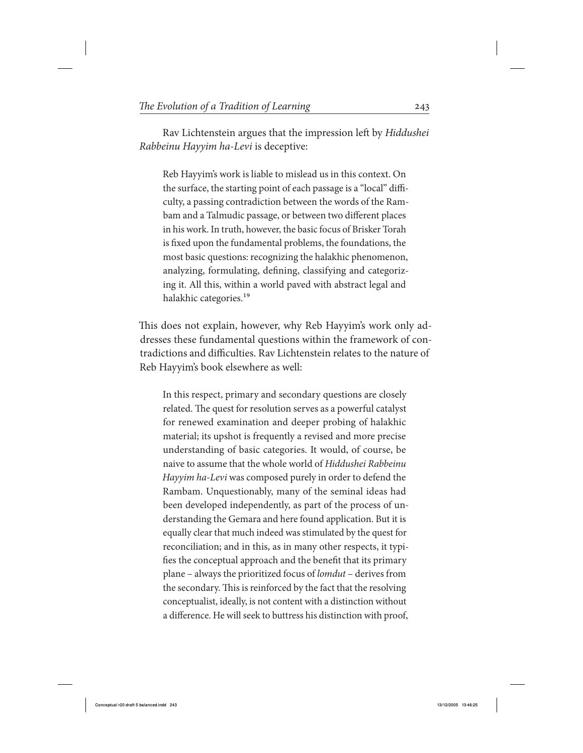Rav Lichtenstein argues that the impression left by *Hiddushei Rabbeinu Hayyim ha-Levi* is deceptive:

> Reb Hayyim's work is liable to mislead us in this context. On the surface, the starting point of each passage is a "local" difficulty, a passing contradiction between the words of the Rambam and a Talmudic passage, or between two different places in his work. In truth, however, the basic focus of Brisker Torah is fixed upon the fundamental problems, the foundations, the most basic questions: recognizing the halakhic phenomenon, analyzing, formulating, defining, classifying and categorizing it. All this, within a world paved with abstract legal and halakhic categories.[19]

This does not explain, however, why Reb Hayyim's work only addresses these fundamental questions within the framework of contradictions and difficulties. Rav Lichtenstein relates to the nature of Reb Hayyim's book elsewhere as well:

> In this respect, primary and secondary questions are closely related. The quest for resolution serves as a powerful catalyst for renewed examination and deeper probing of halakhic material; its upshot is frequently a revised and more precise understanding of basic categories. It would, of course, be naive to assume that the whole world of *Hiddushei Rabbeinu Hayyim ha-Levi* was composed purely in order to defend the Rambam. Unquestionably, many of the seminal ideas had been developed independently, as part of the process of understanding the Gemara and here found application. But it is equally clear that much indeed was stimulated by the quest for reconciliation; and in this, as in many other respects, it typifies the conceptual approach and the benefit that its primary plane – always the prioritized focus of *lomdut* – derives from the secondary. This is reinforced by the fact that the resolving conceptualist, ideally, is not content with a distinction without a difference. He will seek to buttress his distinction with proof,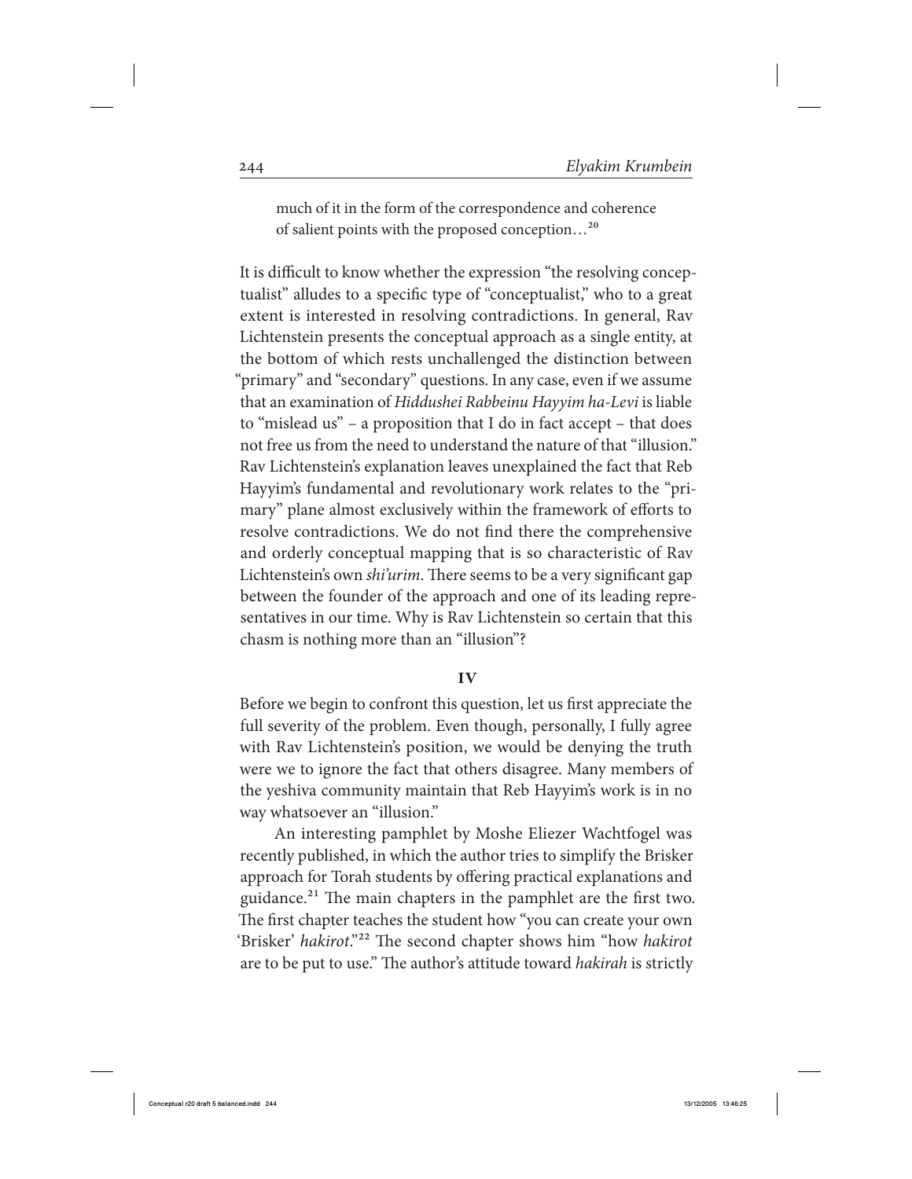> much of it in the form of the correspondence and coherence of salient points with the proposed conception…[20]

It is difficult to know whether the expression "the resolving conceptualist" alludes to a specific type of "conceptualist," who to a great extent is interested in resolving contradictions. In general, Rav Lichtenstein presents the conceptual approach as a single entity, at the bottom of which rests unchallenged the distinction between "primary" and "secondary" questions. In any case, even if we assume that an examination of *Hiddushei Rabbeinu Hayyim ha-Levi* is liable to "mislead us" – a proposition that I do in fact accept – that does not free us from the need to understand the nature of that "illusion." Rav Lichtenstein's explanation leaves unexplained the fact that Reb Hayyim's fundamental and revolutionary work relates to the "primary" plane almost exclusively within the framework of efforts to resolve contradictions. We do not find there the comprehensive and orderly conceptual mapping that is so characteristic of Rav Lichtenstein's own *shi'urim*. There seems to be a very significant gap between the founder of the approach and one of its leading representatives in our time. Why is Rav Lichtenstein so certain that this chasm is nothing more than an "illusion"?

## IV

Before we begin to confront this question, let us first appreciate the full severity of the problem. Even though, personally, I fully agree with Rav Lichtenstein's position, we would be denying the truth were we to ignore the fact that others disagree. Many members of the yeshiva community maintain that Reb Hayyim's work is in no way whatsoever an "illusion."

An interesting pamphlet by Moshe Eliezer Wachtfogel was recently published, in which the author tries to simplify the Brisker approach for Torah students by offering practical explanations and guidance.[21] The main chapters in the pamphlet are the first two. The first chapter teaches the student how "you can create your own 'Brisker' *hakirot*."[22] The second chapter shows him "how *hakirot* are to be put to use." The author's attitude toward *hakirah* is strictly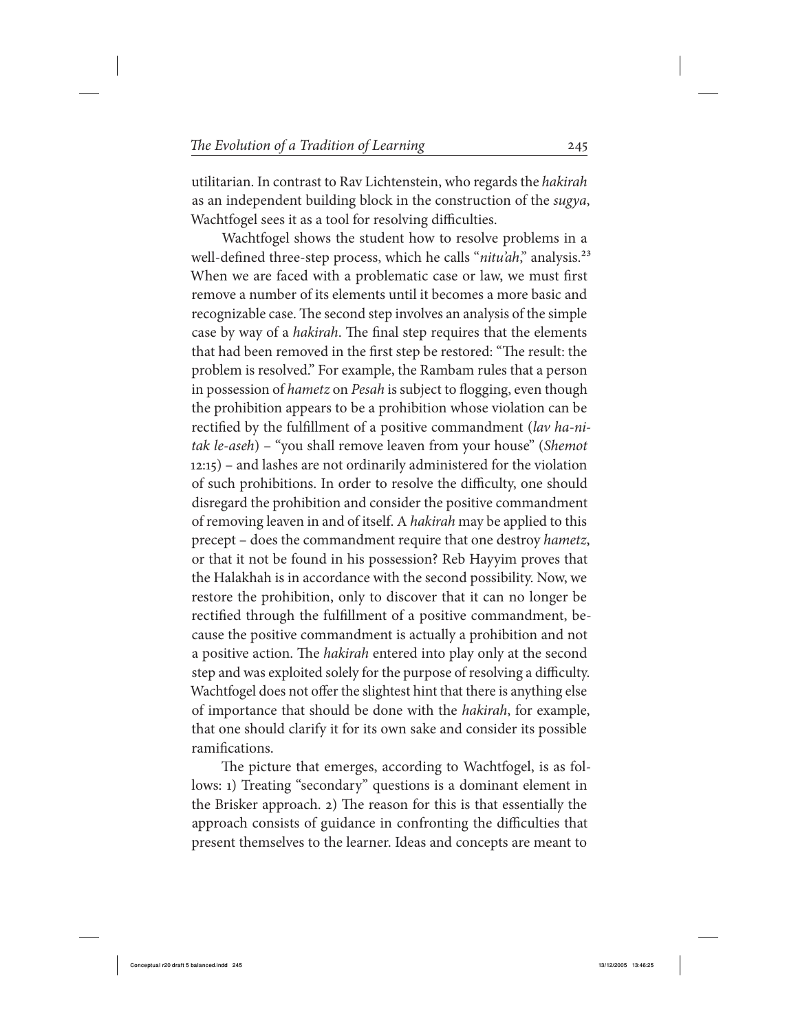utilitarian. In contrast to Rav Lichtenstein, who regards the *hakirah* as an independent building block in the construction of the *sugya*, Wachtfogel sees it as a tool for resolving difficulties.

Wachtfogel shows the student how to resolve problems in a well-defined three-step process, which he calls "*nitu'ah*," analysis.[23] When we are faced with a problematic case or law, we must first remove a number of its elements until it becomes a more basic and recognizable case. The second step involves an analysis of the simple case by way of a *hakirah*. The final step requires that the elements that had been removed in the first step be restored: "The result: the problem is resolved." For example, the Rambam rules that a person in possession of *hametz* on *Pesah* is subject to flogging, even though the prohibition appears to be a prohibition whose violation can be rectified by the fulfillment of a positive commandment (*lav ha-nitak le-aseh*) – "you shall remove leaven from your house" (*Shemot* 12:15) – and lashes are not ordinarily administered for the violation of such prohibitions. In order to resolve the difficulty, one should disregard the prohibition and consider the positive commandment of removing leaven in and of itself. A *hakirah* may be applied to this precept – does the commandment require that one destroy *hametz*, or that it not be found in his possession? Reb Hayyim proves that the Halakhah is in accordance with the second possibility. Now, we restore the prohibition, only to discover that it can no longer be rectified through the fulfillment of a positive commandment, because the positive commandment is actually a prohibition and not a positive action. The *hakirah* entered into play only at the second step and was exploited solely for the purpose of resolving a difficulty. Wachtfogel does not offer the slightest hint that there is anything else of importance that should be done with the *hakirah*, for example, that one should clarify it for its own sake and consider its possible ramifications.

The picture that emerges, according to Wachtfogel, is as follows: 1) Treating "secondary" questions is a dominant element in the Brisker approach. 2) The reason for this is that essentially the approach consists of guidance in confronting the difficulties that present themselves to the learner. Ideas and concepts are meant to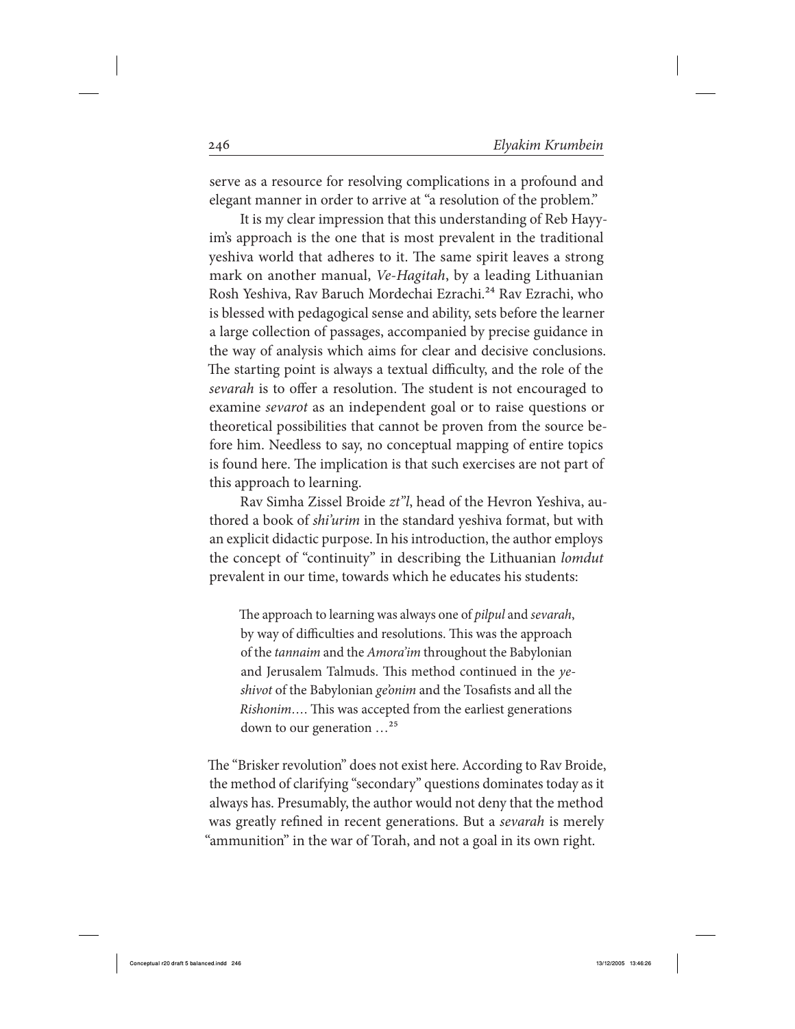serve as a resource for resolving complications in a profound and elegant manner in order to arrive at "a resolution of the problem."

It is my clear impression that this understanding of Reb Hayyim's approach is the one that is most prevalent in the traditional yeshiva world that adheres to it. The same spirit leaves a strong mark on another manual, *Ve-Hagitah*, by a leading Lithuanian Rosh Yeshiva, Rav Baruch Mordechai Ezrachi.[24] Rav Ezrachi, who is blessed with pedagogical sense and ability, sets before the learner a large collection of passages, accompanied by precise guidance in the way of analysis which aims for clear and decisive conclusions. The starting point is always a textual difficulty, and the role of the *sevarah* is to offer a resolution. The student is not encouraged to examine *sevarot* as an independent goal or to raise questions or theoretical possibilities that cannot be proven from the source before him. Needless to say, no conceptual mapping of entire topics is found here. The implication is that such exercises are not part of this approach to learning.

Rav Simha Zissel Broide *zt"l*, head of the Hevron Yeshiva, authored a book of *shi'urim* in the standard yeshiva format, but with an explicit didactic purpose. In his introduction, the author employs the concept of "continuity" in describing the Lithuanian *lomdut* prevalent in our time, towards which he educates his students:

> The approach to learning was always one of *pilpul* and *sevarah*, by way of difficulties and resolutions. This was the approach of the *tannaim* and the *Amora'im* throughout the Babylonian and Jerusalem Talmuds. This method continued in the *yeshivot* of the Babylonian *ge'onim* and the Tosafists and all the *Rishonim*.... This was accepted from the earliest generations down to our generation ...[25]

The "Brisker revolution" does not exist here. According to Rav Broide, the method of clarifying "secondary" questions dominates today as it always has. Presumably, the author would not deny that the method was greatly refined in recent generations. But a *sevarah* is merely "ammunition" in the war of Torah, and not a goal in its own right.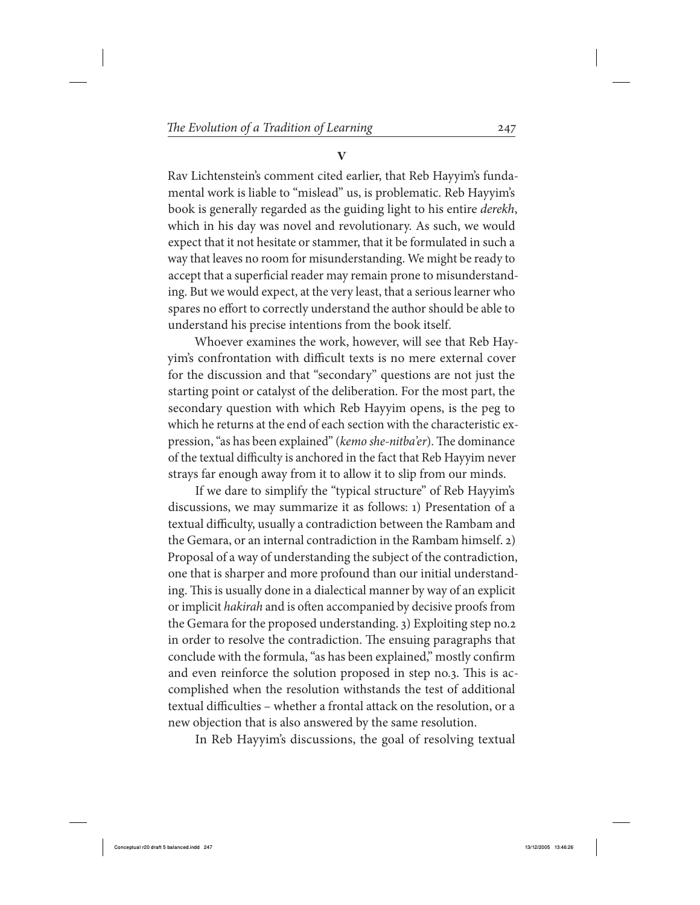## V

Rav Lichtenstein's comment cited earlier, that Reb Hayyim's fundamental work is liable to "mislead" us, is problematic. Reb Hayyim's book is generally regarded as the guiding light to his entire *derekh*, which in his day was novel and revolutionary. As such, we would expect that it not hesitate or stammer, that it be formulated in such a way that leaves no room for misunderstanding. We might be ready to accept that a superficial reader may remain prone to misunderstanding. But we would expect, at the very least, that a serious learner who spares no effort to correctly understand the author should be able to understand his precise intentions from the book itself.

Whoever examines the work, however, will see that Reb Hayyim's confrontation with difficult texts is no mere external cover for the discussion and that "secondary" questions are not just the starting point or catalyst of the deliberation. For the most part, the secondary question with which Reb Hayyim opens, is the peg to which he returns at the end of each section with the characteristic expression, "as has been explained" (*kemo she-nitba'er*). The dominance of the textual difficulty is anchored in the fact that Reb Hayyim never strays far enough away from it to allow it to slip from our minds.

If we dare to simplify the "typical structure" of Reb Hayyim's discussions, we may summarize it as follows: 1) Presentation of a textual difficulty, usually a contradiction between the Rambam and the Gemara, or an internal contradiction in the Rambam himself. 2) Proposal of a way of understanding the subject of the contradiction, one that is sharper and more profound than our initial understanding. This is usually done in a dialectical manner by way of an explicit or implicit *hakirah* and is often accompanied by decisive proofs from the Gemara for the proposed understanding. 3) Exploiting step no.2 in order to resolve the contradiction. The ensuing paragraphs that conclude with the formula, "as has been explained," mostly confirm and even reinforce the solution proposed in step no.3. This is accomplished when the resolution withstands the test of additional textual difficulties – whether a frontal attack on the resolution, or a new objection that is also answered by the same resolution.

In Reb Hayyim's discussions, the goal of resolving textual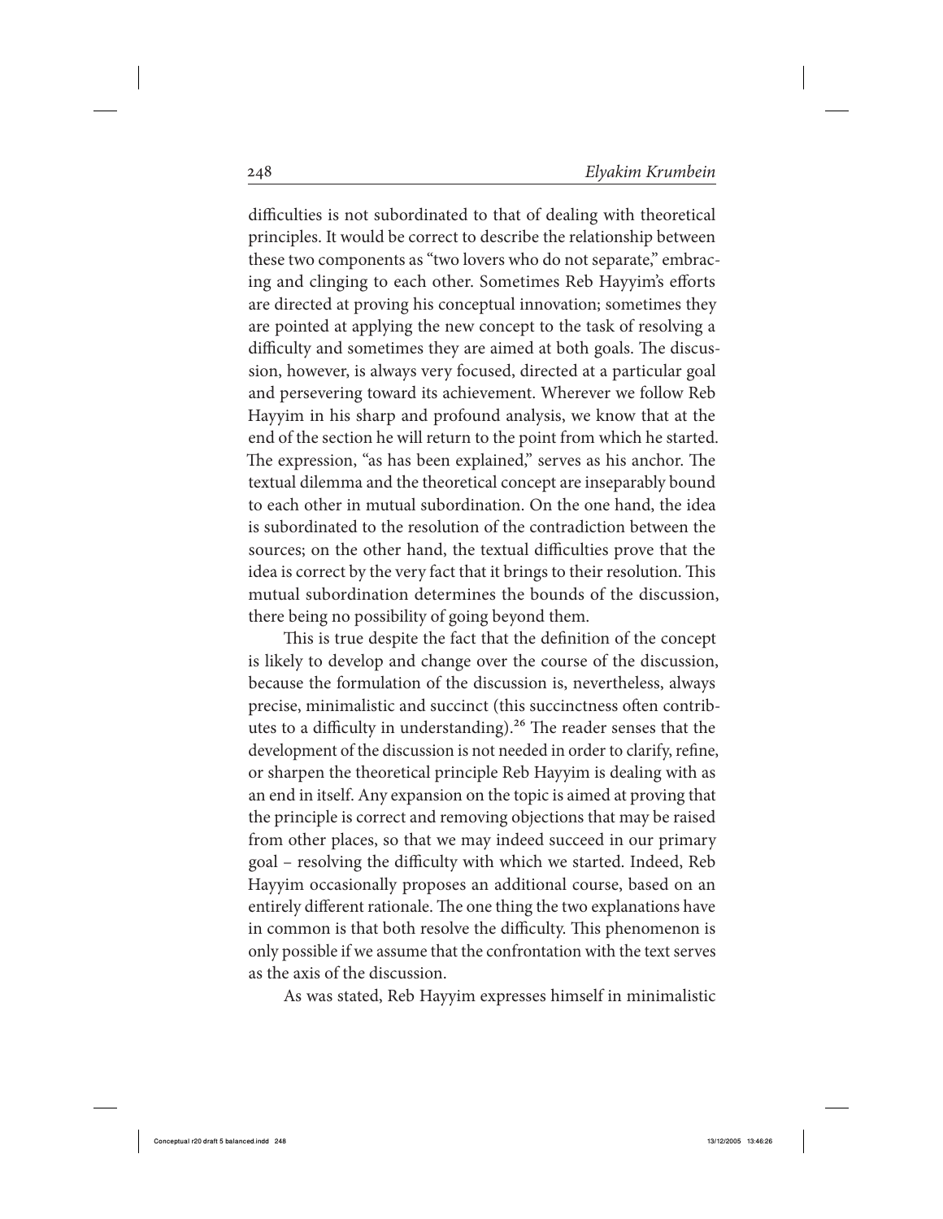difficulties is not subordinated to that of dealing with theoretical principles. It would be correct to describe the relationship between these two components as "two lovers who do not separate," embracing and clinging to each other. Sometimes Reb Hayyim's efforts are directed at proving his conceptual innovation; sometimes they are pointed at applying the new concept to the task of resolving a difficulty and sometimes they are aimed at both goals. The discussion, however, is always very focused, directed at a particular goal and persevering toward its achievement. Wherever we follow Reb Hayyim in his sharp and profound analysis, we know that at the end of the section he will return to the point from which he started. The expression, "as has been explained," serves as his anchor. The textual dilemma and the theoretical concept are inseparably bound to each other in mutual subordination. On the one hand, the idea is subordinated to the resolution of the contradiction between the sources; on the other hand, the textual difficulties prove that the idea is correct by the very fact that it brings to their resolution. This mutual subordination determines the bounds of the discussion, there being no possibility of going beyond them.

This is true despite the fact that the definition of the concept is likely to develop and change over the course of the discussion, because the formulation of the discussion is, nevertheless, always precise, minimalistic and succinct (this succinctness often contributes to a difficulty in understanding).[26] The reader senses that the development of the discussion is not needed in order to clarify, refine, or sharpen the theoretical principle Reb Hayyim is dealing with as an end in itself. Any expansion on the topic is aimed at proving that the principle is correct and removing objections that may be raised from other places, so that we may indeed succeed in our primary goal – resolving the difficulty with which we started. Indeed, Reb Hayyim occasionally proposes an additional course, based on an entirely different rationale. The one thing the two explanations have in common is that both resolve the difficulty. This phenomenon is only possible if we assume that the confrontation with the text serves as the axis of the discussion.

As was stated, Reb Hayyim expresses himself in minimalistic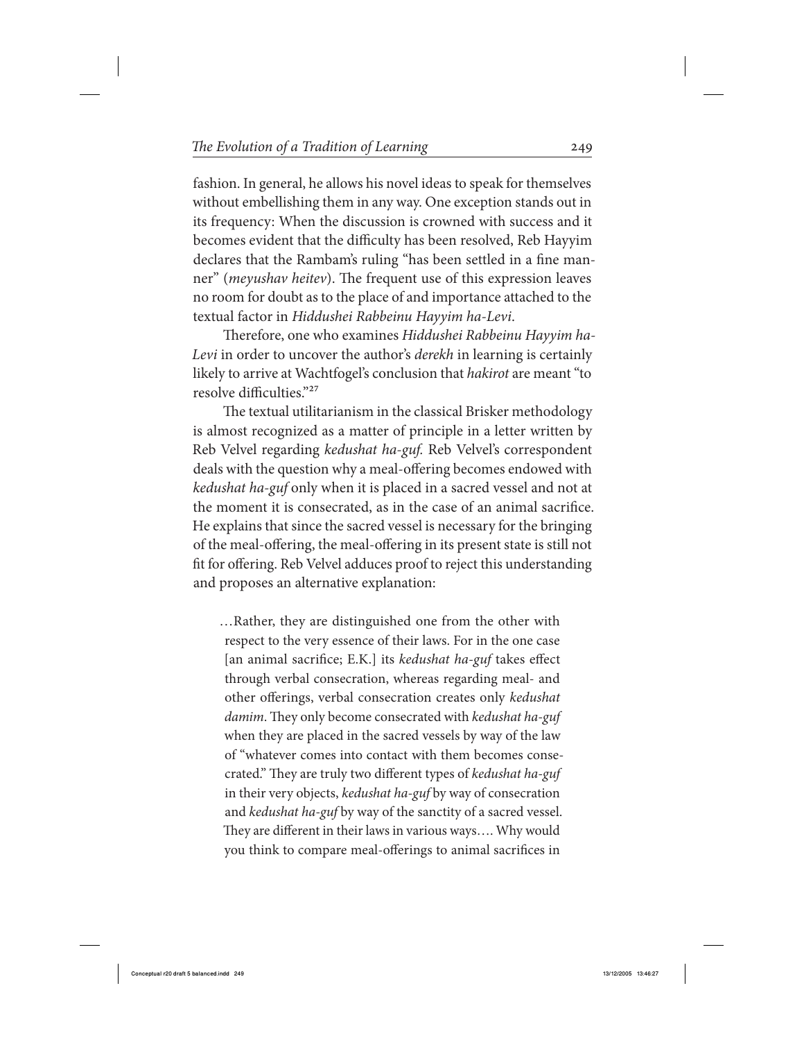fashion. In general, he allows his novel ideas to speak for themselves without embellishing them in any way. One exception stands out in its frequency: When the discussion is crowned with success and it becomes evident that the difficulty has been resolved, Reb Hayyim declares that the Rambam's ruling "has been settled in a fine manner" (*meyushav heitev*). The frequent use of this expression leaves no room for doubt as to the place of and importance attached to the textual factor in *Hiddushei Rabbeinu Hayyim ha-Levi*.

Therefore, one who examines *Hiddushei Rabbeinu Hayyim ha-Levi* in order to uncover the author's *derekh* in learning is certainly likely to arrive at Wachtfogel's conclusion that *hakirot* are meant "to resolve difficulties."[27]

The textual utilitarianism in the classical Brisker methodology is almost recognized as a matter of principle in a letter written by Reb Velvel regarding *kedushat ha-guf.* Reb Velvel's correspondent deals with the question why a meal-offering becomes endowed with *kedushat ha-guf* only when it is placed in a sacred vessel and not at the moment it is consecrated, as in the case of an animal sacrifice. He explains that since the sacred vessel is necessary for the bringing of the meal-offering, the meal-offering in its present state is still not fit for offering. Reb Velvel adduces proof to reject this understanding and proposes an alternative explanation:

> …Rather, they are distinguished one from the other with respect to the very essence of their laws. For in the one case [an animal sacrifice; E.K.] its *kedushat ha-guf* takes effect through verbal consecration, whereas regarding meal- and other offerings, verbal consecration creates only *kedushat damim*. They only become consecrated with *kedushat ha-guf* when they are placed in the sacred vessels by way of the law of "whatever comes into contact with them becomes consecrated." They are truly two different types of *kedushat ha-guf* in their very objects, *kedushat ha-guf* by way of consecration and *kedushat ha-guf* by way of the sanctity of a sacred vessel. They are different in their laws in various ways…. Why would you think to compare meal-offerings to animal sacrifices in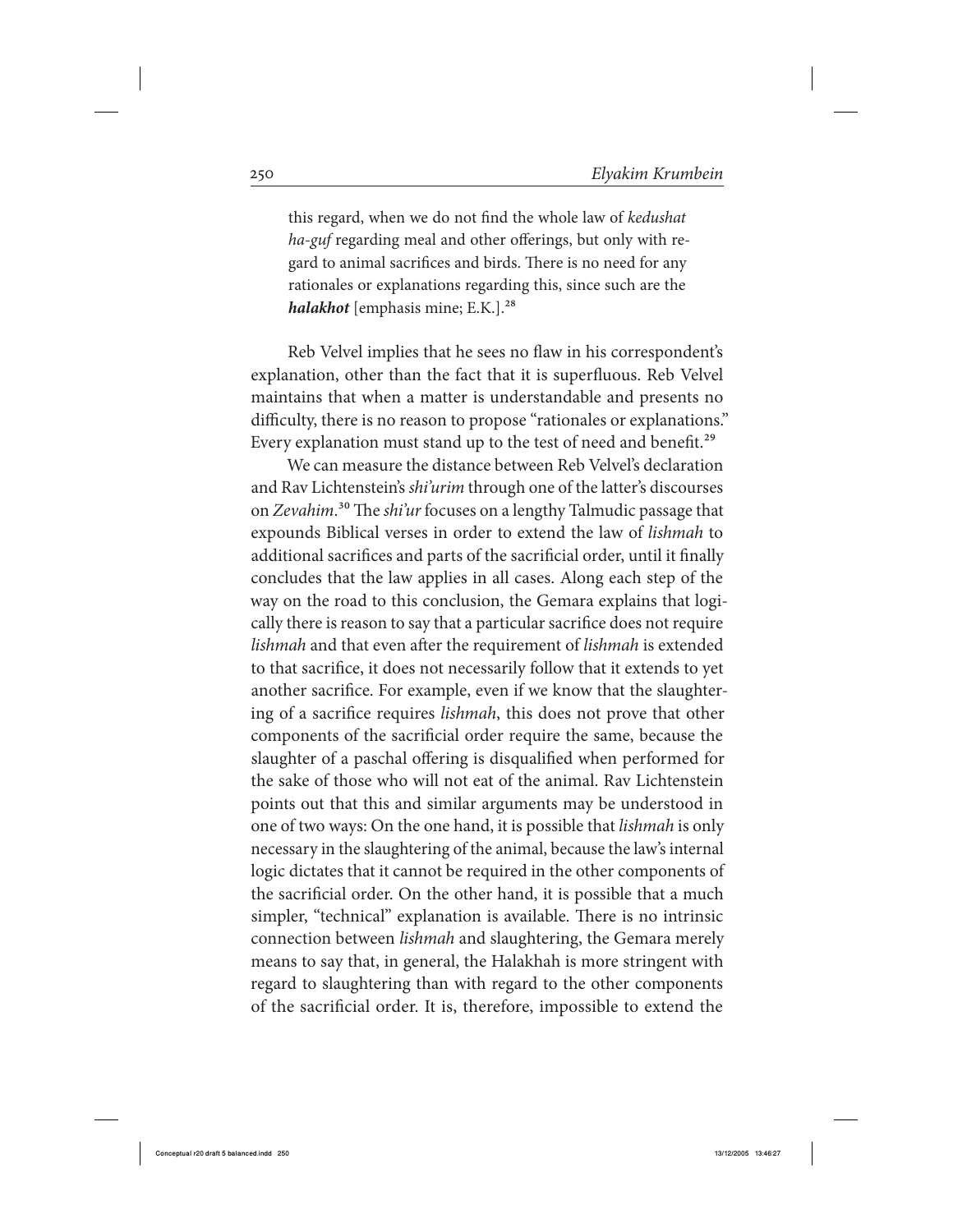> this regard, when we do not find the whole law of *kedushat ha-guf* regarding meal and other offerings, but only with regard to animal sacrifices and birds. There is no need for any rationales or explanations regarding this, since such are the ***halakhot*** [emphasis mine; E.K.].[28]

Reb Velvel implies that he sees no flaw in his correspondent's explanation, other than the fact that it is superfluous. Reb Velvel maintains that when a matter is understandable and presents no difficulty, there is no reason to propose "rationales or explanations." Every explanation must stand up to the test of need and benefit.[29]

We can measure the distance between Reb Velvel's declaration and Rav Lichtenstein's *shi'urim* through one of the latter's discourses on *Zevahim*.[30] The *shi'ur* focuses on a lengthy Talmudic passage that expounds Biblical verses in order to extend the law of *lishmah* to additional sacrifices and parts of the sacrificial order, until it finally concludes that the law applies in all cases. Along each step of the way on the road to this conclusion, the Gemara explains that logically there is reason to say that a particular sacrifice does not require *lishmah* and that even after the requirement of *lishmah* is extended to that sacrifice, it does not necessarily follow that it extends to yet another sacrifice. For example, even if we know that the slaughtering of a sacrifice requires *lishmah*, this does not prove that other components of the sacrificial order require the same, because the slaughter of a paschal offering is disqualified when performed for the sake of those who will not eat of the animal. Rav Lichtenstein points out that this and similar arguments may be understood in one of two ways: On the one hand, it is possible that *lishmah* is only necessary in the slaughtering of the animal, because the law's internal logic dictates that it cannot be required in the other components of the sacrificial order. On the other hand, it is possible that a much simpler, "technical" explanation is available. There is no intrinsic connection between *lishmah* and slaughtering, the Gemara merely means to say that, in general, the Halakhah is more stringent with regard to slaughtering than with regard to the other components of the sacrificial order. It is, therefore, impossible to extend the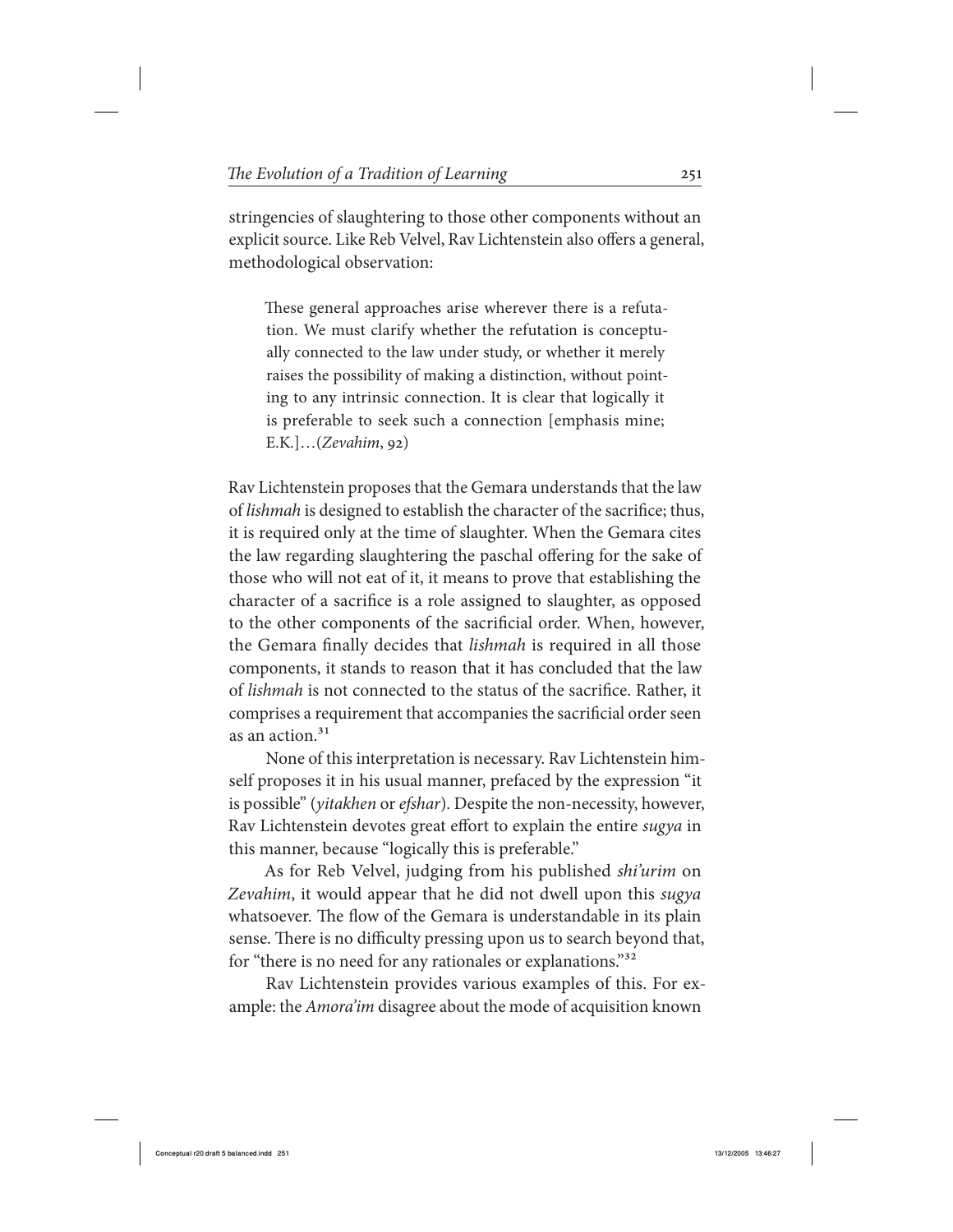stringencies of slaughtering to those other components without an explicit source. Like Reb Velvel, Rav Lichtenstein also offers a general, methodological observation:

> These general approaches arise wherever there is a refutation. We must clarify whether the refutation is conceptually connected to the law under study, or whether it merely raises the possibility of making a distinction, without pointing to any intrinsic connection. It is clear that logically it is preferable to seek such a connection [emphasis mine; E.K.]…(*Zevahim*, 92)

Rav Lichtenstein proposes that the Gemara understands that the law of *lishmah* is designed to establish the character of the sacrifice; thus, it is required only at the time of slaughter. When the Gemara cites the law regarding slaughtering the paschal offering for the sake of those who will not eat of it, it means to prove that establishing the character of a sacrifice is a role assigned to slaughter, as opposed to the other components of the sacrificial order. When, however, the Gemara finally decides that *lishmah* is required in all those components, it stands to reason that it has concluded that the law of *lishmah* is not connected to the status of the sacrifice. Rather, it comprises a requirement that accompanies the sacrificial order seen as an action.[31]

None of this interpretation is necessary. Rav Lichtenstein himself proposes it in his usual manner, prefaced by the expression "it is possible" (*yitakhen* or *efshar*). Despite the non-necessity, however, Rav Lichtenstein devotes great effort to explain the entire *sugya* in this manner, because "logically this is preferable."

As for Reb Velvel, judging from his published *shi'urim* on *Zevahim*, it would appear that he did not dwell upon this *sugya* whatsoever. The flow of the Gemara is understandable in its plain sense. There is no difficulty pressing upon us to search beyond that, for "there is no need for any rationales or explanations."[32]

Rav Lichtenstein provides various examples of this. For example: the *Amora'im* disagree about the mode of acquisition known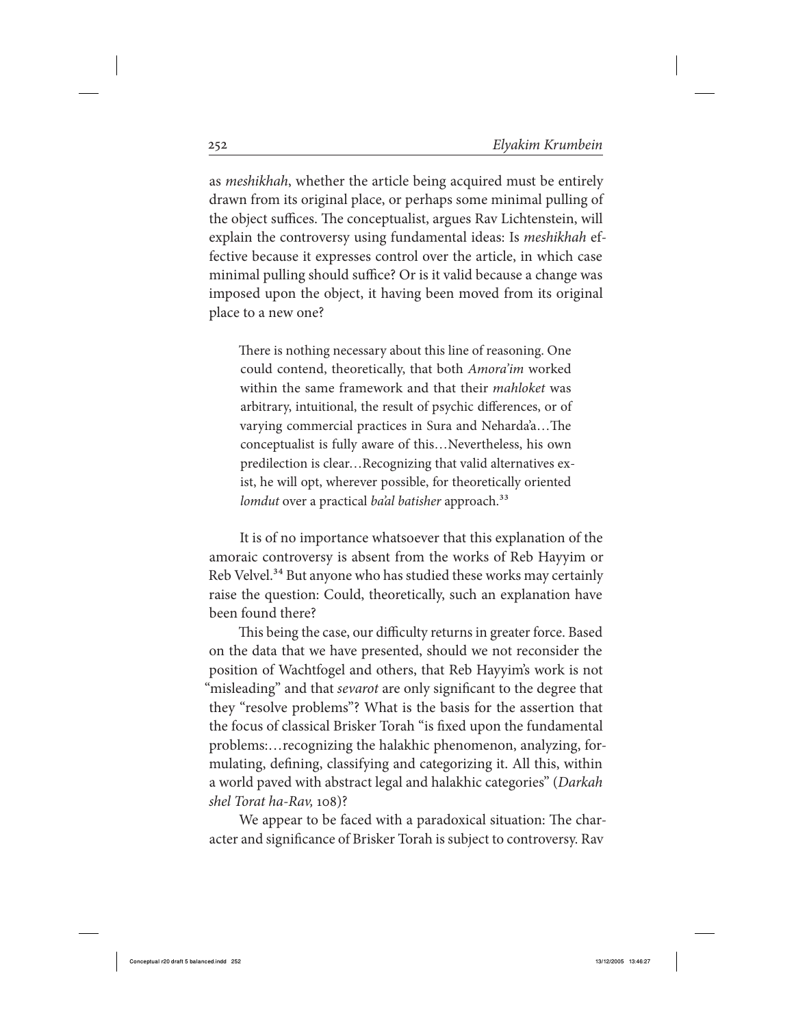as *meshikhah*, whether the article being acquired must be entirely drawn from its original place, or perhaps some minimal pulling of the object suffices. The conceptualist, argues Rav Lichtenstein, will explain the controversy using fundamental ideas: Is *meshikhah* effective because it expresses control over the article, in which case minimal pulling should suffice? Or is it valid because a change was imposed upon the object, it having been moved from its original place to a new one?

> There is nothing necessary about this line of reasoning. One could contend, theoretically, that both *Amora'im* worked within the same framework and that their *mahloket* was arbitrary, intuitional, the result of psychic differences, or of varying commercial practices in Sura and Neharda'a…The conceptualist is fully aware of this…Nevertheless, his own predilection is clear…Recognizing that valid alternatives exist, he will opt, wherever possible, for theoretically oriented *lomdut* over a practical *ba'al batisher* approach.[33]

It is of no importance whatsoever that this explanation of the amoraic controversy is absent from the works of Reb Hayyim or Reb Velvel.[34] But anyone who has studied these works may certainly raise the question: Could, theoretically, such an explanation have been found there?

This being the case, our difficulty returns in greater force. Based on the data that we have presented, should we not reconsider the position of Wachtfogel and others, that Reb Hayyim's work is not "misleading" and that *sevarot* are only significant to the degree that they "resolve problems"? What is the basis for the assertion that the focus of classical Brisker Torah "is fixed upon the fundamental problems:…recognizing the halakhic phenomenon, analyzing, formulating, defining, classifying and categorizing it. All this, within a world paved with abstract legal and halakhic categories" (*Darkah shel Torat ha-Rav,* 108)?

We appear to be faced with a paradoxical situation: The character and significance of Brisker Torah is subject to controversy. Rav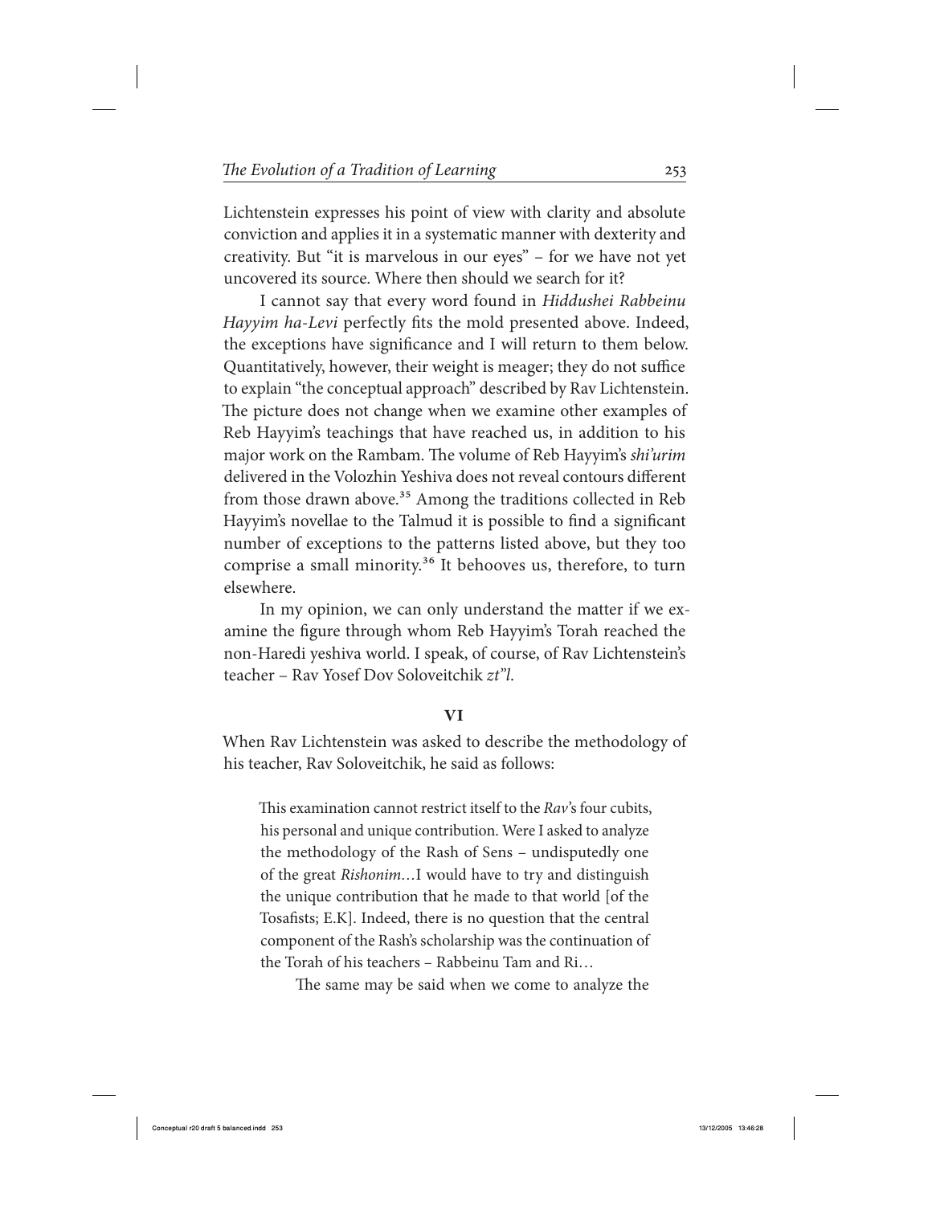Lichtenstein expresses his point of view with clarity and absolute conviction and applies it in a systematic manner with dexterity and creativity. But "it is marvelous in our eyes" – for we have not yet uncovered its source. Where then should we search for it?

I cannot say that every word found in *Hiddushei Rabbeinu Hayyim ha-Levi* perfectly fits the mold presented above. Indeed, the exceptions have significance and I will return to them below. Quantitatively, however, their weight is meager; they do not suffice to explain "the conceptual approach" described by Rav Lichtenstein. The picture does not change when we examine other examples of Reb Hayyim's teachings that have reached us, in addition to his major work on the Rambam. The volume of Reb Hayyim's *shi'urim* delivered in the Volozhin Yeshiva does not reveal contours different from those drawn above.[35] Among the traditions collected in Reb Hayyim's novellae to the Talmud it is possible to find a significant number of exceptions to the patterns listed above, but they too comprise a small minority.[36] It behooves us, therefore, to turn elsewhere.

In my opinion, we can only understand the matter if we examine the figure through whom Reb Hayyim's Torah reached the non-Haredi yeshiva world. I speak, of course, of Rav Lichtenstein's teacher – Rav Yosef Dov Soloveitchik *zt"l*.

## VI

When Rav Lichtenstein was asked to describe the methodology of his teacher, Rav Soloveitchik, he said as follows:

> This examination cannot restrict itself to the *Rav*'s four cubits, his personal and unique contribution. Were I asked to analyze the methodology of the Rash of Sens – undisputedly one of the great *Rishonim*…I would have to try and distinguish the unique contribution that he made to that world [of the Tosafists; E.K]. Indeed, there is no question that the central component of the Rash's scholarship was the continuation of the Torah of his teachers – Rabbeinu Tam and Ri…
>
> The same may be said when we come to analyze the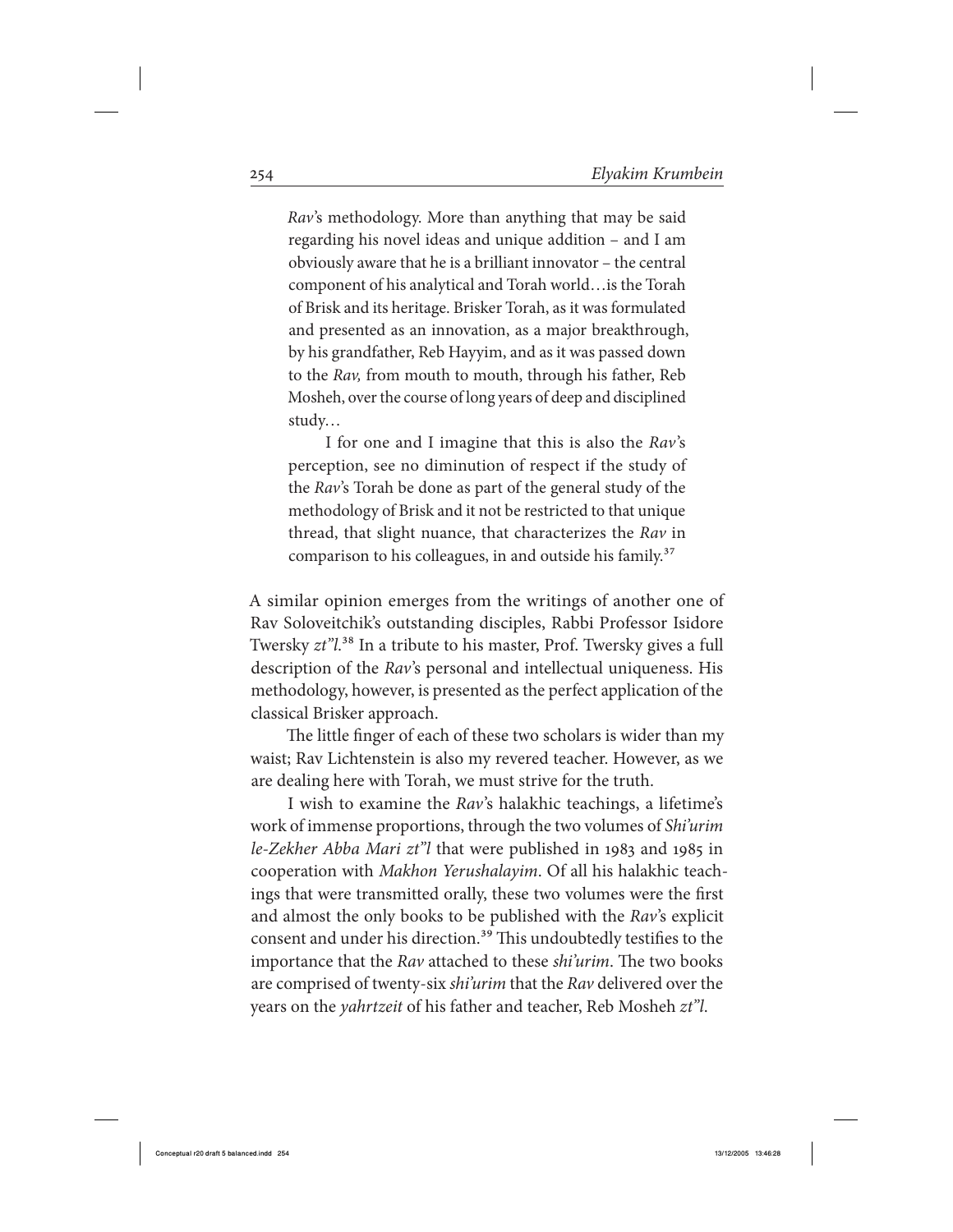*Rav*'s methodology. More than anything that may be said regarding his novel ideas and unique addition – and I am obviously aware that he is a brilliant innovator – the central component of his analytical and Torah world…is the Torah of Brisk and its heritage. Brisker Torah, as it was formulated and presented as an innovation, as a major breakthrough, by his grandfather, Reb Hayyim, and as it was passed down to the *Rav,* from mouth to mouth, through his father, Reb Mosheh, over the course of long years of deep and disciplined study…

> I for one and I imagine that this is also the *Rav*'s perception, see no diminution of respect if the study of the *Rav*'s Torah be done as part of the general study of the methodology of Brisk and it not be restricted to that unique thread, that slight nuance, that characterizes the *Rav* in comparison to his colleagues, in and outside his family.[37]

A similar opinion emerges from the writings of another one of Rav Soloveitchik's outstanding disciples, Rabbi Professor Isidore Twersky *zt"l.*[38] In a tribute to his master, Prof. Twersky gives a full description of the *Rav*'s personal and intellectual uniqueness. His methodology, however, is presented as the perfect application of the classical Brisker approach.

The little finger of each of these two scholars is wider than my waist; Rav Lichtenstein is also my revered teacher. However, as we are dealing here with Torah, we must strive for the truth.

I wish to examine the *Rav*'s halakhic teachings, a lifetime's work of immense proportions, through the two volumes of *Shi'urim le-Zekher Abba Mari zt"l* that were published in 1983 and 1985 in cooperation with *Makhon Yerushalayim*. Of all his halakhic teachings that were transmitted orally, these two volumes were the first and almost the only books to be published with the *Rav*'s explicit consent and under his direction.[39] This undoubtedly testifies to the importance that the *Rav* attached to these *shi'urim*. The two books are comprised of twenty-six *shi'urim* that the *Rav* delivered over the years on the *yahrtzeit* of his father and teacher, Reb Mosheh *zt"l.*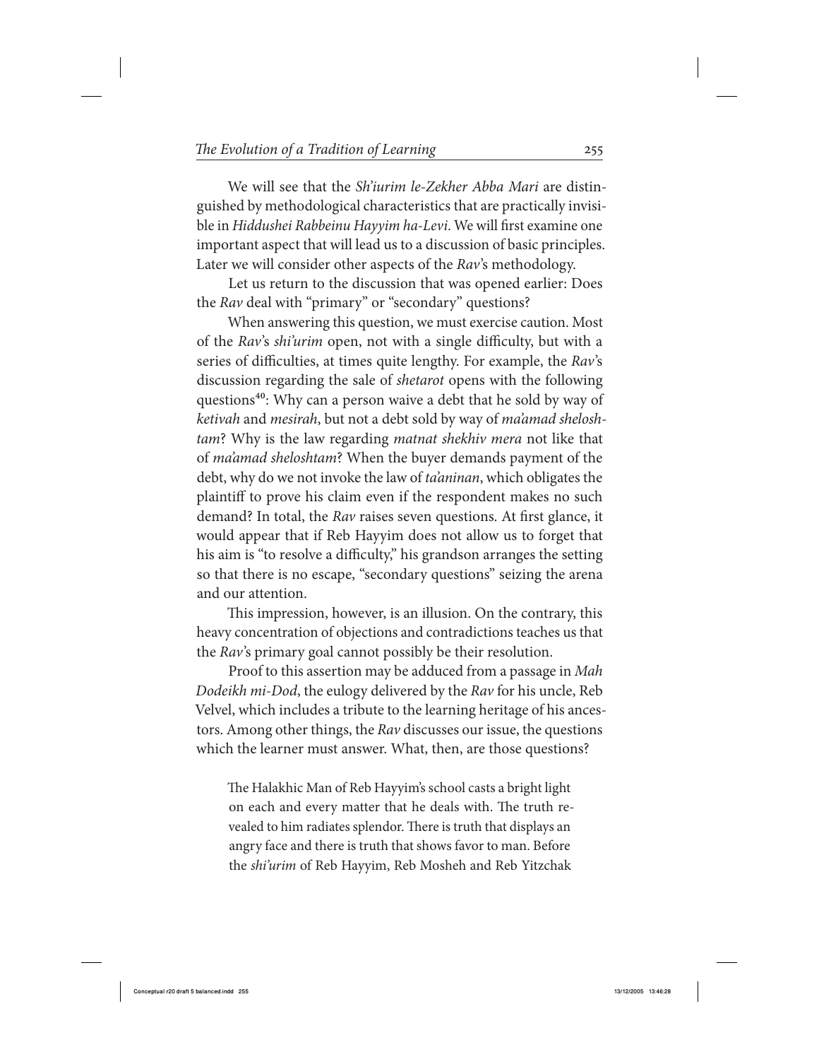We will see that the *Sh'iurim le-Zekher Abba Mari* are distinguished by methodological characteristics that are practically invisible in *Hiddushei Rabbeinu Hayyim ha-Levi*. We will first examine one important aspect that will lead us to a discussion of basic principles. Later we will consider other aspects of the *Rav*'s methodology.

Let us return to the discussion that was opened earlier: Does the *Rav* deal with "primary" or "secondary" questions?

When answering this question, we must exercise caution. Most of the *Rav*'s *shi'urim* open, not with a single difficulty, but with a series of difficulties, at times quite lengthy. For example, the *Rav*'s discussion regarding the sale of *shetarot* opens with the following questions[40]: Why can a person waive a debt that he sold by way of *ketivah* and *mesirah*, but not a debt sold by way of *ma'amad sheloshtam*? Why is the law regarding *matnat shekhiv mera* not like that of *ma'amad sheloshtam*? When the buyer demands payment of the debt, why do we not invoke the law of *ta'aninan*, which obligates the plaintiff to prove his claim even if the respondent makes no such demand? In total, the *Rav* raises seven questions. At first glance, it would appear that if Reb Hayyim does not allow us to forget that his aim is "to resolve a difficulty," his grandson arranges the setting so that there is no escape, "secondary questions" seizing the arena and our attention.

This impression, however, is an illusion. On the contrary, this heavy concentration of objections and contradictions teaches us that the *Rav*'s primary goal cannot possibly be their resolution.

Proof to this assertion may be adduced from a passage in *Mah Dodeikh mi-Dod*, the eulogy delivered by the *Rav* for his uncle, Reb Velvel, which includes a tribute to the learning heritage of his ancestors. Among other things, the *Rav* discusses our issue, the questions which the learner must answer. What, then, are those questions?

> The Halakhic Man of Reb Hayyim's school casts a bright light on each and every matter that he deals with. The truth revealed to him radiates splendor. There is truth that displays an angry face and there is truth that shows favor to man. Before the *shi'urim* of Reb Hayyim, Reb Mosheh and Reb Yitzchak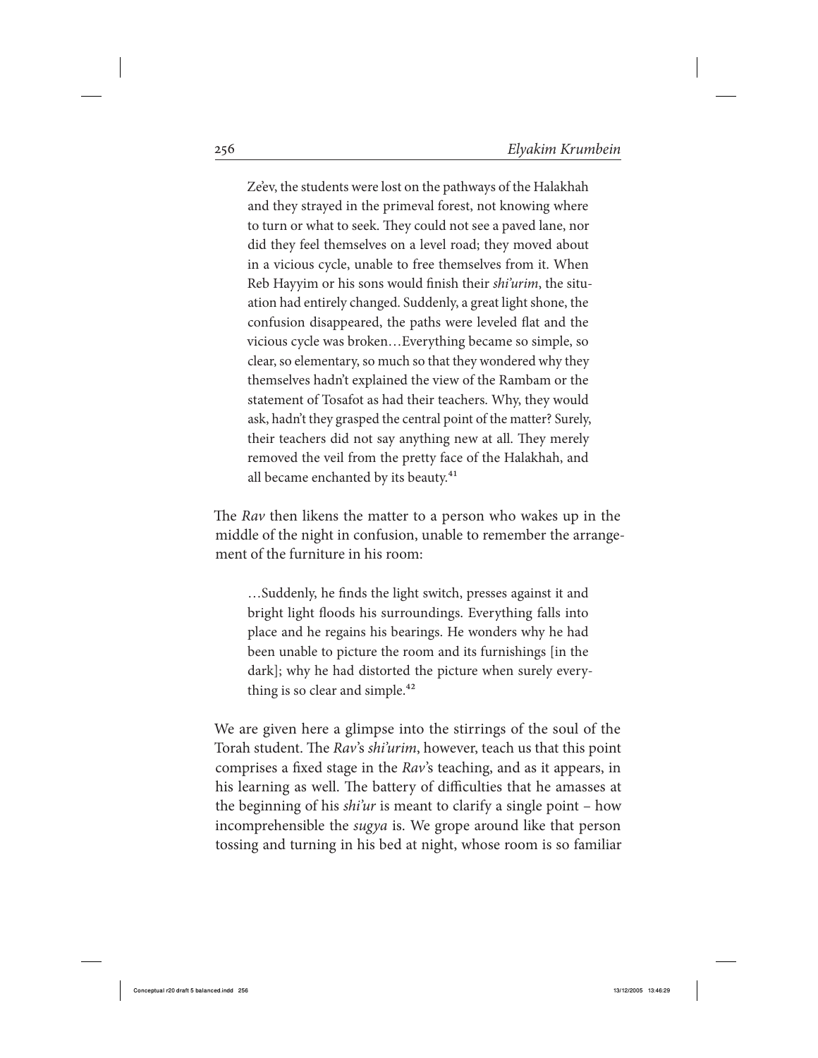> Ze'ev, the students were lost on the pathways of the Halakhah and they strayed in the primeval forest, not knowing where to turn or what to seek. They could not see a paved lane, nor did they feel themselves on a level road; they moved about in a vicious cycle, unable to free themselves from it. When Reb Hayyim or his sons would finish their *shi'urim*, the situation had entirely changed. Suddenly, a great light shone, the confusion disappeared, the paths were leveled flat and the vicious cycle was broken…Everything became so simple, so clear, so elementary, so much so that they wondered why they themselves hadn't explained the view of the Rambam or the statement of Tosafot as had their teachers. Why, they would ask, hadn't they grasped the central point of the matter? Surely, their teachers did not say anything new at all. They merely removed the veil from the pretty face of the Halakhah, and all became enchanted by its beauty.[41]

The *Rav* then likens the matter to a person who wakes up in the middle of the night in confusion, unable to remember the arrangement of the furniture in his room:

> …Suddenly, he finds the light switch, presses against it and bright light floods his surroundings. Everything falls into place and he regains his bearings. He wonders why he had been unable to picture the room and its furnishings [in the dark]; why he had distorted the picture when surely everything is so clear and simple.[42]

We are given here a glimpse into the stirrings of the soul of the Torah student. The *Rav*'s *shi'urim*, however, teach us that this point comprises a fixed stage in the *Rav*'s teaching, and as it appears, in his learning as well. The battery of difficulties that he amasses at the beginning of his *shi'ur* is meant to clarify a single point – how incomprehensible the *sugya* is. We grope around like that person tossing and turning in his bed at night, whose room is so familiar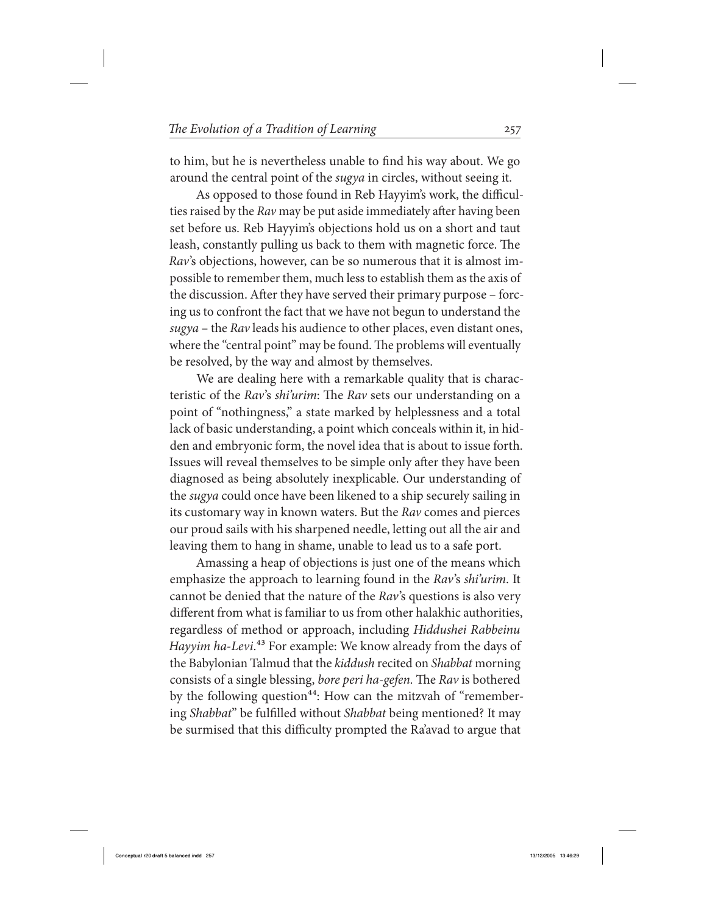to him, but he is nevertheless unable to find his way about. We go around the central point of the *sugya* in circles, without seeing it.

As opposed to those found in Reb Hayyim's work, the difficulties raised by the *Rav* may be put aside immediately after having been set before us. Reb Hayyim's objections hold us on a short and taut leash, constantly pulling us back to them with magnetic force. The *Rav*'s objections, however, can be so numerous that it is almost impossible to remember them, much less to establish them as the axis of the discussion. After they have served their primary purpose – forcing us to confront the fact that we have not begun to understand the *sugya* – the *Rav* leads his audience to other places, even distant ones, where the "central point" may be found. The problems will eventually be resolved, by the way and almost by themselves.

We are dealing here with a remarkable quality that is characteristic of the *Rav*'s *shi'urim*: The *Rav* sets our understanding on a point of "nothingness," a state marked by helplessness and a total lack of basic understanding, a point which conceals within it, in hidden and embryonic form, the novel idea that is about to issue forth. Issues will reveal themselves to be simple only after they have been diagnosed as being absolutely inexplicable. Our understanding of the *sugya* could once have been likened to a ship securely sailing in its customary way in known waters. But the *Rav* comes and pierces our proud sails with his sharpened needle, letting out all the air and leaving them to hang in shame, unable to lead us to a safe port.

Amassing a heap of objections is just one of the means which emphasize the approach to learning found in the *Rav*'s *shi'urim*. It cannot be denied that the nature of the *Rav*'s questions is also very different from what is familiar to us from other halakhic authorities, regardless of method or approach, including *Hiddushei Rabbeinu Hayyim ha-Levi*.[43] For example: We know already from the days of the Babylonian Talmud that the *kiddush* recited on *Shabbat* morning consists of a single blessing, *bore peri ha-gefen*. The *Rav* is bothered by the following question[44]: How can the mitzvah of "remembering *Shabbat*" be fulfilled without *Shabbat* being mentioned? It may be surmised that this difficulty prompted the Ra'avad to argue that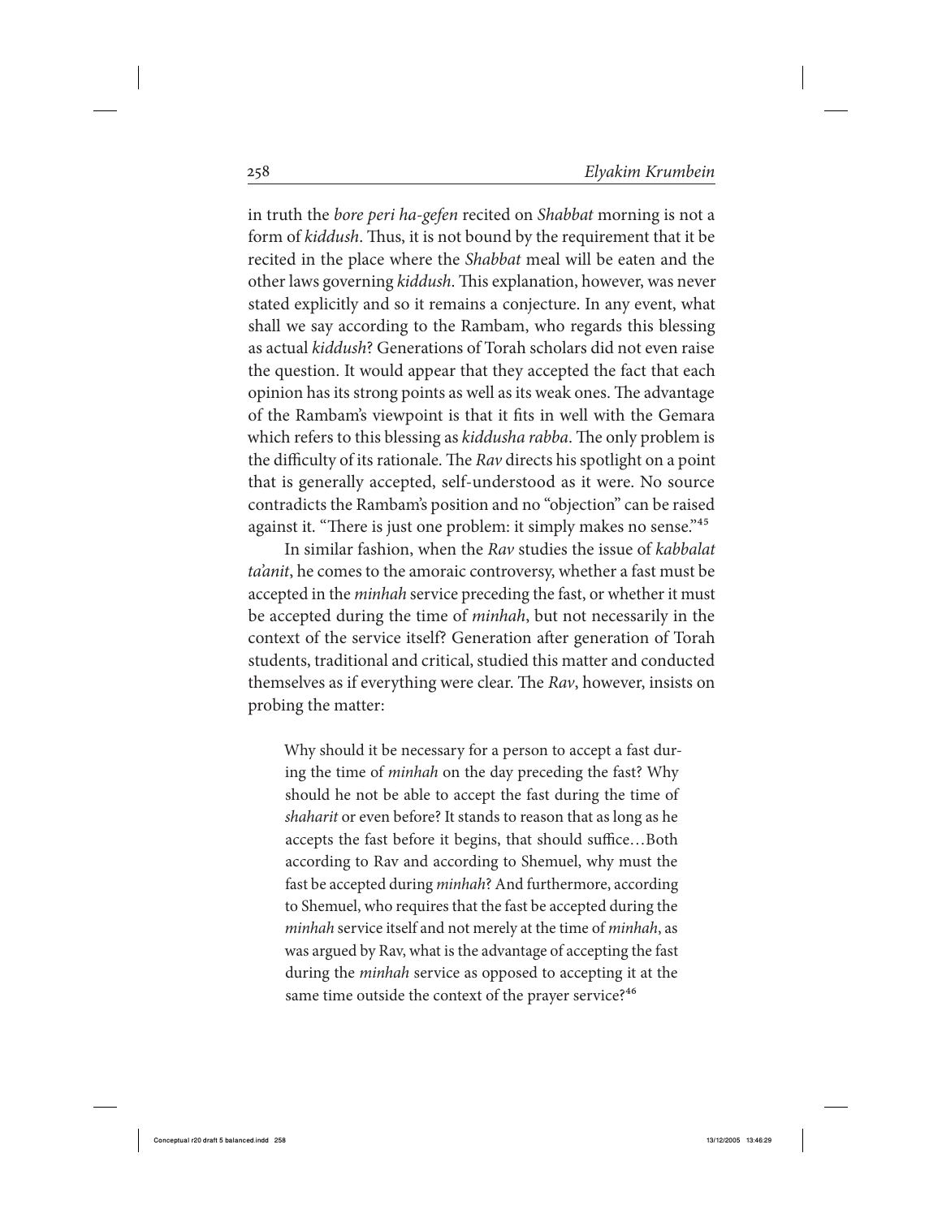in truth the *bore peri ha-gefen* recited on *Shabbat* morning is not a form of *kiddush*. Thus, it is not bound by the requirement that it be recited in the place where the *Shabbat* meal will be eaten and the other laws governing *kiddush*. This explanation, however, was never stated explicitly and so it remains a conjecture. In any event, what shall we say according to the Rambam, who regards this blessing as actual *kiddush*? Generations of Torah scholars did not even raise the question. It would appear that they accepted the fact that each opinion has its strong points as well as its weak ones. The advantage of the Rambam's viewpoint is that it fits in well with the Gemara which refers to this blessing as *kiddusha rabba*. The only problem is the difficulty of its rationale. The *Rav* directs his spotlight on a point that is generally accepted, self-understood as it were. No source contradicts the Rambam's position and no "objection" can be raised against it. "There is just one problem: it simply makes no sense."[45]

In similar fashion, when the *Rav* studies the issue of *kabbalat ta'anit*, he comes to the amoraic controversy, whether a fast must be accepted in the *minhah* service preceding the fast, or whether it must be accepted during the time of *minhah*, but not necessarily in the context of the service itself? Generation after generation of Torah students, traditional and critical, studied this matter and conducted themselves as if everything were clear. The *Rav*, however, insists on probing the matter:

> Why should it be necessary for a person to accept a fast during the time of *minhah* on the day preceding the fast? Why should he not be able to accept the fast during the time of *shaharit* or even before? It stands to reason that as long as he accepts the fast before it begins, that should suffice…Both according to Rav and according to Shemuel, why must the fast be accepted during *minhah*? And furthermore, according to Shemuel, who requires that the fast be accepted during the *minhah* service itself and not merely at the time of *minhah*, as was argued by Rav, what is the advantage of accepting the fast during the *minhah* service as opposed to accepting it at the same time outside the context of the prayer service?[46]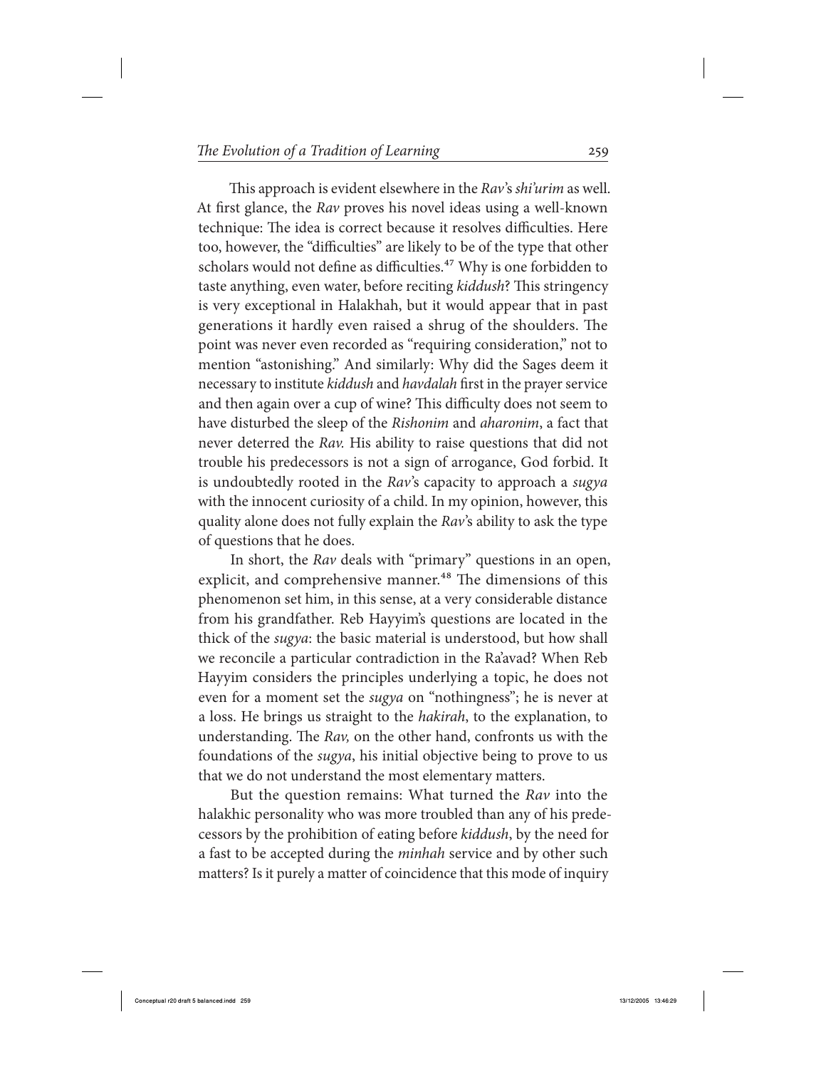This approach is evident elsewhere in the *Rav*'s *shi'urim* as well. At first glance, the *Rav* proves his novel ideas using a well-known technique: The idea is correct because it resolves difficulties. Here too, however, the "difficulties" are likely to be of the type that other scholars would not define as difficulties.[47] Why is one forbidden to taste anything, even water, before reciting *kiddush*? This stringency is very exceptional in Halakhah, but it would appear that in past generations it hardly even raised a shrug of the shoulders. The point was never even recorded as "requiring consideration," not to mention "astonishing." And similarly: Why did the Sages deem it necessary to institute *kiddush* and *havdalah* first in the prayer service and then again over a cup of wine? This difficulty does not seem to have disturbed the sleep of the *Rishonim* and *aharonim*, a fact that never deterred the *Rav.* His ability to raise questions that did not trouble his predecessors is not a sign of arrogance, God forbid. It is undoubtedly rooted in the *Rav*'s capacity to approach a *sugya* with the innocent curiosity of a child. In my opinion, however, this quality alone does not fully explain the *Rav*'s ability to ask the type of questions that he does.

In short, the *Rav* deals with "primary" questions in an open, explicit, and comprehensive manner.[48] The dimensions of this phenomenon set him, in this sense, at a very considerable distance from his grandfather. Reb Hayyim's questions are located in the thick of the *sugya*: the basic material is understood, but how shall we reconcile a particular contradiction in the Ra'avad? When Reb Hayyim considers the principles underlying a topic, he does not even for a moment set the *sugya* on "nothingness"; he is never at a loss. He brings us straight to the *hakirah*, to the explanation, to understanding. The *Rav,* on the other hand, confronts us with the foundations of the *sugya*, his initial objective being to prove to us that we do not understand the most elementary matters.

But the question remains: What turned the *Rav* into the halakhic personality who was more troubled than any of his predecessors by the prohibition of eating before *kiddush*, by the need for a fast to be accepted during the *minhah* service and by other such matters? Is it purely a matter of coincidence that this mode of inquiry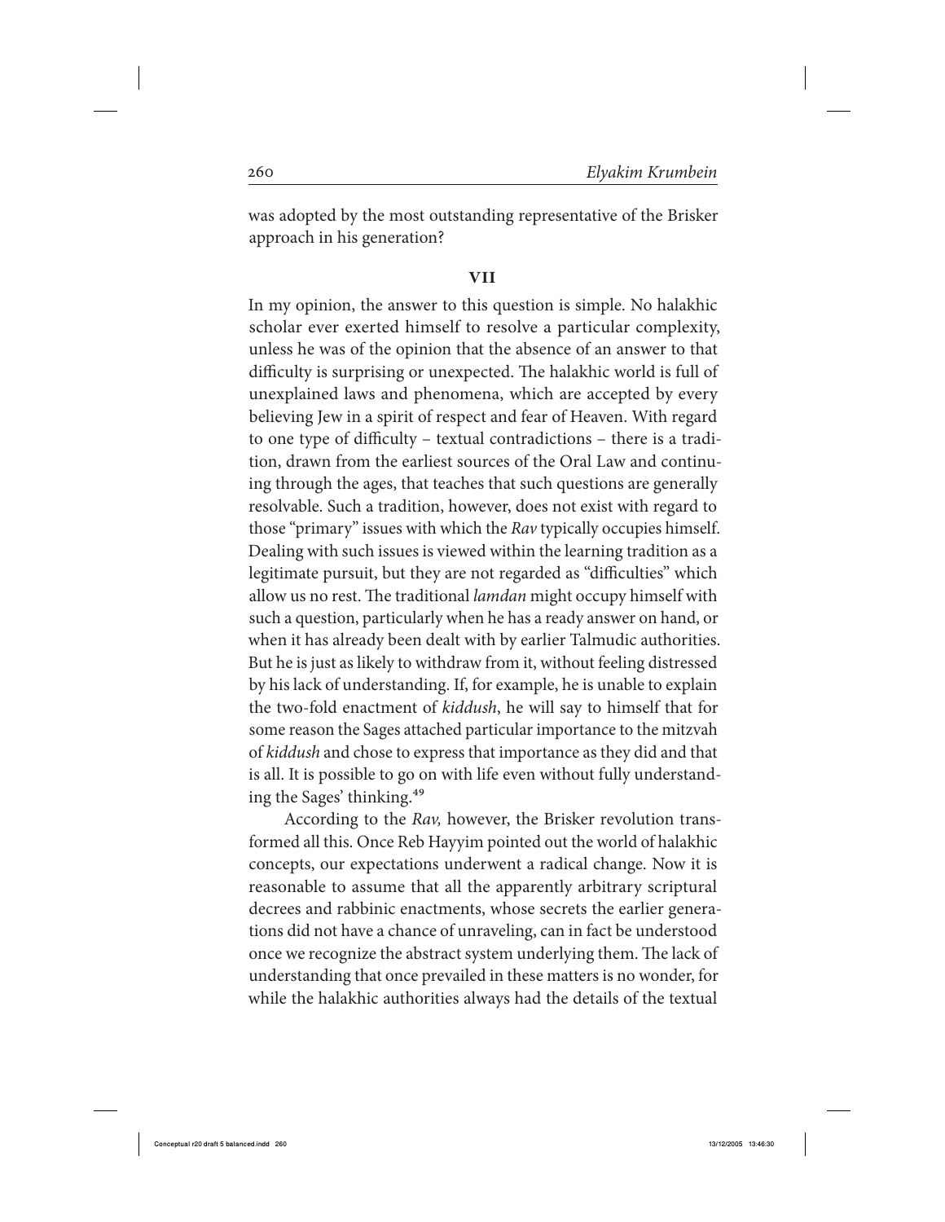was adopted by the most outstanding representative of the Brisker approach in his generation?

## VII

In my opinion, the answer to this question is simple. No halakhic scholar ever exerted himself to resolve a particular complexity, unless he was of the opinion that the absence of an answer to that difficulty is surprising or unexpected. The halakhic world is full of unexplained laws and phenomena, which are accepted by every believing Jew in a spirit of respect and fear of Heaven. With regard to one type of difficulty – textual contradictions – there is a tradition, drawn from the earliest sources of the Oral Law and continuing through the ages, that teaches that such questions are generally resolvable. Such a tradition, however, does not exist with regard to those "primary" issues with which the *Rav* typically occupies himself. Dealing with such issues is viewed within the learning tradition as a legitimate pursuit, but they are not regarded as "difficulties" which allow us no rest. The traditional *lamdan* might occupy himself with such a question, particularly when he has a ready answer on hand, or when it has already been dealt with by earlier Talmudic authorities. But he is just as likely to withdraw from it, without feeling distressed by his lack of understanding. If, for example, he is unable to explain the two-fold enactment of *kiddush*, he will say to himself that for some reason the Sages attached particular importance to the mitzvah of *kiddush* and chose to express that importance as they did and that is all. It is possible to go on with life even without fully understanding the Sages' thinking.[49]

According to the *Rav,* however, the Brisker revolution transformed all this. Once Reb Hayyim pointed out the world of halakhic concepts, our expectations underwent a radical change. Now it is reasonable to assume that all the apparently arbitrary scriptural decrees and rabbinic enactments, whose secrets the earlier generations did not have a chance of unraveling, can in fact be understood once we recognize the abstract system underlying them. The lack of understanding that once prevailed in these matters is no wonder, for while the halakhic authorities always had the details of the textual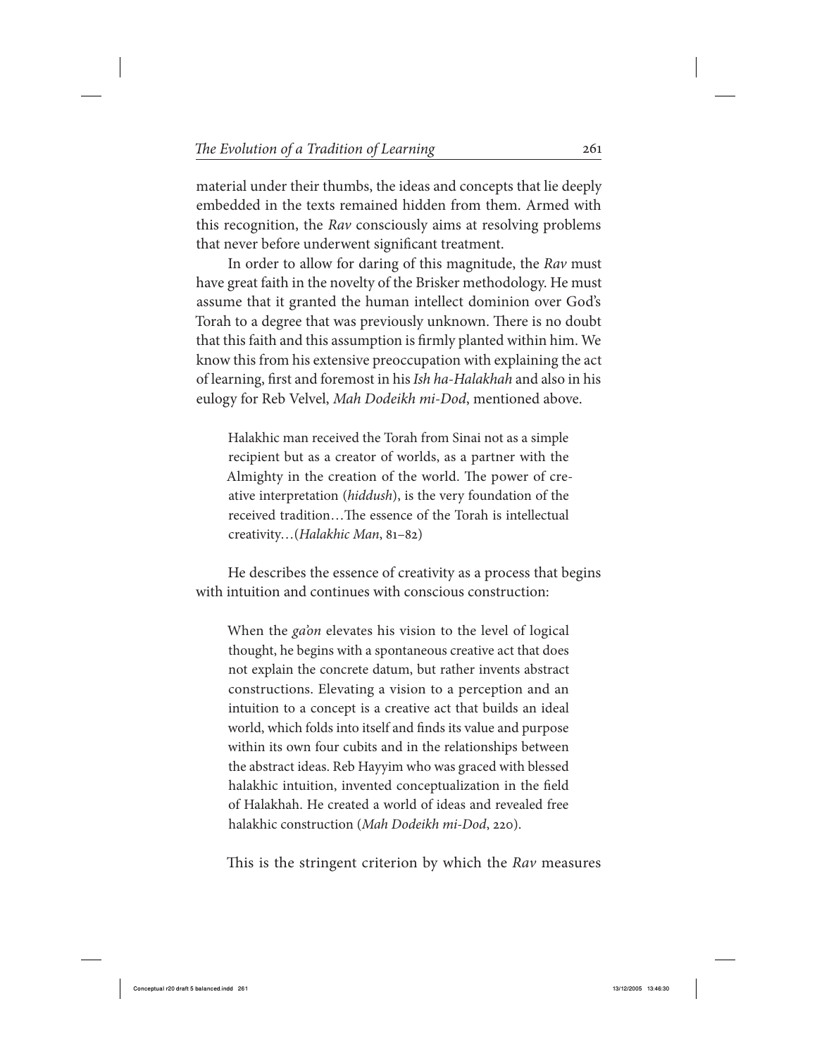material under their thumbs, the ideas and concepts that lie deeply embedded in the texts remained hidden from them. Armed with this recognition, the *Rav* consciously aims at resolving problems that never before underwent significant treatment.

In order to allow for daring of this magnitude, the *Rav* must have great faith in the novelty of the Brisker methodology. He must assume that it granted the human intellect dominion over God's Torah to a degree that was previously unknown. There is no doubt that this faith and this assumption is firmly planted within him. We know this from his extensive preoccupation with explaining the act of learning, first and foremost in his *Ish ha-Halakhah* and also in his eulogy for Reb Velvel, *Mah Dodeikh mi-Dod*, mentioned above.

> Halakhic man received the Torah from Sinai not as a simple recipient but as a creator of worlds, as a partner with the Almighty in the creation of the world. The power of creative interpretation (*hiddush*), is the very foundation of the received tradition…The essence of the Torah is intellectual creativity…(*Halakhic Man*, 81–82)

He describes the essence of creativity as a process that begins with intuition and continues with conscious construction:

> When the *ga'on* elevates his vision to the level of logical thought, he begins with a spontaneous creative act that does not explain the concrete datum, but rather invents abstract constructions. Elevating a vision to a perception and an intuition to a concept is a creative act that builds an ideal world, which folds into itself and finds its value and purpose within its own four cubits and in the relationships between the abstract ideas. Reb Hayyim who was graced with blessed halakhic intuition, invented conceptualization in the field of Halakhah. He created a world of ideas and revealed free halakhic construction (*Mah Dodeikh mi-Dod*, 220).

This is the stringent criterion by which the *Rav* measures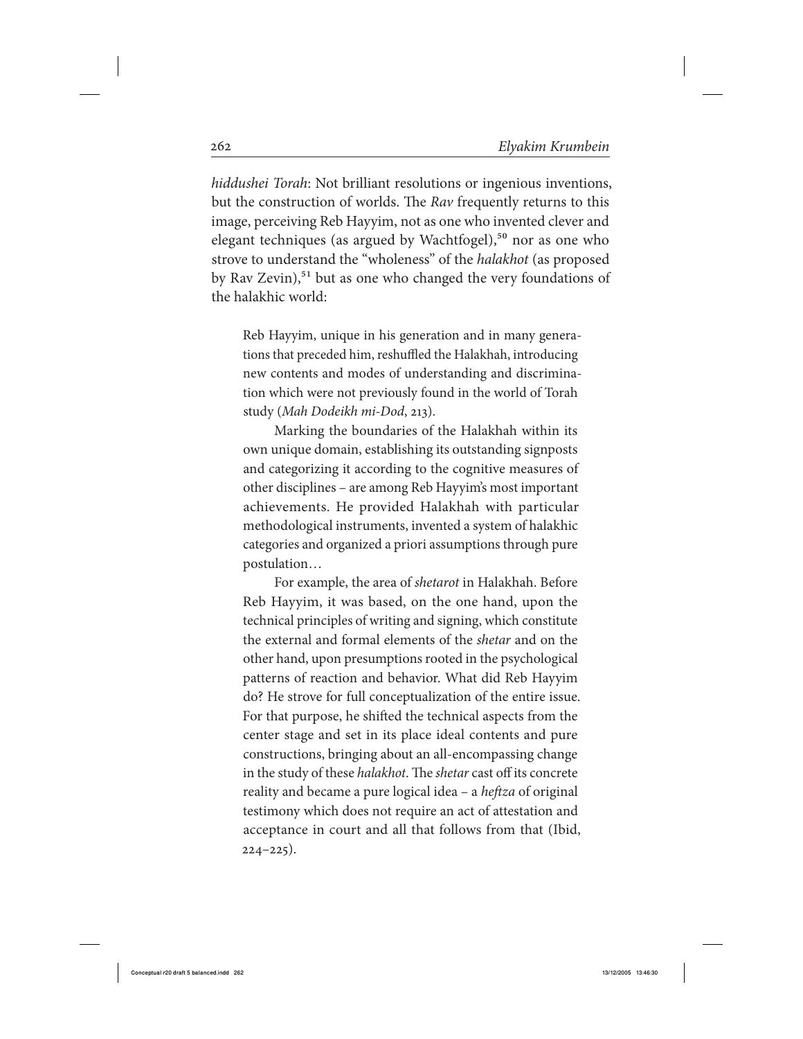*hiddushei Torah*: Not brilliant resolutions or ingenious inventions, but the construction of worlds. The *Rav* frequently returns to this image, perceiving Reb Hayyim, not as one who invented clever and elegant techniques (as argued by Wachtfogel),[50] nor as one who strove to understand the "wholeness" of the *halakhot* (as proposed by Rav Zevin),[51] but as one who changed the very foundations of the halakhic world:

> Reb Hayyim, unique in his generation and in many generations that preceded him, reshuffled the Halakhah, introducing new contents and modes of understanding and discrimination which were not previously found in the world of Torah study (*Mah Dodeikh mi-Dod*, 213).
>
> Marking the boundaries of the Halakhah within its own unique domain, establishing its outstanding signposts and categorizing it according to the cognitive measures of other disciplines – are among Reb Hayyim's most important achievements. He provided Halakhah with particular methodological instruments, invented a system of halakhic categories and organized a priori assumptions through pure postulation…
>
> For example, the area of *shetarot* in Halakhah. Before Reb Hayyim, it was based, on the one hand, upon the technical principles of writing and signing, which constitute the external and formal elements of the *shetar* and on the other hand, upon presumptions rooted in the psychological patterns of reaction and behavior. What did Reb Hayyim do? He strove for full conceptualization of the entire issue. For that purpose, he shifted the technical aspects from the center stage and set in its place ideal contents and pure constructions, bringing about an all-encompassing change in the study of these *halakhot*. The *shetar* cast off its concrete reality and became a pure logical idea – a *heftza* of original testimony which does not require an act of attestation and acceptance in court and all that follows from that (Ibid, 224–225).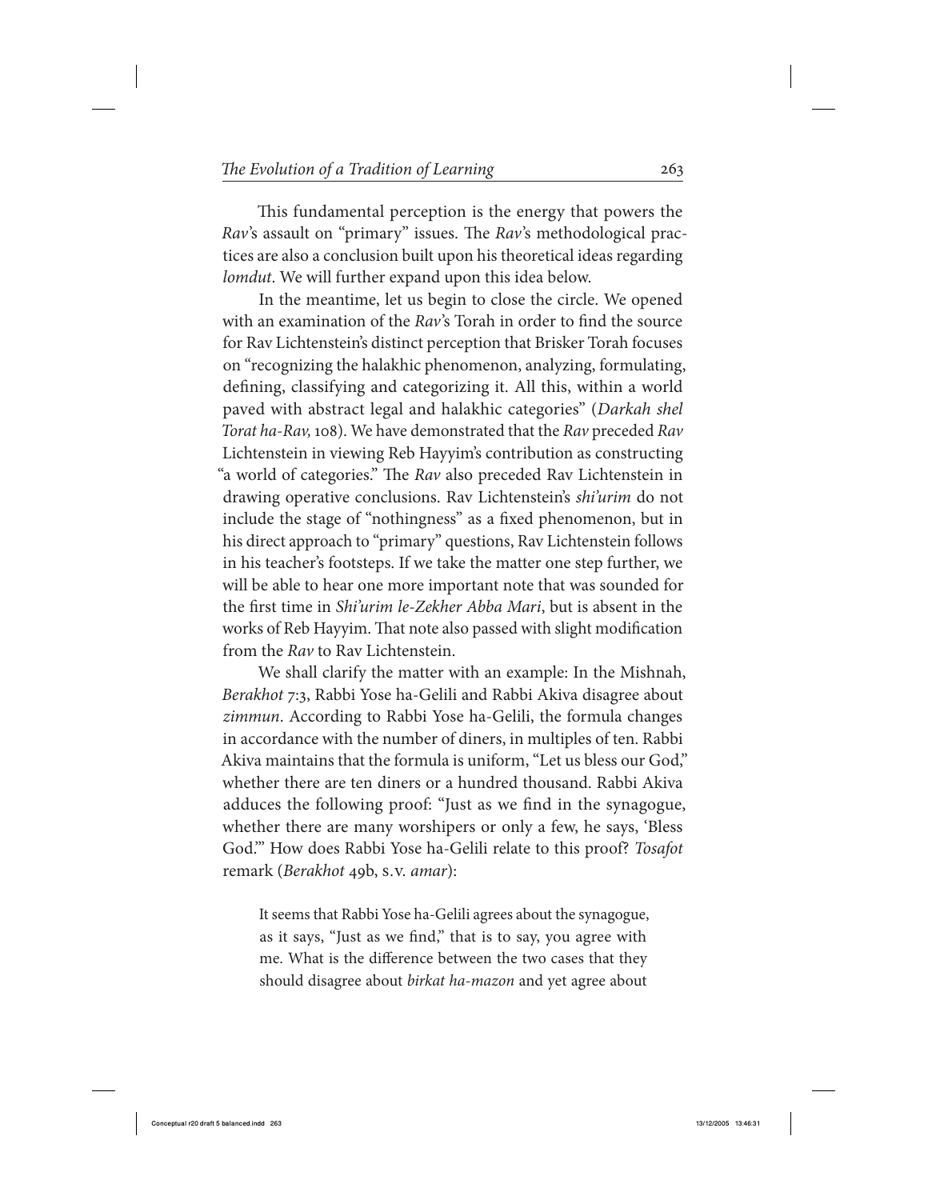This fundamental perception is the energy that powers the *Rav*'s assault on "primary" issues. The *Rav*'s methodological practices are also a conclusion built upon his theoretical ideas regarding *lomdut*. We will further expand upon this idea below.

In the meantime, let us begin to close the circle. We opened with an examination of the *Rav*'s Torah in order to find the source for Rav Lichtenstein's distinct perception that Brisker Torah focuses on "recognizing the halakhic phenomenon, analyzing, formulating, defining, classifying and categorizing it. All this, within a world paved with abstract legal and halakhic categories" (*Darkah shel Torat ha-Rav,* 108). We have demonstrated that the *Rav* preceded *Rav* Lichtenstein in viewing Reb Hayyim's contribution as constructing "a world of categories." The *Rav* also preceded Rav Lichtenstein in drawing operative conclusions. Rav Lichtenstein's *shi'urim* do not include the stage of "nothingness" as a fixed phenomenon, but in his direct approach to "primary" questions, Rav Lichtenstein follows in his teacher's footsteps. If we take the matter one step further, we will be able to hear one more important note that was sounded for the first time in *Shi'urim le-Zekher Abba Mari*, but is absent in the works of Reb Hayyim. That note also passed with slight modification from the *Rav* to Rav Lichtenstein.

We shall clarify the matter with an example: In the Mishnah, *Berakhot* 7:3, Rabbi Yose ha-Gelili and Rabbi Akiva disagree about *zimmun*. According to Rabbi Yose ha-Gelili, the formula changes in accordance with the number of diners, in multiples of ten. Rabbi Akiva maintains that the formula is uniform, "Let us bless our God," whether there are ten diners or a hundred thousand. Rabbi Akiva adduces the following proof: "Just as we find in the synagogue, whether there are many worshipers or only a few, he says, 'Bless God.'" How does Rabbi Yose ha-Gelili relate to this proof? *Tosafot* remark (*Berakhot* 49b, s.v. *amar*):

> It seems that Rabbi Yose ha-Gelili agrees about the synagogue, as it says, "Just as we find," that is to say, you agree with me. What is the difference between the two cases that they should disagree about *birkat ha-mazon* and yet agree about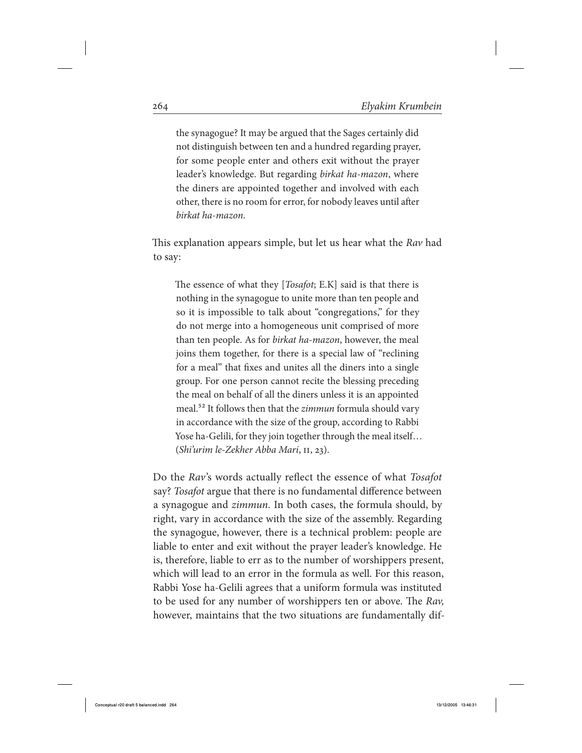> the synagogue? It may be argued that the Sages certainly did not distinguish between ten and a hundred regarding prayer, for some people enter and others exit without the prayer leader's knowledge. But regarding *birkat ha-mazon*, where the diners are appointed together and involved with each other, there is no room for error, for nobody leaves until after *birkat ha-mazon*.

This explanation appears simple, but let us hear what the *Rav* had to say:

> The essence of what they [*Tosafot*; E.K] said is that there is nothing in the synagogue to unite more than ten people and so it is impossible to talk about "congregations," for they do not merge into a homogeneous unit comprised of more than ten people. As for *birkat ha-mazon*, however, the meal joins them together, for there is a special law of "reclining for a meal" that fixes and unites all the diners into a single group. For one person cannot recite the blessing preceding the meal on behalf of all the diners unless it is an appointed meal.[52] It follows then that the *zimmun* formula should vary in accordance with the size of the group, according to Rabbi Yose ha-Gelili, for they join together through the meal itself… (*Shi'urim le-Zekher Abba Mari*, II, 23).

Do the *Rav*'s words actually reflect the essence of what *Tosafot* say? *Tosafot* argue that there is no fundamental difference between a synagogue and *zimmun*. In both cases, the formula should, by right, vary in accordance with the size of the assembly. Regarding the synagogue, however, there is a technical problem: people are liable to enter and exit without the prayer leader's knowledge. He is, therefore, liable to err as to the number of worshippers present, which will lead to an error in the formula as well. For this reason, Rabbi Yose ha-Gelili agrees that a uniform formula was instituted to be used for any number of worshippers ten or above. The *Rav,* however, maintains that the two situations are fundamentally dif-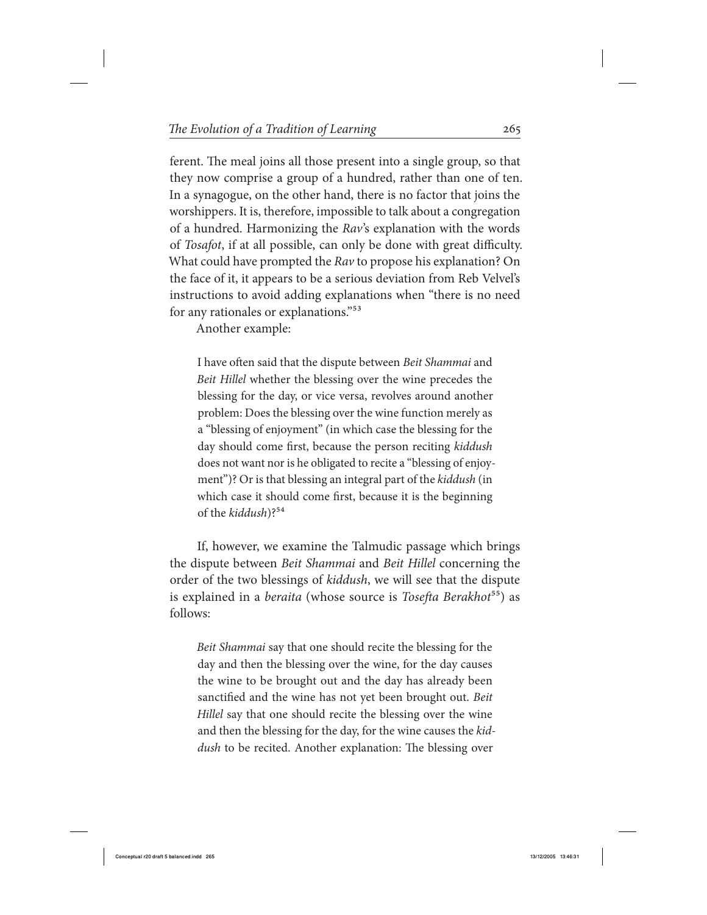ferent. The meal joins all those present into a single group, so that they now comprise a group of a hundred, rather than one of ten. In a synagogue, on the other hand, there is no factor that joins the worshippers. It is, therefore, impossible to talk about a congregation of a hundred. Harmonizing the *Rav*'s explanation with the words of *Tosafot*, if at all possible, can only be done with great difficulty. What could have prompted the *Rav* to propose his explanation? On the face of it, it appears to be a serious deviation from Reb Velvel's instructions to avoid adding explanations when "there is no need for any rationales or explanations."[53]

Another example:

> I have often said that the dispute between *Beit Shammai* and *Beit Hillel* whether the blessing over the wine precedes the blessing for the day, or vice versa, revolves around another problem: Does the blessing over the wine function merely as a "blessing of enjoyment" (in which case the blessing for the day should come first, because the person reciting *kiddush* does not want nor is he obligated to recite a "blessing of enjoyment")? Or is that blessing an integral part of the *kiddush* (in which case it should come first, because it is the beginning of the *kiddush*)?[54]

If, however, we examine the Talmudic passage which brings the dispute between *Beit Shammai* and *Beit Hillel* concerning the order of the two blessings of *kiddush*, we will see that the dispute is explained in a *beraita* (whose source is *Tosefta Berakhot*[55]) as follows:

> *Beit Shammai* say that one should recite the blessing for the day and then the blessing over the wine, for the day causes the wine to be brought out and the day has already been sanctified and the wine has not yet been brought out. *Beit Hillel* say that one should recite the blessing over the wine and then the blessing for the day, for the wine causes the *kiddush* to be recited. Another explanation: The blessing over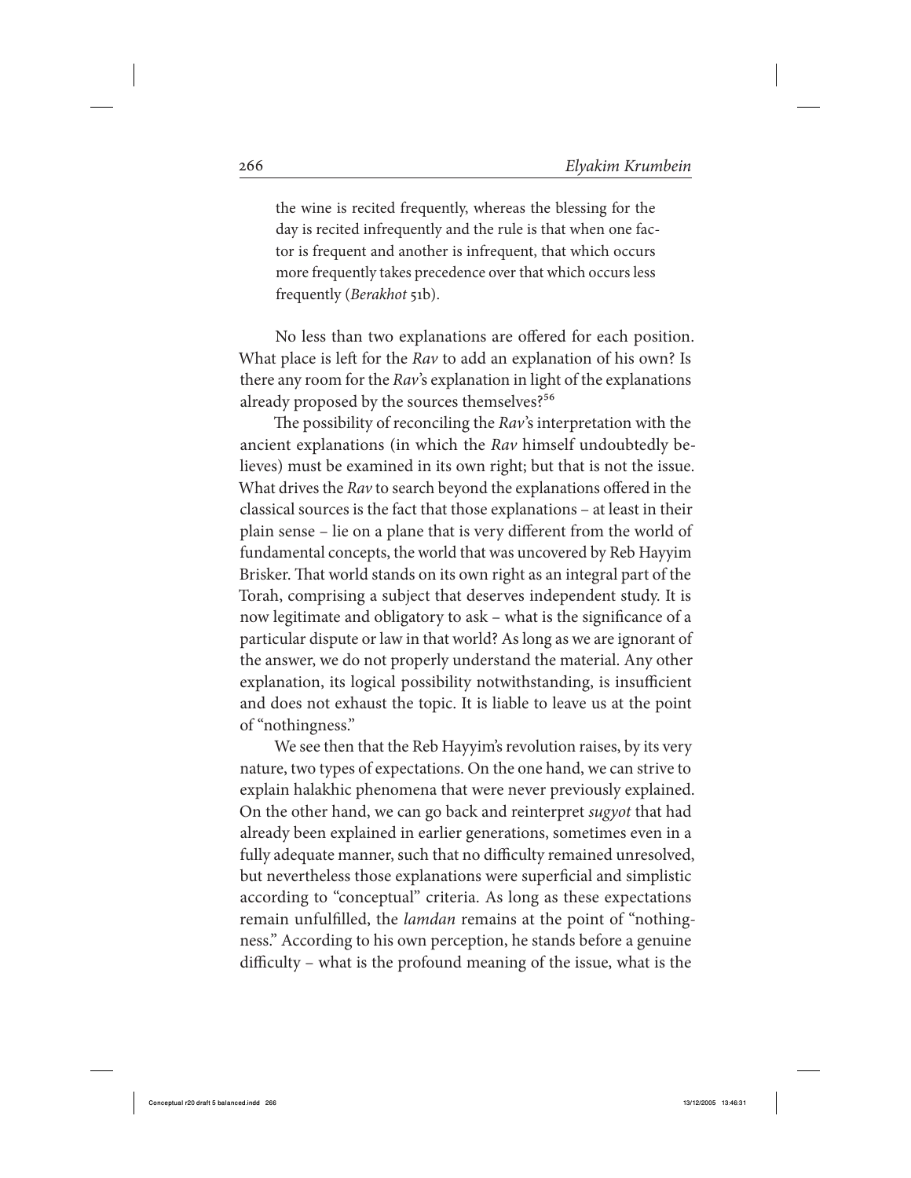the wine is recited frequently, whereas the blessing for the day is recited infrequently and the rule is that when one factor is frequent and another is infrequent, that which occurs more frequently takes precedence over that which occurs less frequently (*Berakhot* 51b).

No less than two explanations are offered for each position. What place is left for the *Rav* to add an explanation of his own? Is there any room for the *Rav*'s explanation in light of the explanations already proposed by the sources themselves?[56]

The possibility of reconciling the *Rav*'s interpretation with the ancient explanations (in which the *Rav* himself undoubtedly believes) must be examined in its own right; but that is not the issue. What drives the *Rav* to search beyond the explanations offered in the classical sources is the fact that those explanations – at least in their plain sense – lie on a plane that is very different from the world of fundamental concepts, the world that was uncovered by Reb Hayyim Brisker. That world stands on its own right as an integral part of the Torah, comprising a subject that deserves independent study. It is now legitimate and obligatory to ask – what is the significance of a particular dispute or law in that world? As long as we are ignorant of the answer, we do not properly understand the material. Any other explanation, its logical possibility notwithstanding, is insufficient and does not exhaust the topic. It is liable to leave us at the point of "nothingness."

We see then that the Reb Hayyim's revolution raises, by its very nature, two types of expectations. On the one hand, we can strive to explain halakhic phenomena that were never previously explained. On the other hand, we can go back and reinterpret *sugyot* that had already been explained in earlier generations, sometimes even in a fully adequate manner, such that no difficulty remained unresolved, but nevertheless those explanations were superficial and simplistic according to "conceptual" criteria. As long as these expectations remain unfulfilled, the *lamdan* remains at the point of "nothingness." According to his own perception, he stands before a genuine difficulty – what is the profound meaning of the issue, what is the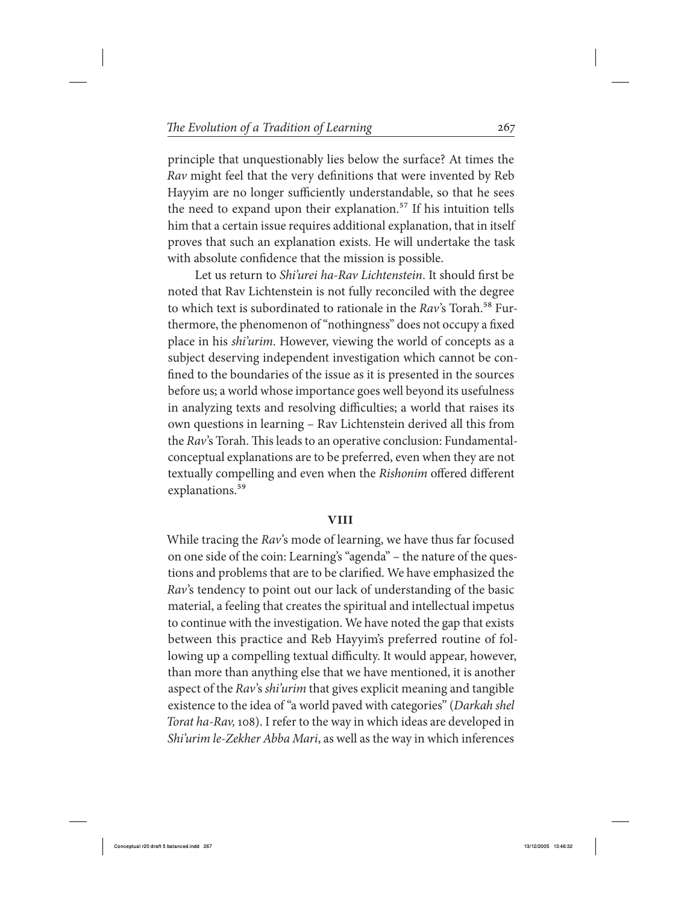principle that unquestionably lies below the surface? At times the *Rav* might feel that the very definitions that were invented by Reb Hayyim are no longer sufficiently understandable, so that he sees the need to expand upon their explanation.[57] If his intuition tells him that a certain issue requires additional explanation, that in itself proves that such an explanation exists. He will undertake the task with absolute confidence that the mission is possible.

Let us return to *Shi'urei ha-Rav Lichtenstein*. It should first be noted that Rav Lichtenstein is not fully reconciled with the degree to which text is subordinated to rationale in the *Rav*'s Torah.[58] Furthermore, the phenomenon of "nothingness" does not occupy a fixed place in his *shi'urim*. However, viewing the world of concepts as a subject deserving independent investigation which cannot be confined to the boundaries of the issue as it is presented in the sources before us; a world whose importance goes well beyond its usefulness in analyzing texts and resolving difficulties; a world that raises its own questions in learning – Rav Lichtenstein derived all this from the *Rav*'s Torah. This leads to an operative conclusion: Fundamental-conceptual explanations are to be preferred, even when they are not textually compelling and even when the *Rishonim* offered different explanations.[59]

## VIII

While tracing the *Rav*'s mode of learning, we have thus far focused on one side of the coin: Learning's "agenda" – the nature of the questions and problems that are to be clarified. We have emphasized the *Rav*'s tendency to point out our lack of understanding of the basic material, a feeling that creates the spiritual and intellectual impetus to continue with the investigation. We have noted the gap that exists between this practice and Reb Hayyim's preferred routine of following up a compelling textual difficulty. It would appear, however, than more than anything else that we have mentioned, it is another aspect of the *Rav*'s *shi'urim* that gives explicit meaning and tangible existence to the idea of "a world paved with categories" (*Darkah shel Torat ha-Rav,* 108). I refer to the way in which ideas are developed in *Shi'urim le-Zekher Abba Mari*, as well as the way in which inferences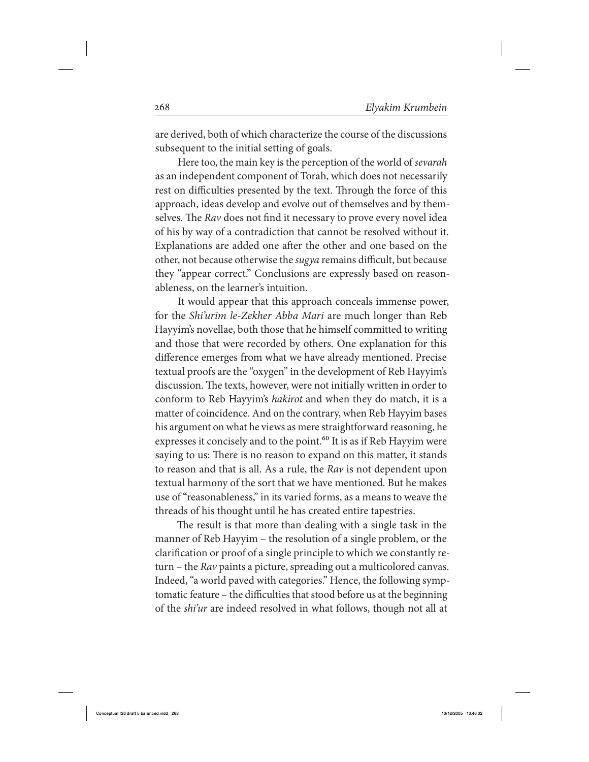are derived, both of which characterize the course of the discussions subsequent to the initial setting of goals.

Here too, the main key is the perception of the world of *sevarah* as an independent component of Torah, which does not necessarily rest on difficulties presented by the text. Through the force of this approach, ideas develop and evolve out of themselves and by themselves. The *Rav* does not find it necessary to prove every novel idea of his by way of a contradiction that cannot be resolved without it. Explanations are added one after the other and one based on the other, not because otherwise the *sugya* remains difficult, but because they "appear correct." Conclusions are expressly based on reasonableness, on the learner's intuition.

It would appear that this approach conceals immense power, for the *Shi'urim le-Zekher Abba Mari* are much longer than Reb Hayyim's novellae, both those that he himself committed to writing and those that were recorded by others. One explanation for this difference emerges from what we have already mentioned. Precise textual proofs are the "oxygen" in the development of Reb Hayyim's discussion. The texts, however, were not initially written in order to conform to Reb Hayyim's *hakirot* and when they do match, it is a matter of coincidence. And on the contrary, when Reb Hayyim bases his argument on what he views as mere straightforward reasoning, he expresses it concisely and to the point.[60] It is as if Reb Hayyim were saying to us: There is no reason to expand on this matter, it stands to reason and that is all. As a rule, the *Rav* is not dependent upon textual harmony of the sort that we have mentioned. But he makes use of "reasonableness," in its varied forms, as a means to weave the threads of his thought until he has created entire tapestries.

The result is that more than dealing with a single task in the manner of Reb Hayyim – the resolution of a single problem, or the clarification or proof of a single principle to which we constantly return – the *Rav* paints a picture, spreading out a multicolored canvas. Indeed, "a world paved with categories." Hence, the following symptomatic feature – the difficulties that stood before us at the beginning of the *shi'ur* are indeed resolved in what follows, though not all at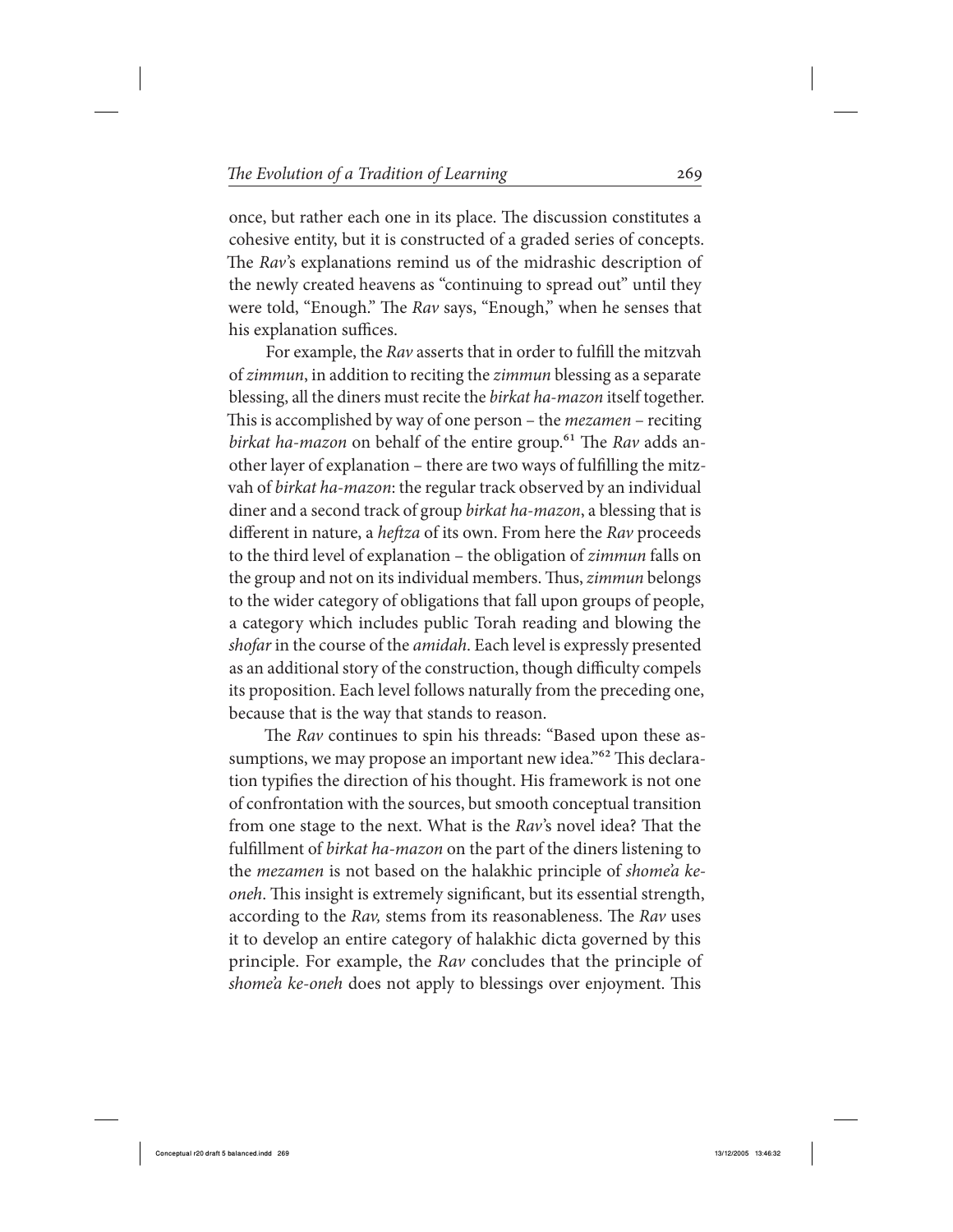once, but rather each one in its place. The discussion constitutes a cohesive entity, but it is constructed of a graded series of concepts. The *Rav*'s explanations remind us of the midrashic description of the newly created heavens as "continuing to spread out" until they were told, "Enough." The *Rav* says, "Enough," when he senses that his explanation suffices.

For example, the *Rav* asserts that in order to fulfill the mitzvah of *zimmun*, in addition to reciting the *zimmun* blessing as a separate blessing, all the diners must recite the *birkat ha-mazon* itself together. This is accomplished by way of one person – the *mezamen* – reciting *birkat ha-mazon* on behalf of the entire group.[61] The *Rav* adds another layer of explanation – there are two ways of fulfilling the mitzvah of *birkat ha-mazon*: the regular track observed by an individual diner and a second track of group *birkat ha-mazon*, a blessing that is different in nature, a *heftza* of its own. From here the *Rav* proceeds to the third level of explanation – the obligation of *zimmun* falls on the group and not on its individual members. Thus, *zimmun* belongs to the wider category of obligations that fall upon groups of people, a category which includes public Torah reading and blowing the *shofar* in the course of the *amidah*. Each level is expressly presented as an additional story of the construction, though difficulty compels its proposition. Each level follows naturally from the preceding one, because that is the way that stands to reason.

The *Rav* continues to spin his threads: "Based upon these assumptions, we may propose an important new idea."[62] This declaration typifies the direction of his thought. His framework is not one of confrontation with the sources, but smooth conceptual transition from one stage to the next. What is the *Rav*'s novel idea? That the fulfillment of *birkat ha-mazon* on the part of the diners listening to the *mezamen* is not based on the halakhic principle of *shome'a ke-oneh*. This insight is extremely significant, but its essential strength, according to the *Rav,* stems from its reasonableness. The *Rav* uses it to develop an entire category of halakhic dicta governed by this principle. For example, the *Rav* concludes that the principle of *shome'a ke-oneh* does not apply to blessings over enjoyment. This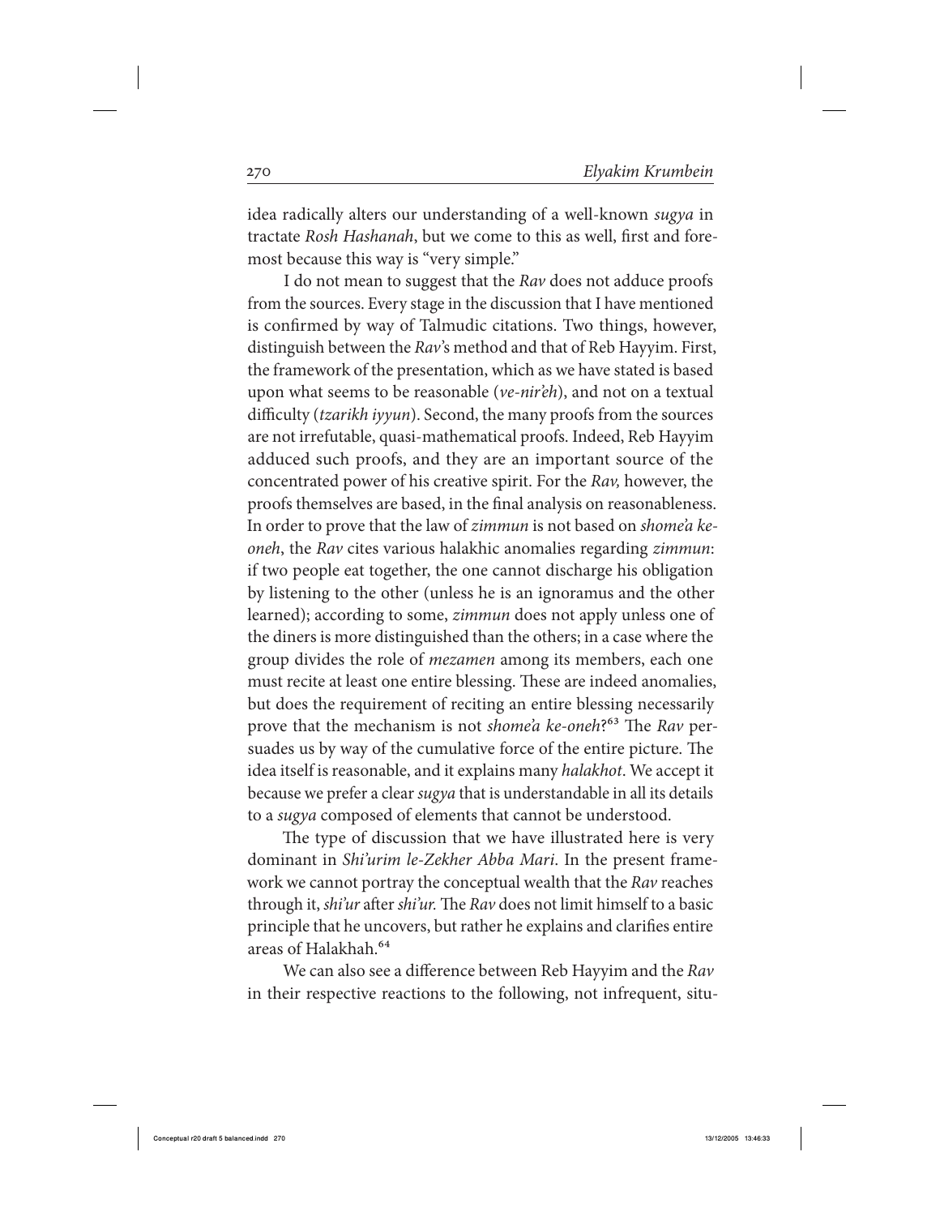idea radically alters our understanding of a well-known *sugya* in tractate *Rosh Hashanah*, but we come to this as well, first and foremost because this way is "very simple."

I do not mean to suggest that the *Rav* does not adduce proofs from the sources. Every stage in the discussion that I have mentioned is confirmed by way of Talmudic citations. Two things, however, distinguish between the *Rav*'s method and that of Reb Hayyim. First, the framework of the presentation, which as we have stated is based upon what seems to be reasonable (*ve-nir'eh*), and not on a textual difficulty (*tzarikh iyyun*). Second, the many proofs from the sources are not irrefutable, quasi-mathematical proofs. Indeed, Reb Hayyim adduced such proofs, and they are an important source of the concentrated power of his creative spirit. For the *Rav,* however, the proofs themselves are based, in the final analysis on reasonableness. In order to prove that the law of *zimmun* is not based on *shome'a ke-oneh*, the *Rav* cites various halakhic anomalies regarding *zimmun*: if two people eat together, the one cannot discharge his obligation by listening to the other (unless he is an ignoramus and the other learned); according to some, *zimmun* does not apply unless one of the diners is more distinguished than the others; in a case where the group divides the role of *mezamen* among its members, each one must recite at least one entire blessing. These are indeed anomalies, but does the requirement of reciting an entire blessing necessarily prove that the mechanism is not *shome'a ke-oneh*?[63] The *Rav* persuades us by way of the cumulative force of the entire picture. The idea itself is reasonable, and it explains many *halakhot*. We accept it because we prefer a clear *sugya* that is understandable in all its details to a *sugya* composed of elements that cannot be understood.

The type of discussion that we have illustrated here is very dominant in *Shi'urim le-Zekher Abba Mari*. In the present framework we cannot portray the conceptual wealth that the *Rav* reaches through it, *shi'ur* after *shi'ur.* The *Rav* does not limit himself to a basic principle that he uncovers, but rather he explains and clarifies entire areas of Halakhah.[64]

We can also see a difference between Reb Hayyim and the *Rav* in their respective reactions to the following, not infrequent, situ-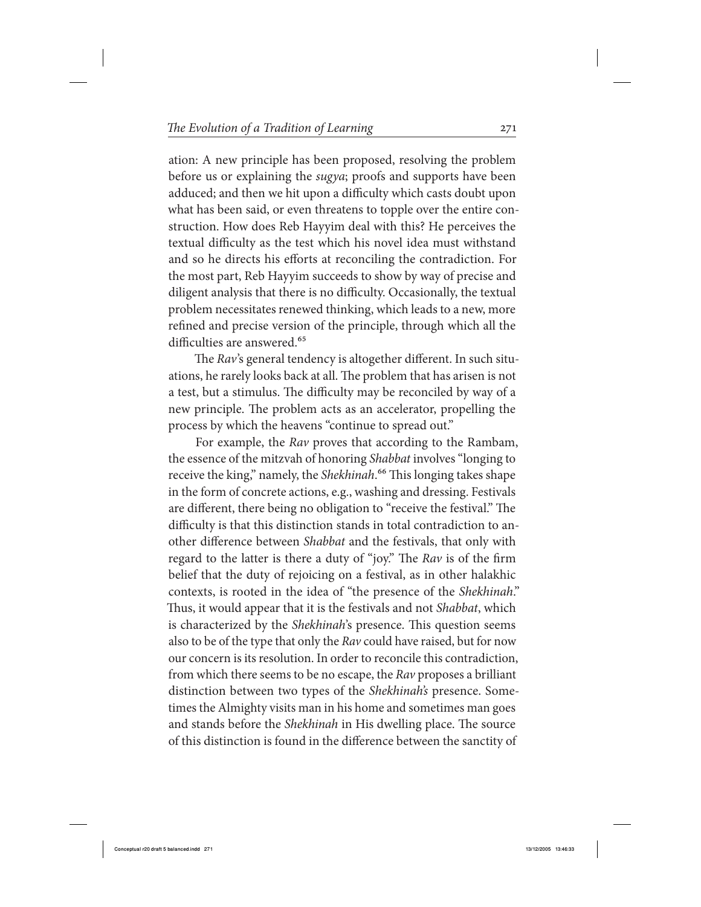ation: A new principle has been proposed, resolving the problem before us or explaining the *sugya*; proofs and supports have been adduced; and then we hit upon a difficulty which casts doubt upon what has been said, or even threatens to topple over the entire construction. How does Reb Hayyim deal with this? He perceives the textual difficulty as the test which his novel idea must withstand and so he directs his efforts at reconciling the contradiction. For the most part, Reb Hayyim succeeds to show by way of precise and diligent analysis that there is no difficulty. Occasionally, the textual problem necessitates renewed thinking, which leads to a new, more refined and precise version of the principle, through which all the difficulties are answered.[65]

The *Rav*'s general tendency is altogether different. In such situations, he rarely looks back at all. The problem that has arisen is not a test, but a stimulus. The difficulty may be reconciled by way of a new principle. The problem acts as an accelerator, propelling the process by which the heavens "continue to spread out."

For example, the *Rav* proves that according to the Rambam, the essence of the mitzvah of honoring *Shabbat* involves "longing to receive the king," namely, the *Shekhinah*.[66] This longing takes shape in the form of concrete actions, e.g., washing and dressing. Festivals are different, there being no obligation to "receive the festival." The difficulty is that this distinction stands in total contradiction to another difference between *Shabbat* and the festivals, that only with regard to the latter is there a duty of "joy." The *Rav* is of the firm belief that the duty of rejoicing on a festival, as in other halakhic contexts, is rooted in the idea of "the presence of the *Shekhinah*." Thus, it would appear that it is the festivals and not *Shabbat*, which is characterized by the *Shekhinah*'s presence. This question seems also to be of the type that only the *Rav* could have raised, but for now our concern is its resolution. In order to reconcile this contradiction, from which there seems to be no escape, the *Rav* proposes a brilliant distinction between two types of the *Shekhinah's* presence. Sometimes the Almighty visits man in his home and sometimes man goes and stands before the *Shekhinah* in His dwelling place. The source of this distinction is found in the difference between the sanctity of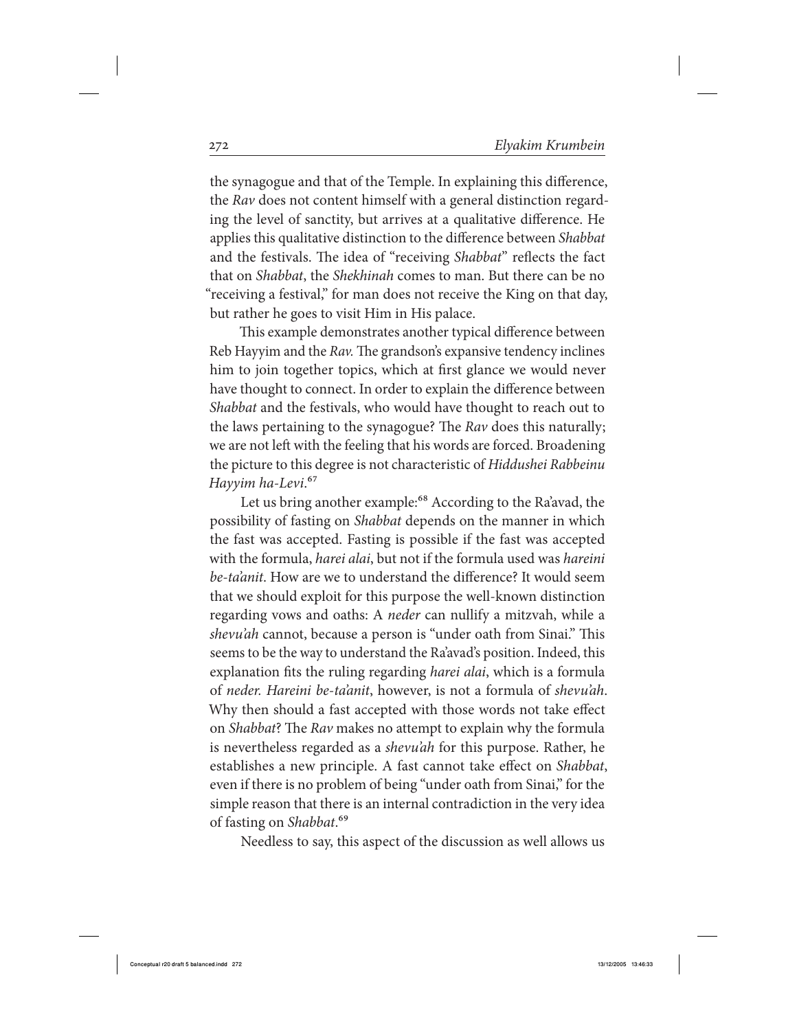the synagogue and that of the Temple. In explaining this difference, the *Rav* does not content himself with a general distinction regarding the level of sanctity, but arrives at a qualitative difference. He applies this qualitative distinction to the difference between *Shabbat* and the festivals. The idea of "receiving *Shabbat*" reflects the fact that on *Shabbat*, the *Shekhinah* comes to man. But there can be no "receiving a festival," for man does not receive the King on that day, but rather he goes to visit Him in His palace.

This example demonstrates another typical difference between Reb Hayyim and the *Rav.* The grandson's expansive tendency inclines him to join together topics, which at first glance we would never have thought to connect. In order to explain the difference between *Shabbat* and the festivals, who would have thought to reach out to the laws pertaining to the synagogue? The *Rav* does this naturally; we are not left with the feeling that his words are forced. Broadening the picture to this degree is not characteristic of *Hiddushei Rabbeinu Hayyim ha-Levi*.[67]

Let us bring another example:[68] According to the Ra'avad, the possibility of fasting on *Shabbat* depends on the manner in which the fast was accepted. Fasting is possible if the fast was accepted with the formula, *harei alai*, but not if the formula used was *hareini be-ta'anit*. How are we to understand the difference? It would seem that we should exploit for this purpose the well-known distinction regarding vows and oaths: A *neder* can nullify a mitzvah, while a *shevu'ah* cannot, because a person is "under oath from Sinai." This seems to be the way to understand the Ra'avad's position. Indeed, this explanation fits the ruling regarding *harei alai*, which is a formula of *neder. Hareini be-ta'anit*, however, is not a formula of *shevu'ah*. Why then should a fast accepted with those words not take effect on *Shabbat*? The *Rav* makes no attempt to explain why the formula is nevertheless regarded as a *shevu'ah* for this purpose. Rather, he establishes a new principle. A fast cannot take effect on *Shabbat*, even if there is no problem of being "under oath from Sinai," for the simple reason that there is an internal contradiction in the very idea of fasting on *Shabbat*.[69]

Needless to say, this aspect of the discussion as well allows us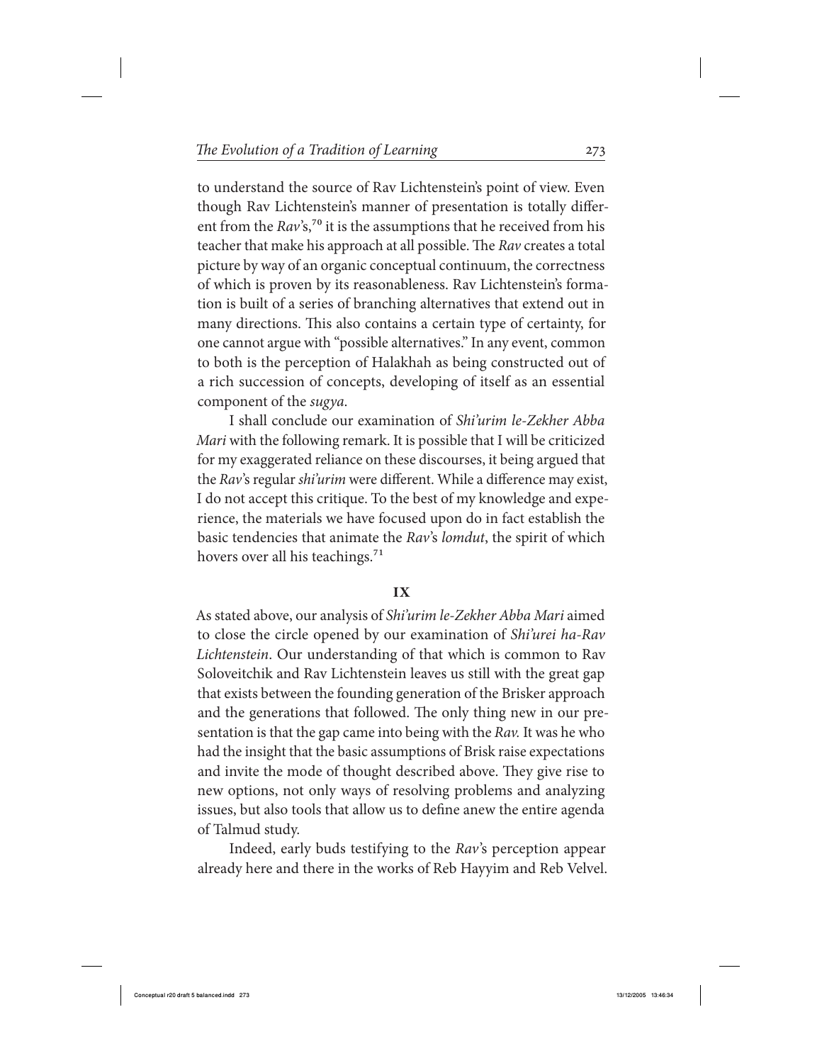to understand the source of Rav Lichtenstein's point of view. Even though Rav Lichtenstein's manner of presentation is totally different from the *Rav*'s,[70] it is the assumptions that he received from his teacher that make his approach at all possible. The *Rav* creates a total picture by way of an organic conceptual continuum, the correctness of which is proven by its reasonableness. Rav Lichtenstein's formation is built of a series of branching alternatives that extend out in many directions. This also contains a certain type of certainty, for one cannot argue with "possible alternatives." In any event, common to both is the perception of Halakhah as being constructed out of a rich succession of concepts, developing of itself as an essential component of the *sugya*.

I shall conclude our examination of *Shi'urim le-Zekher Abba Mari* with the following remark. It is possible that I will be criticized for my exaggerated reliance on these discourses, it being argued that the *Rav*'s regular *shi'urim* were different. While a difference may exist, I do not accept this critique. To the best of my knowledge and experience, the materials we have focused upon do in fact establish the basic tendencies that animate the *Rav*'s *lomdut*, the spirit of which hovers over all his teachings.[71]

## IX

As stated above, our analysis of *Shi'urim le-Zekher Abba Mari* aimed to close the circle opened by our examination of *Shi'urei ha-Rav Lichtenstein*. Our understanding of that which is common to Rav Soloveitchik and Rav Lichtenstein leaves us still with the great gap that exists between the founding generation of the Brisker approach and the generations that followed. The only thing new in our presentation is that the gap came into being with the *Rav.* It was he who had the insight that the basic assumptions of Brisk raise expectations and invite the mode of thought described above. They give rise to new options, not only ways of resolving problems and analyzing issues, but also tools that allow us to define anew the entire agenda of Talmud study.

Indeed, early buds testifying to the *Rav*'s perception appear already here and there in the works of Reb Hayyim and Reb Velvel.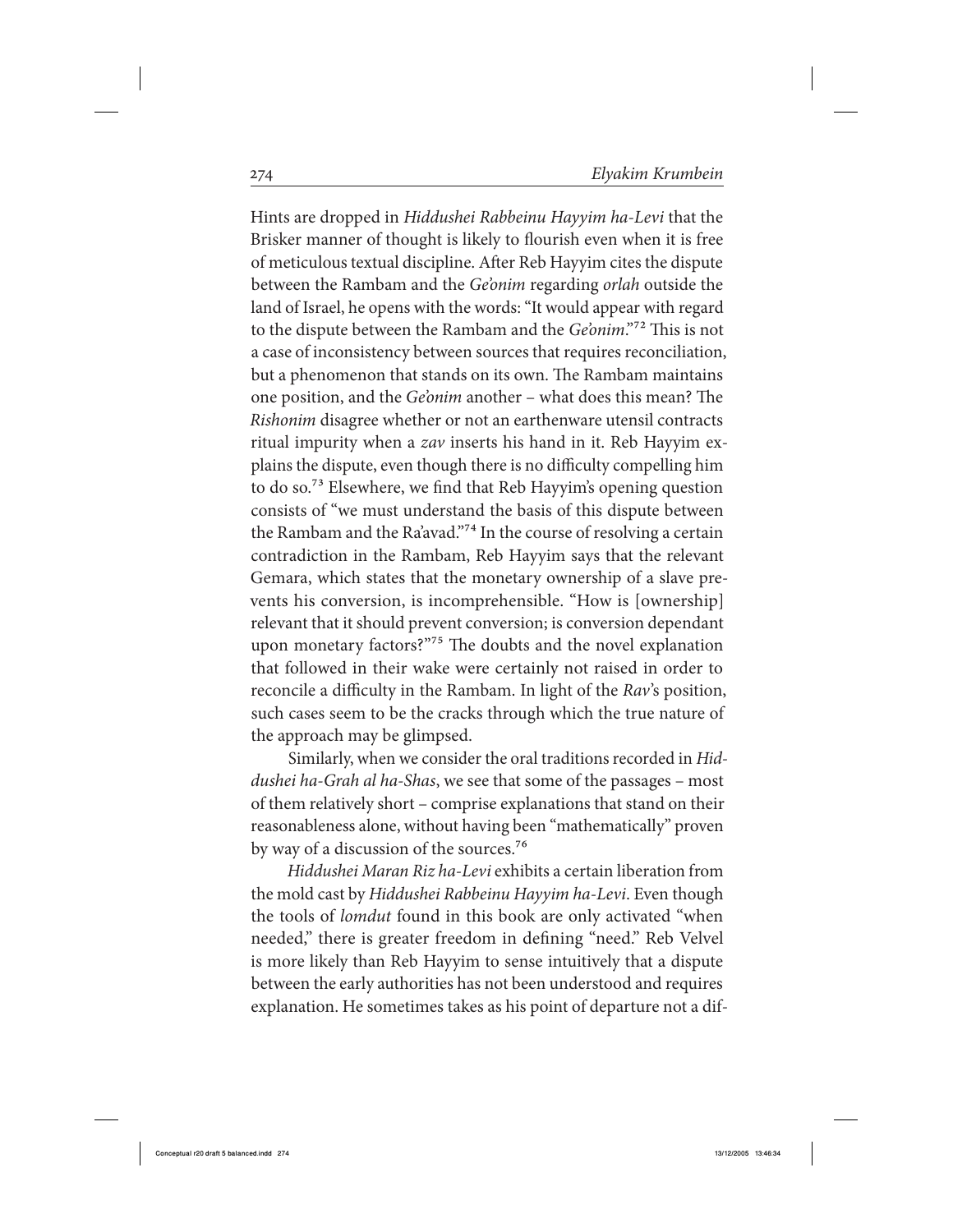Hints are dropped in *Hiddushei Rabbeinu Hayyim ha-Levi* that the Brisker manner of thought is likely to flourish even when it is free of meticulous textual discipline. After Reb Hayyim cites the dispute between the Rambam and the *Ge'onim* regarding *orlah* outside the land of Israel, he opens with the words: "It would appear with regard to the dispute between the Rambam and the *Ge'onim*."[72] This is not a case of inconsistency between sources that requires reconciliation, but a phenomenon that stands on its own. The Rambam maintains one position, and the *Ge'onim* another – what does this mean? The *Rishonim* disagree whether or not an earthenware utensil contracts ritual impurity when a *zav* inserts his hand in it. Reb Hayyim explains the dispute, even though there is no difficulty compelling him to do so.[73] Elsewhere, we find that Reb Hayyim's opening question consists of "we must understand the basis of this dispute between the Rambam and the Ra'avad."[74] In the course of resolving a certain contradiction in the Rambam, Reb Hayyim says that the relevant Gemara, which states that the monetary ownership of a slave prevents his conversion, is incomprehensible. "How is [ownership] relevant that it should prevent conversion; is conversion dependant upon monetary factors?"[75] The doubts and the novel explanation that followed in their wake were certainly not raised in order to reconcile a difficulty in the Rambam. In light of the *Rav*'s position, such cases seem to be the cracks through which the true nature of the approach may be glimpsed.

Similarly, when we consider the oral traditions recorded in *Hiddushei ha-Grah al ha-Shas*, we see that some of the passages – most of them relatively short – comprise explanations that stand on their reasonableness alone, without having been "mathematically" proven by way of a discussion of the sources.[76]

*Hiddushei Maran Riz ha-Levi* exhibits a certain liberation from the mold cast by *Hiddushei Rabbeinu Hayyim ha-Levi*. Even though the tools of *lomdut* found in this book are only activated "when needed," there is greater freedom in defining "need." Reb Velvel is more likely than Reb Hayyim to sense intuitively that a dispute between the early authorities has not been understood and requires explanation. He sometimes takes as his point of departure not a dif-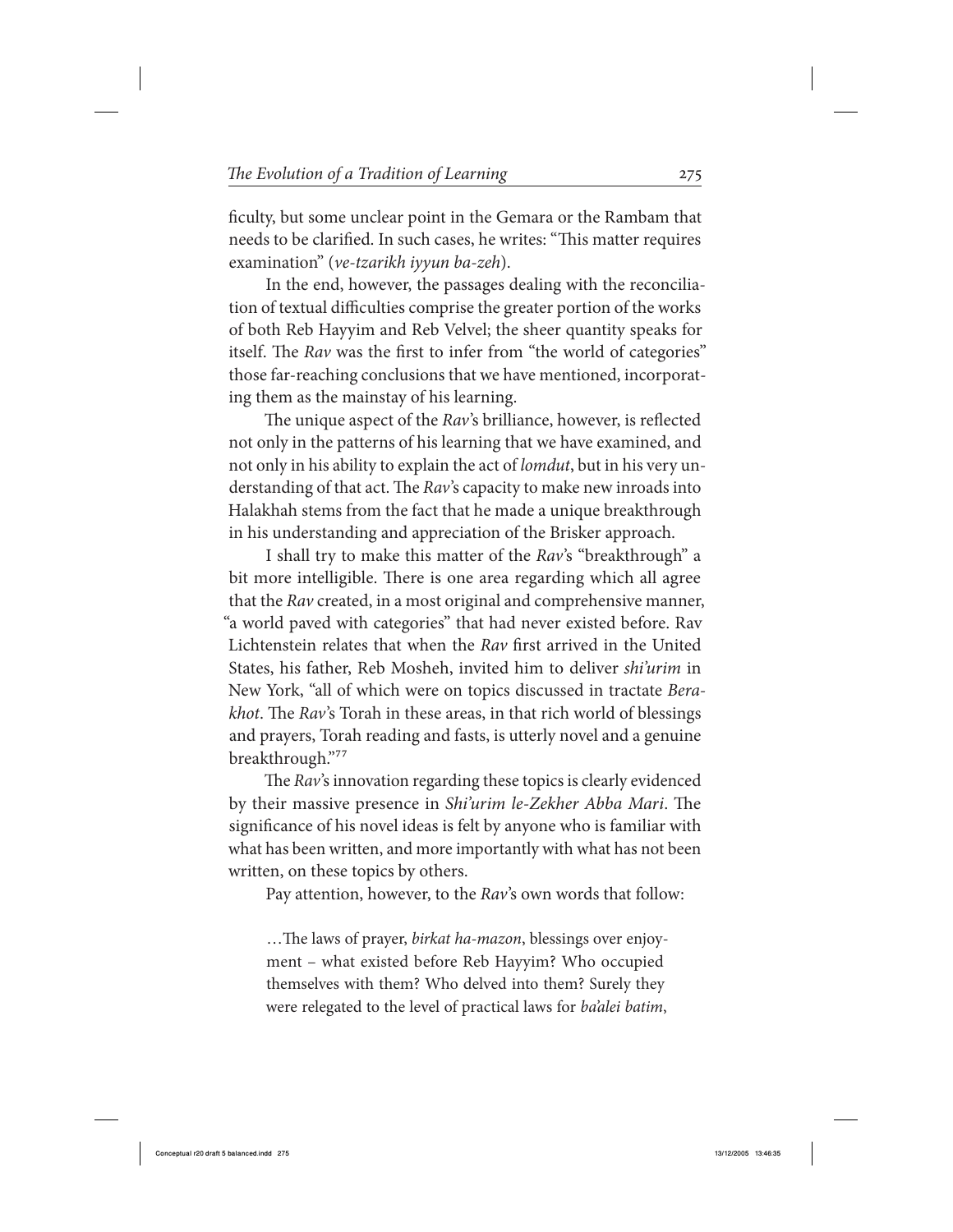ficulty, but some unclear point in the Gemara or the Rambam that needs to be clarified. In such cases, he writes: "This matter requires examination" (*ve-tzarikh iyyun ba-zeh*).

In the end, however, the passages dealing with the reconciliation of textual difficulties comprise the greater portion of the works of both Reb Hayyim and Reb Velvel; the sheer quantity speaks for itself. The *Rav* was the first to infer from "the world of categories" those far-reaching conclusions that we have mentioned, incorporating them as the mainstay of his learning.

The unique aspect of the *Rav*'s brilliance, however, is reflected not only in the patterns of his learning that we have examined, and not only in his ability to explain the act of *lomdut*, but in his very understanding of that act. The *Rav*'s capacity to make new inroads into Halakhah stems from the fact that he made a unique breakthrough in his understanding and appreciation of the Brisker approach.

I shall try to make this matter of the *Rav*'s "breakthrough" a bit more intelligible. There is one area regarding which all agree that the *Rav* created, in a most original and comprehensive manner, "a world paved with categories" that had never existed before. Rav Lichtenstein relates that when the *Rav* first arrived in the United States, his father, Reb Mosheh, invited him to deliver *shi'urim* in New York, "all of which were on topics discussed in tractate *Berakhot*. The *Rav*'s Torah in these areas, in that rich world of blessings and prayers, Torah reading and fasts, is utterly novel and a genuine breakthrough."[77]

The *Rav*'s innovation regarding these topics is clearly evidenced by their massive presence in *Shi'urim le-Zekher Abba Mari*. The significance of his novel ideas is felt by anyone who is familiar with what has been written, and more importantly with what has not been written, on these topics by others.

Pay attention, however, to the *Rav*'s own words that follow:

> …The laws of prayer, *birkat ha-mazon*, blessings over enjoyment – what existed before Reb Hayyim? Who occupied themselves with them? Who delved into them? Surely they were relegated to the level of practical laws for *ba'alei batim*,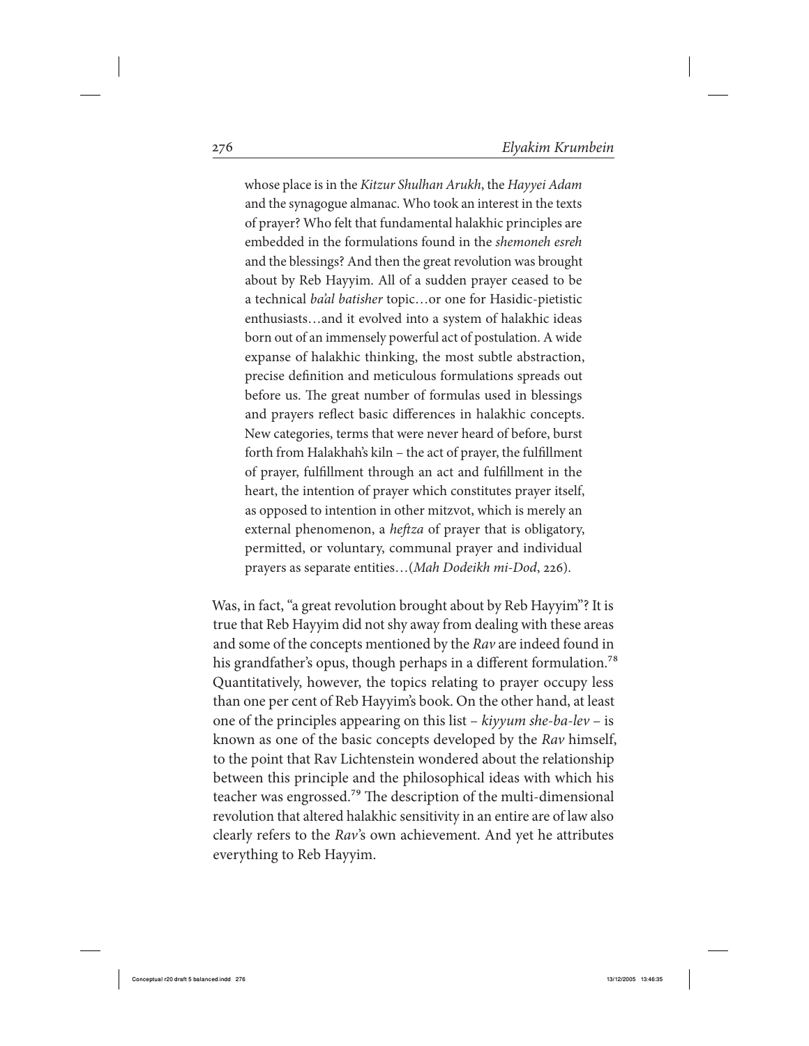> whose place is in the *Kitzur Shulhan Arukh*, the *Hayyei Adam* and the synagogue almanac. Who took an interest in the texts of prayer? Who felt that fundamental halakhic principles are embedded in the formulations found in the *shemoneh esreh* and the blessings? And then the great revolution was brought about by Reb Hayyim. All of a sudden prayer ceased to be a technical *ba'al batisher* topic…or one for Hasidic-pietistic enthusiasts…and it evolved into a system of halakhic ideas born out of an immensely powerful act of postulation. A wide expanse of halakhic thinking, the most subtle abstraction, precise definition and meticulous formulations spreads out before us. The great number of formulas used in blessings and prayers reflect basic differences in halakhic concepts. New categories, terms that were never heard of before, burst forth from Halakhah's kiln – the act of prayer, the fulfillment of prayer, fulfillment through an act and fulfillment in the heart, the intention of prayer which constitutes prayer itself, as opposed to intention in other mitzvot, which is merely an external phenomenon, a *heftza* of prayer that is obligatory, permitted, or voluntary, communal prayer and individual prayers as separate entities…(*Mah Dodeikh mi-Dod*, 226).

Was, in fact, "a great revolution brought about by Reb Hayyim"? It is true that Reb Hayyim did not shy away from dealing with these areas and some of the concepts mentioned by the *Rav* are indeed found in his grandfather's opus, though perhaps in a different formulation.[78] Quantitatively, however, the topics relating to prayer occupy less than one per cent of Reb Hayyim's book. On the other hand, at least one of the principles appearing on this list – *kiyyum she-ba-lev* – is known as one of the basic concepts developed by the *Rav* himself, to the point that Rav Lichtenstein wondered about the relationship between this principle and the philosophical ideas with which his teacher was engrossed.[79] The description of the multi-dimensional revolution that altered halakhic sensitivity in an entire are of law also clearly refers to the *Rav*'s own achievement. And yet he attributes everything to Reb Hayyim.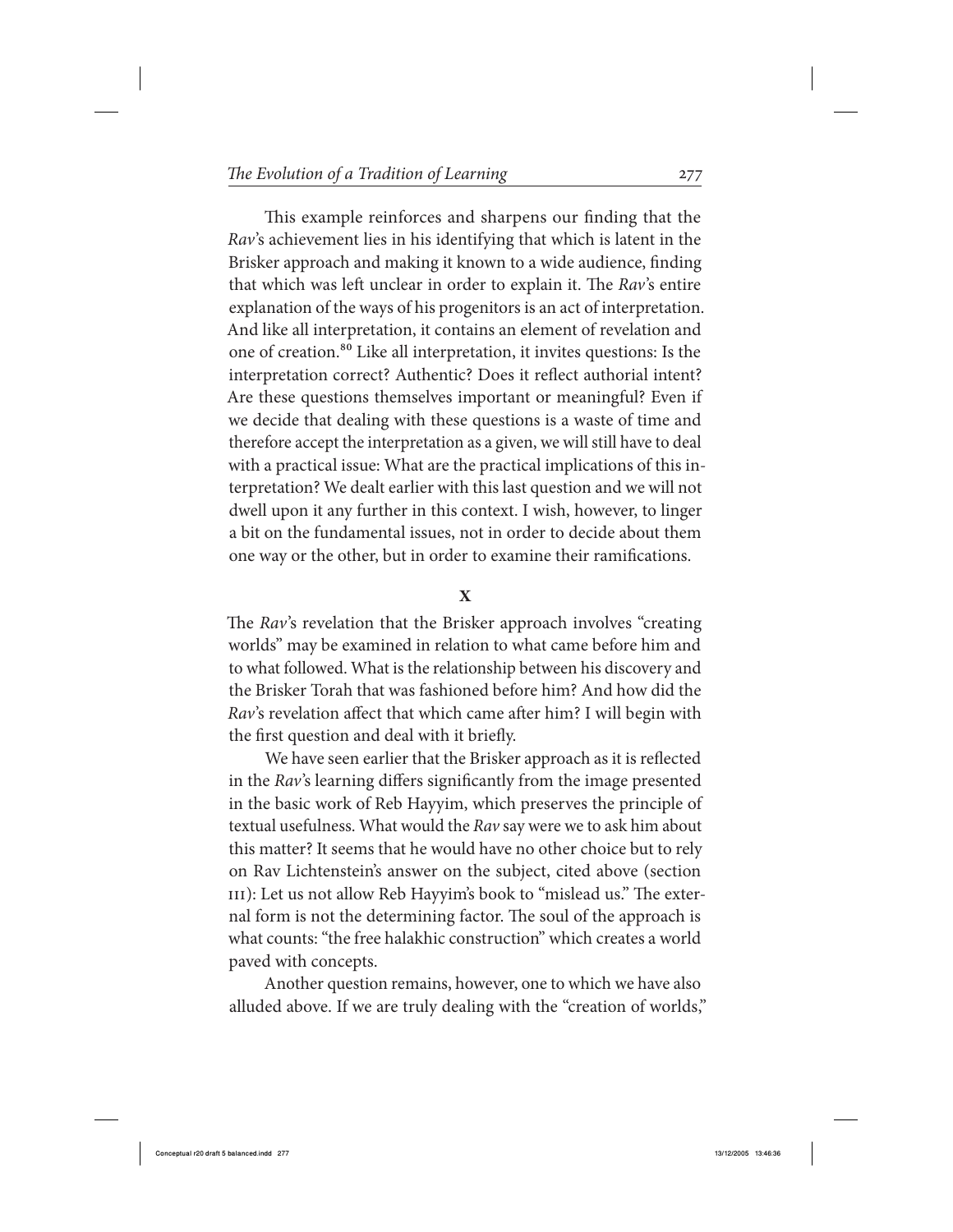This example reinforces and sharpens our finding that the *Rav*'s achievement lies in his identifying that which is latent in the Brisker approach and making it known to a wide audience, finding that which was left unclear in order to explain it. The *Rav*'s entire explanation of the ways of his progenitors is an act of interpretation. And like all interpretation, it contains an element of revelation and one of creation.[80] Like all interpretation, it invites questions: Is the interpretation correct? Authentic? Does it reflect authorial intent? Are these questions themselves important or meaningful? Even if we decide that dealing with these questions is a waste of time and therefore accept the interpretation as a given, we will still have to deal with a practical issue: What are the practical implications of this interpretation? We dealt earlier with this last question and we will not dwell upon it any further in this context. I wish, however, to linger a bit on the fundamental issues, not in order to decide about them one way or the other, but in order to examine their ramifications.

## X

The *Rav*'s revelation that the Brisker approach involves "creating worlds" may be examined in relation to what came before him and to what followed. What is the relationship between his discovery and the Brisker Torah that was fashioned before him? And how did the *Rav*'s revelation affect that which came after him? I will begin with the first question and deal with it briefly.

We have seen earlier that the Brisker approach as it is reflected in the *Rav*'s learning differs significantly from the image presented in the basic work of Reb Hayyim, which preserves the principle of textual usefulness. What would the *Rav* say were we to ask him about this matter? It seems that he would have no other choice but to rely on Rav Lichtenstein's answer on the subject, cited above (section III): Let us not allow Reb Hayyim's book to "mislead us." The external form is not the determining factor. The soul of the approach is what counts: "the free halakhic construction" which creates a world paved with concepts.

Another question remains, however, one to which we have also alluded above. If we are truly dealing with the "creation of worlds,"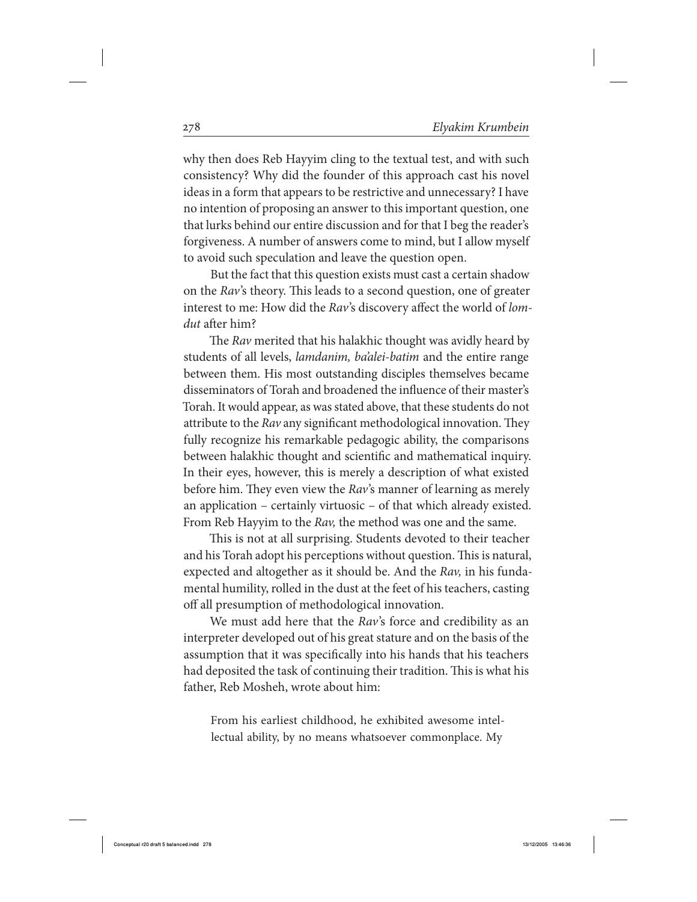why then does Reb Hayyim cling to the textual test, and with such consistency? Why did the founder of this approach cast his novel ideas in a form that appears to be restrictive and unnecessary? I have no intention of proposing an answer to this important question, one that lurks behind our entire discussion and for that I beg the reader's forgiveness. A number of answers come to mind, but I allow myself to avoid such speculation and leave the question open.

But the fact that this question exists must cast a certain shadow on the *Rav*'s theory. This leads to a second question, one of greater interest to me: How did the *Rav*'s discovery affect the world of *lomdut* after him?

The *Rav* merited that his halakhic thought was avidly heard by students of all levels, *lamdanim, ba'alei-batim* and the entire range between them. His most outstanding disciples themselves became disseminators of Torah and broadened the influence of their master's Torah. It would appear, as was stated above, that these students do not attribute to the *Rav* any significant methodological innovation. They fully recognize his remarkable pedagogic ability, the comparisons between halakhic thought and scientific and mathematical inquiry. In their eyes, however, this is merely a description of what existed before him. They even view the *Rav*'s manner of learning as merely an application – certainly virtuosic – of that which already existed. From Reb Hayyim to the *Rav,* the method was one and the same.

This is not at all surprising. Students devoted to their teacher and his Torah adopt his perceptions without question. This is natural, expected and altogether as it should be. And the *Rav,* in his fundamental humility, rolled in the dust at the feet of his teachers, casting off all presumption of methodological innovation.

We must add here that the *Rav*'s force and credibility as an interpreter developed out of his great stature and on the basis of the assumption that it was specifically into his hands that his teachers had deposited the task of continuing their tradition. This is what his father, Reb Mosheh, wrote about him:

> From his earliest childhood, he exhibited awesome intellectual ability, by no means whatsoever commonplace. My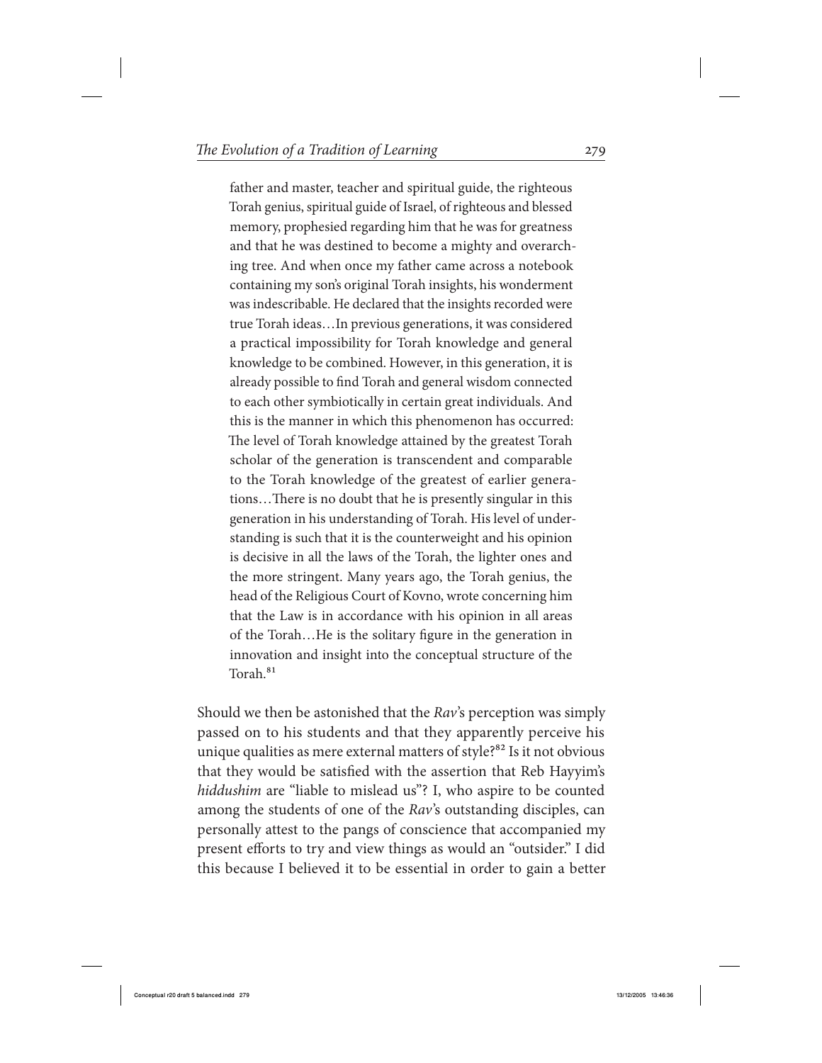> father and master, teacher and spiritual guide, the righteous Torah genius, spiritual guide of Israel, of righteous and blessed memory, prophesied regarding him that he was for greatness and that he was destined to become a mighty and overarching tree. And when once my father came across a notebook containing my son's original Torah insights, his wonderment was indescribable. He declared that the insights recorded were true Torah ideas…In previous generations, it was considered a practical impossibility for Torah knowledge and general knowledge to be combined. However, in this generation, it is already possible to find Torah and general wisdom connected to each other symbiotically in certain great individuals. And this is the manner in which this phenomenon has occurred: The level of Torah knowledge attained by the greatest Torah scholar of the generation is transcendent and comparable to the Torah knowledge of the greatest of earlier generations…There is no doubt that he is presently singular in this generation in his understanding of Torah. His level of understanding is such that it is the counterweight and his opinion is decisive in all the laws of the Torah, the lighter ones and the more stringent. Many years ago, the Torah genius, the head of the Religious Court of Kovno, wrote concerning him that the Law is in accordance with his opinion in all areas of the Torah…He is the solitary figure in the generation in innovation and insight into the conceptual structure of the Torah.[81]

Should we then be astonished that the *Rav*'s perception was simply passed on to his students and that they apparently perceive his unique qualities as mere external matters of style?[82] Is it not obvious that they would be satisfied with the assertion that Reb Hayyim's *hiddushim* are "liable to mislead us"? I, who aspire to be counted among the students of one of the *Rav*'s outstanding disciples, can personally attest to the pangs of conscience that accompanied my present efforts to try and view things as would an "outsider." I did this because I believed it to be essential in order to gain a better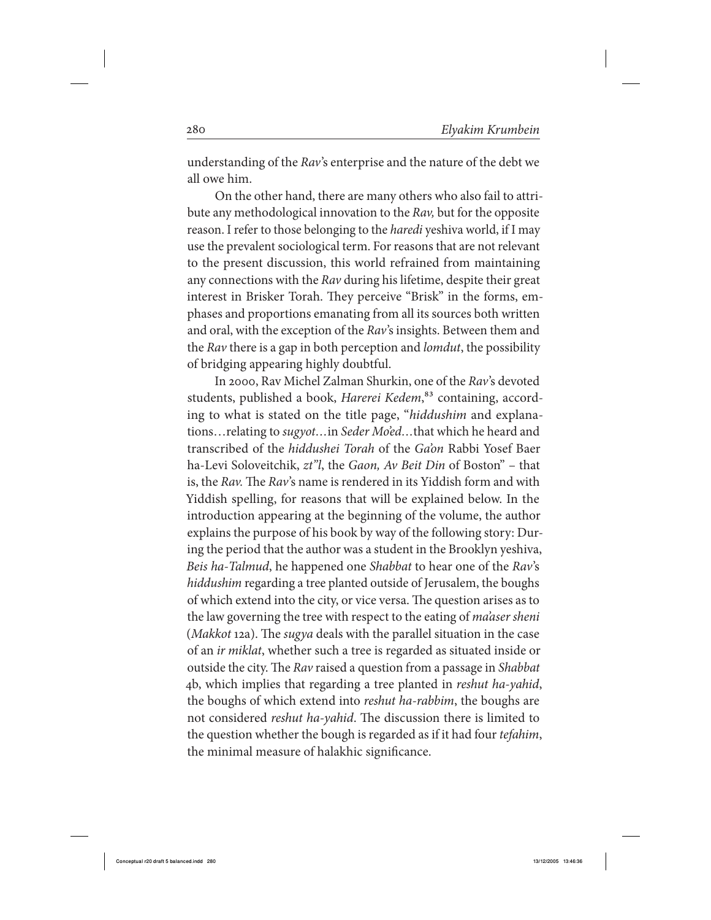understanding of the *Rav*'s enterprise and the nature of the debt we all owe him.

On the other hand, there are many others who also fail to attribute any methodological innovation to the *Rav,* but for the opposite reason. I refer to those belonging to the *haredi* yeshiva world, if I may use the prevalent sociological term. For reasons that are not relevant to the present discussion, this world refrained from maintaining any connections with the *Rav* during his lifetime, despite their great interest in Brisker Torah. They perceive "Brisk" in the forms, emphases and proportions emanating from all its sources both written and oral, with the exception of the *Rav*'s insights. Between them and the *Rav* there is a gap in both perception and *lomdut*, the possibility of bridging appearing highly doubtful.

In 2000, Rav Michel Zalman Shurkin, one of the *Rav*'s devoted students, published a book, *Harerei Kedem*,[83] containing, according to what is stated on the title page, "*hiddushim* and explanations…relating to *sugyot*…in *Seder Mo'ed*…that which he heard and transcribed of the *hiddushei Torah* of the *Ga'on* Rabbi Yosef Baer ha-Levi Soloveitchik, *zt"l*, the *Gaon, Av Beit Din* of Boston" – that is, the *Rav.* The *Rav*'s name is rendered in its Yiddish form and with Yiddish spelling, for reasons that will be explained below. In the introduction appearing at the beginning of the volume, the author explains the purpose of his book by way of the following story: During the period that the author was a student in the Brooklyn yeshiva, *Beis ha-Talmud*, he happened one *Shabbat* to hear one of the *Rav*'s *hiddushim* regarding a tree planted outside of Jerusalem, the boughs of which extend into the city, or vice versa. The question arises as to the law governing the tree with respect to the eating of *ma'aser sheni* (*Makkot* 12a). The *sugya* deals with the parallel situation in the case of an *ir miklat*, whether such a tree is regarded as situated inside or outside the city. The *Rav* raised a question from a passage in *Shabbat* 4b, which implies that regarding a tree planted in *reshut ha-yahid*, the boughs of which extend into *reshut ha-rabbim*, the boughs are not considered *reshut ha-yahid*. The discussion there is limited to the question whether the bough is regarded as if it had four *tefahim*, the minimal measure of halakhic significance.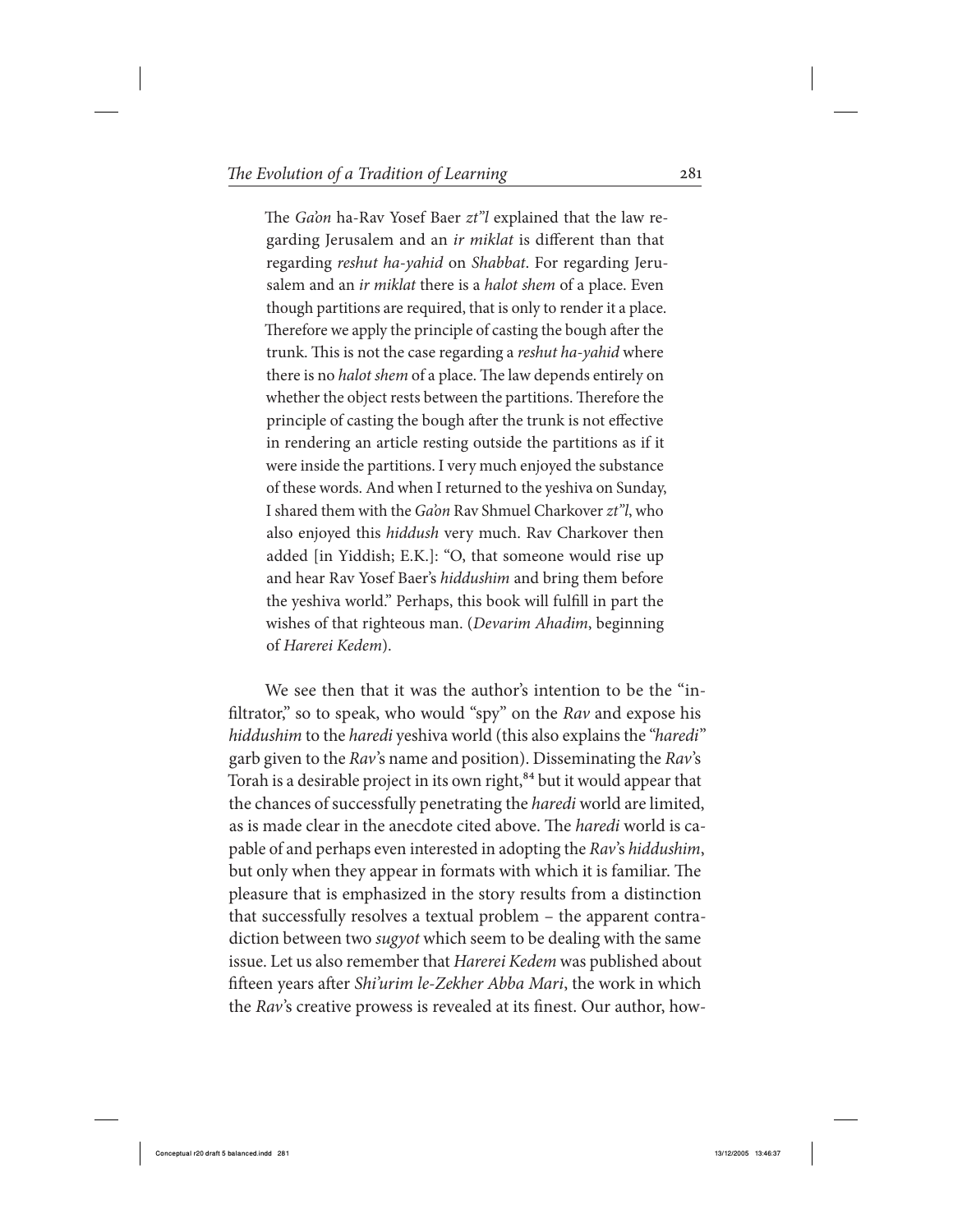> The *Ga'on* ha-Rav Yosef Baer *zt"l* explained that the law regarding Jerusalem and an *ir miklat* is different than that regarding *reshut ha-yahid* on *Shabbat*. For regarding Jerusalem and an *ir miklat* there is a *halot shem* of a place. Even though partitions are required, that is only to render it a place. Therefore we apply the principle of casting the bough after the trunk. This is not the case regarding a *reshut ha-yahid* where there is no *halot shem* of a place. The law depends entirely on whether the object rests between the partitions. Therefore the principle of casting the bough after the trunk is not effective in rendering an article resting outside the partitions as if it were inside the partitions. I very much enjoyed the substance of these words. And when I returned to the yeshiva on Sunday, I shared them with the *Ga'on* Rav Shmuel Charkover *zt"l*, who also enjoyed this *hiddush* very much. Rav Charkover then added [in Yiddish; E.K.]: "O, that someone would rise up and hear Rav Yosef Baer's *hiddushim* and bring them before the yeshiva world." Perhaps, this book will fulfill in part the wishes of that righteous man. (*Devarim Ahadim*, beginning of *Harerei Kedem*).

We see then that it was the author's intention to be the "infiltrator," so to speak, who would "spy" on the *Rav* and expose his *hiddushim* to the *haredi* yeshiva world (this also explains the "*haredi*" garb given to the *Rav*'s name and position). Disseminating the *Rav*'s Torah is a desirable project in its own right,[84] but it would appear that the chances of successfully penetrating the *haredi* world are limited, as is made clear in the anecdote cited above. The *haredi* world is capable of and perhaps even interested in adopting the *Rav*'s *hiddushim*, but only when they appear in formats with which it is familiar. The pleasure that is emphasized in the story results from a distinction that successfully resolves a textual problem – the apparent contradiction between two *sugyot* which seem to be dealing with the same issue. Let us also remember that *Harerei Kedem* was published about fifteen years after *Shi'urim le-Zekher Abba Mari*, the work in which the *Rav*'s creative prowess is revealed at its finest. Our author, how-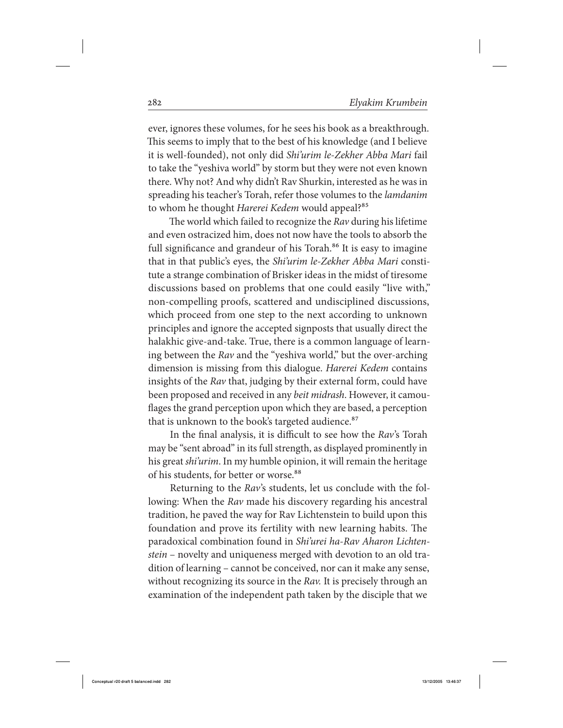ever, ignores these volumes, for he sees his book as a breakthrough. This seems to imply that to the best of his knowledge (and I believe it is well-founded), not only did *Shi'urim le-Zekher Abba Mari* fail to take the "yeshiva world" by storm but they were not even known there. Why not? And why didn't Rav Shurkin, interested as he was in spreading his teacher's Torah, refer those volumes to the *lamdanim* to whom he thought *Harerei Kedem* would appeal?[85]

The world which failed to recognize the *Rav* during his lifetime and even ostracized him, does not now have the tools to absorb the full significance and grandeur of his Torah.[86] It is easy to imagine that in that public's eyes, the *Shi'urim le-Zekher Abba Mari* constitute a strange combination of Brisker ideas in the midst of tiresome discussions based on problems that one could easily "live with," non-compelling proofs, scattered and undisciplined discussions, which proceed from one step to the next according to unknown principles and ignore the accepted signposts that usually direct the halakhic give-and-take. True, there is a common language of learning between the *Rav* and the "yeshiva world," but the over-arching dimension is missing from this dialogue. *Harerei Kedem* contains insights of the *Rav* that, judging by their external form, could have been proposed and received in any *beit midrash*. However, it camouflages the grand perception upon which they are based, a perception that is unknown to the book's targeted audience.[87]

In the final analysis, it is difficult to see how the *Rav*'s Torah may be "sent abroad" in its full strength, as displayed prominently in his great *shi'urim*. In my humble opinion, it will remain the heritage of his students, for better or worse.[88]

Returning to the *Rav*'s students, let us conclude with the following: When the *Rav* made his discovery regarding his ancestral tradition, he paved the way for Rav Lichtenstein to build upon this foundation and prove its fertility with new learning habits. The paradoxical combination found in *Shi'urei ha-Rav Aharon Lichtenstein* – novelty and uniqueness merged with devotion to an old tradition of learning – cannot be conceived, nor can it make any sense, without recognizing its source in the *Rav.* It is precisely through an examination of the independent path taken by the disciple that we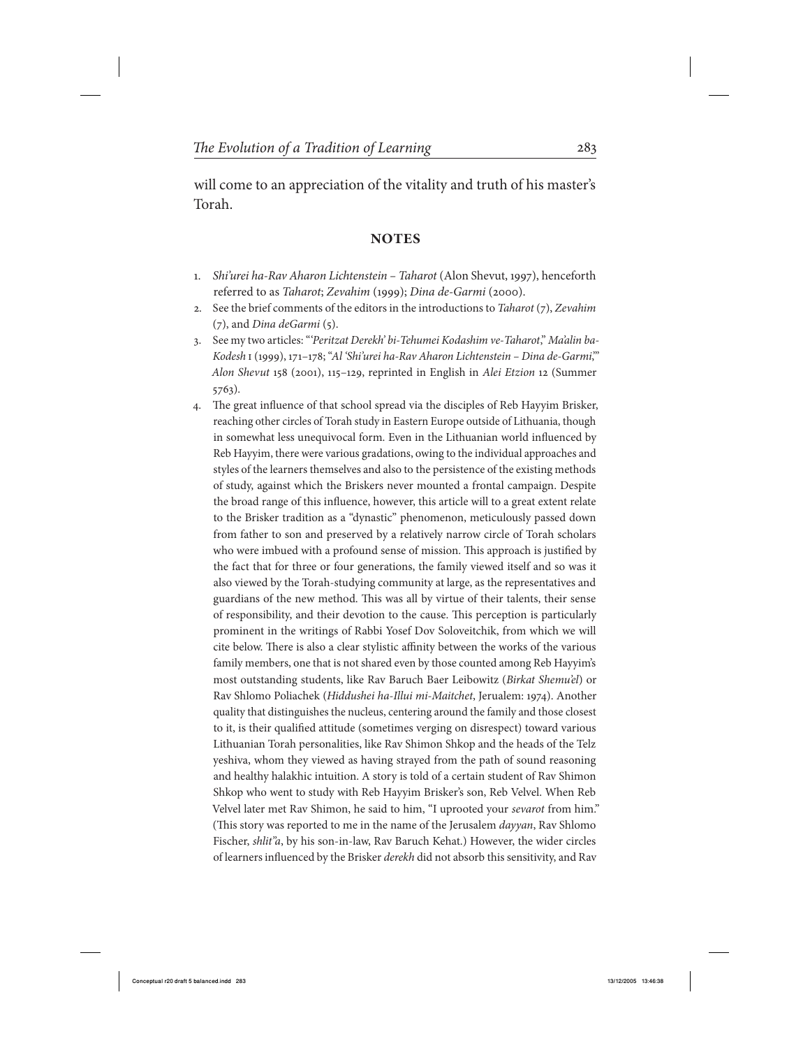will come to an appreciation of the vitality and truth of his master's Torah.

## NOTES

1. *Shi'urei ha-Rav Aharon Lichtenstein – Taharot* (Alon Shevut, 1997), henceforth referred to as *Taharot*; *Zevahim* (1999); *Dina de-Garmi* (2000).
2. See the brief comments of the editors in the introductions to *Taharot* (7), *Zevahim* (7), and *Dina deGarmi* (5).
3. See my two articles: "'*Peritzat Derekh' bi-Tehumei Kodashim ve-Taharot*," *Ma'alin ba-Kodesh* 1 (1999), 171–178; "*Al 'Shi'urei ha-Rav Aharon Lichtenstein – Dina de-Garmi*,'" *Alon Shevut* 158 (2001), 115–129, reprinted in English in *Alei Etzion* 12 (Summer 5763).
4. The great influence of that school spread via the disciples of Reb Hayyim Brisker, reaching other circles of Torah study in Eastern Europe outside of Lithuania, though in somewhat less unequivocal form. Even in the Lithuanian world influenced by Reb Hayyim, there were various gradations, owing to the individual approaches and styles of the learners themselves and also to the persistence of the existing methods of study, against which the Briskers never mounted a frontal campaign. Despite the broad range of this influence, however, this article will to a great extent relate to the Brisker tradition as a "dynastic" phenomenon, meticulously passed down from father to son and preserved by a relatively narrow circle of Torah scholars who were imbued with a profound sense of mission. This approach is justified by the fact that for three or four generations, the family viewed itself and so was it also viewed by the Torah-studying community at large, as the representatives and guardians of the new method. This was all by virtue of their talents, their sense of responsibility, and their devotion to the cause. This perception is particularly prominent in the writings of Rabbi Yosef Dov Soloveitchik, from which we will cite below. There is also a clear stylistic affinity between the works of the various family members, one that is not shared even by those counted among Reb Hayyim's most outstanding students, like Rav Baruch Baer Leibowitz (*Birkat Shemu'el*) or Rav Shlomo Poliachek (*Hiddushei ha-Illui mi-Maitchet*, Jerualem: 1974). Another quality that distinguishes the nucleus, centering around the family and those closest to it, is their qualified attitude (sometimes verging on disrespect) toward various Lithuanian Torah personalities, like Rav Shimon Shkop and the heads of the Telz yeshiva, whom they viewed as having strayed from the path of sound reasoning and healthy halakhic intuition. A story is told of a certain student of Rav Shimon Shkop who went to study with Reb Hayyim Brisker's son, Reb Velvel. When Reb Velvel later met Rav Shimon, he said to him, "I uprooted your *sevarot* from him." (This story was reported to me in the name of the Jerusalem *dayyan*, Rav Shlomo Fischer, *shlit"a*, by his son-in-law, Rav Baruch Kehat.) However, the wider circles of learners influenced by the Brisker *derekh* did not absorb this sensitivity, and Rav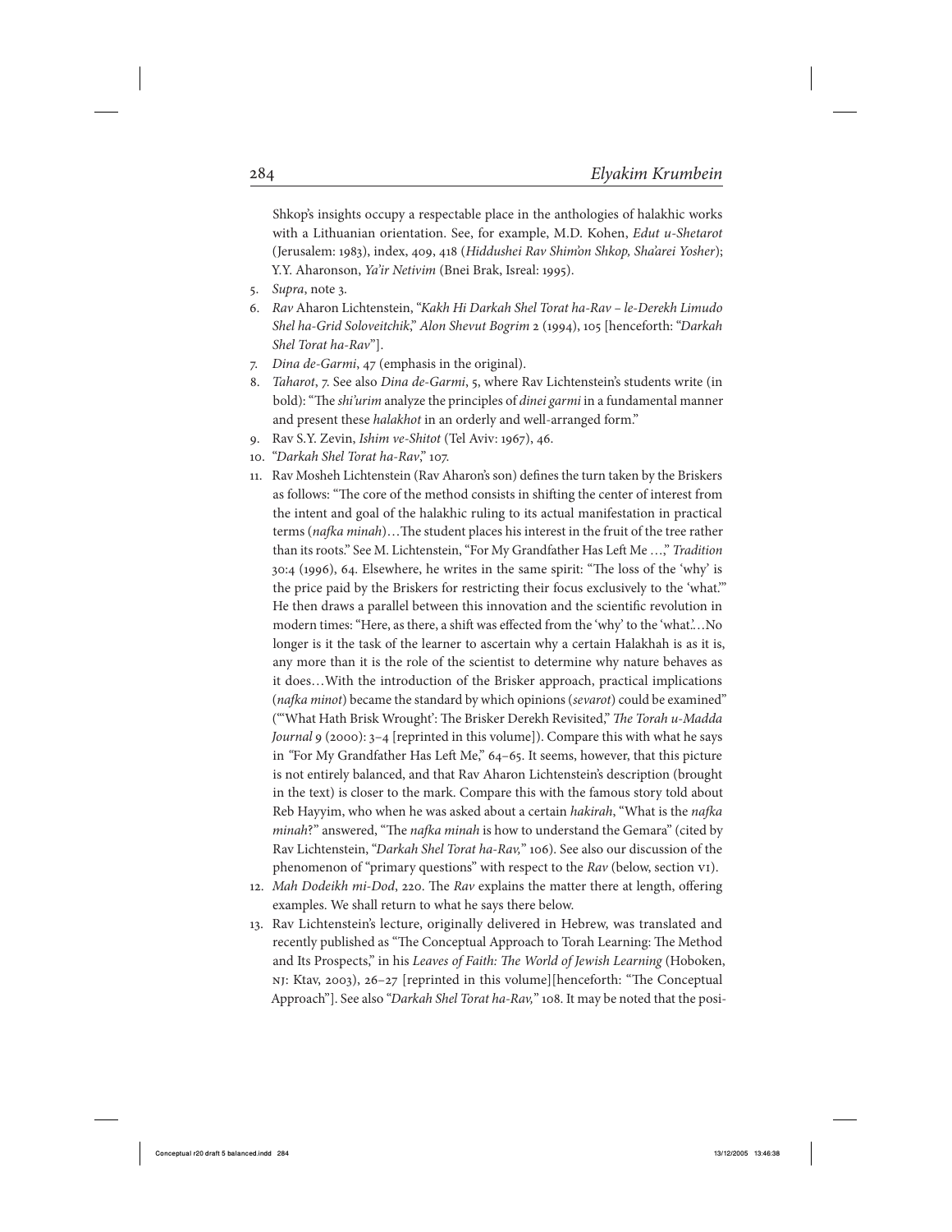Shkop's insights occupy a respectable place in the anthologies of halakhic works with a Lithuanian orientation. See, for example, M.D. Kohen, *Edut u-Shetarot* (Jerusalem: 1983), index, 409, 418 (*Hiddushei Rav Shim'on Shkop, Sha'arei Yosher*); Y.Y. Aharonson, *Ya'ir Netivim* (Bnei Brak, Isreal: 1995).

5. *Supra*, note 3.
6. *Rav* Aharon Lichtenstein, "*Kakh Hi Darkah Shel Torat ha-Rav – le-Derekh Limudo Shel ha-Grid Soloveitchik*," *Alon Shevut Bogrim* 2 (1994), 105 [henceforth: "*Darkah Shel Torat ha-Rav*"].
7. *Dina de-Garmi*, 47 (emphasis in the original).
8. *Taharot*, 7. See also *Dina de-Garmi*, 5, where Rav Lichtenstein's students write (in bold): "The *shi'urim* analyze the principles of *dinei garmi* in a fundamental manner and present these *halakhot* in an orderly and well-arranged form."
9. Rav S.Y. Zevin, *Ishim ve-Shitot* (Tel Aviv: 1967), 46.
10. "*Darkah Shel Torat ha-Rav*," 107.
11. Rav Mosheh Lichtenstein (Rav Aharon's son) defines the turn taken by the Briskers as follows: "The core of the method consists in shifting the center of interest from the intent and goal of the halakhic ruling to its actual manifestation in practical terms (*nafka minah*)…The student places his interest in the fruit of the tree rather than its roots." See M. Lichtenstein, "For My Grandfather Has Left Me …," *Tradition* 30:4 (1996), 64. Elsewhere, he writes in the same spirit: "The loss of the 'why' is the price paid by the Briskers for restricting their focus exclusively to the 'what.'" He then draws a parallel between this innovation and the scientific revolution in modern times: "Here, as there, a shift was effected from the 'why' to the 'what.'…No longer is it the task of the learner to ascertain why a certain Halakhah is as it is, any more than it is the role of the scientist to determine why nature behaves as it does…With the introduction of the Brisker approach, practical implications (*nafka minot*) became the standard by which opinions (*sevarot*) could be examined" ("'What Hath Brisk Wrought': The Brisker Derekh Revisited," *The Torah u-Madda Journal* 9 (2000): 3–4 [reprinted in this volume]). Compare this with what he says in "For My Grandfather Has Left Me," 64–65. It seems, however, that this picture is not entirely balanced, and that Rav Aharon Lichtenstein's description (brought in the text) is closer to the mark. Compare this with the famous story told about Reb Hayyim, who when he was asked about a certain *hakirah*, "What is the *nafka minah*?" answered, "The *nafka minah* is how to understand the Gemara" (cited by Rav Lichtenstein, "*Darkah Shel Torat ha-Rav,*" 106). See also our discussion of the phenomenon of "primary questions" with respect to the *Rav* (below, section VI).
12. *Mah Dodeikh mi-Dod*, 220. The *Rav* explains the matter there at length, offering examples. We shall return to what he says there below.
13. Rav Lichtenstein's lecture, originally delivered in Hebrew, was translated and recently published as "The Conceptual Approach to Torah Learning: The Method and Its Prospects," in his *Leaves of Faith: The World of Jewish Learning* (Hoboken, NJ: Ktav, 2003), 26–27 [reprinted in this volume][henceforth: "The Conceptual Approach"]. See also "*Darkah Shel Torat ha-Rav,*" 108. It may be noted that the posi-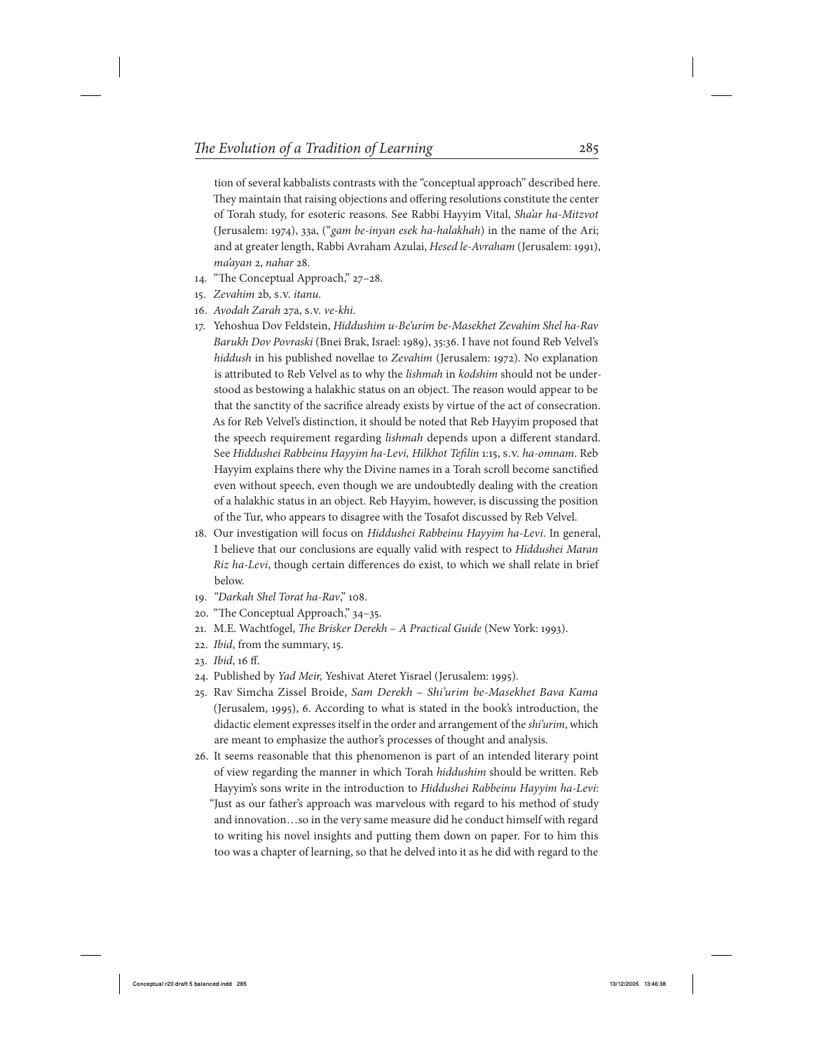tion of several kabbalists contrasts with the "conceptual approach" described here. They maintain that raising objections and offering resolutions constitute the center of Torah study, for esoteric reasons. See Rabbi Hayyim Vital, *Sha'ar ha-Mitzvot* (Jerusalem: 1974), 33a, ("*gam be-inyan esek ha-halakhah*) in the name of the Ari; and at greater length, Rabbi Avraham Azulai, *Hesed le-Avraham* (Jerusalem: 1991), *ma'ayan* 2, *nahar* 28.

14. "The Conceptual Approach," 27–28.
15. *Zevahim* 2b, s.v. *itanu*.
16. *Avodah Zarah* 27a, s.v. *ve-khi*.
17. Yehoshua Dov Feldstein, *Hiddushim u-Be'urim be-Masekhet Zevahim Shel ha-Rav Barukh Dov Povraski* (Bnei Brak, Israel: 1989), 35:36. I have not found Reb Velvel's *hiddush* in his published novellae to *Zevahim* (Jerusalem: 1972). No explanation is attributed to Reb Velvel as to why the *lishmah* in *kodshim* should not be understood as bestowing a halakhic status on an object. The reason would appear to be that the sanctity of the sacrifice already exists by virtue of the act of consecration. As for Reb Velvel's distinction, it should be noted that Reb Hayyim proposed that the speech requirement regarding *lishmah* depends upon a different standard. See *Hiddushei Rabbeinu Hayyim ha-Levi, Hilkhot Tefilin* 1:15, s.v. *ha-omnam*. Reb Hayyim explains there why the Divine names in a Torah scroll become sanctified even without speech, even though we are undoubtedly dealing with the creation of a halakhic status in an object. Reb Hayyim, however, is discussing the position of the Tur, who appears to disagree with the Tosafot discussed by Reb Velvel.
18. Our investigation will focus on *Hiddushei Rabbeinu Hayyim ha-Levi*. In general, I believe that our conclusions are equally valid with respect to *Hiddushei Maran Riz ha-Levi*, though certain differences do exist, to which we shall relate in brief below.
19. *"Darkah Shel Torat ha-Rav*," 108.
20. "The Conceptual Approach," 34–35.
21. M.E. Wachtfogel, *The Brisker Derekh – A Practical Guide* (New York: 1993).
22. *Ibid*, from the summary, 15.
23. *Ibid*, 16 ff.
24. Published by *Yad Meir,* Yeshivat Ateret Yisrael (Jerusalem: 1995).
25. Rav Simcha Zissel Broide, *Sam Derekh – Shi'urim be-Masekhet Bava Kama* (Jerusalem, 1995), 6. According to what is stated in the book's introduction, the didactic element expresses itself in the order and arrangement of the *shi'urim*, which are meant to emphasize the author's processes of thought and analysis.
26. It seems reasonable that this phenomenon is part of an intended literary point of view regarding the manner in which Torah *hiddushim* should be written. Reb Hayyim's sons write in the introduction to *Hiddushei Rabbeinu Hayyim ha-Levi*: "Just as our father's approach was marvelous with regard to his method of study and innovation…so in the very same measure did he conduct himself with regard to writing his novel insights and putting them down on paper. For to him this too was a chapter of learning, so that he delved into it as he did with regard to the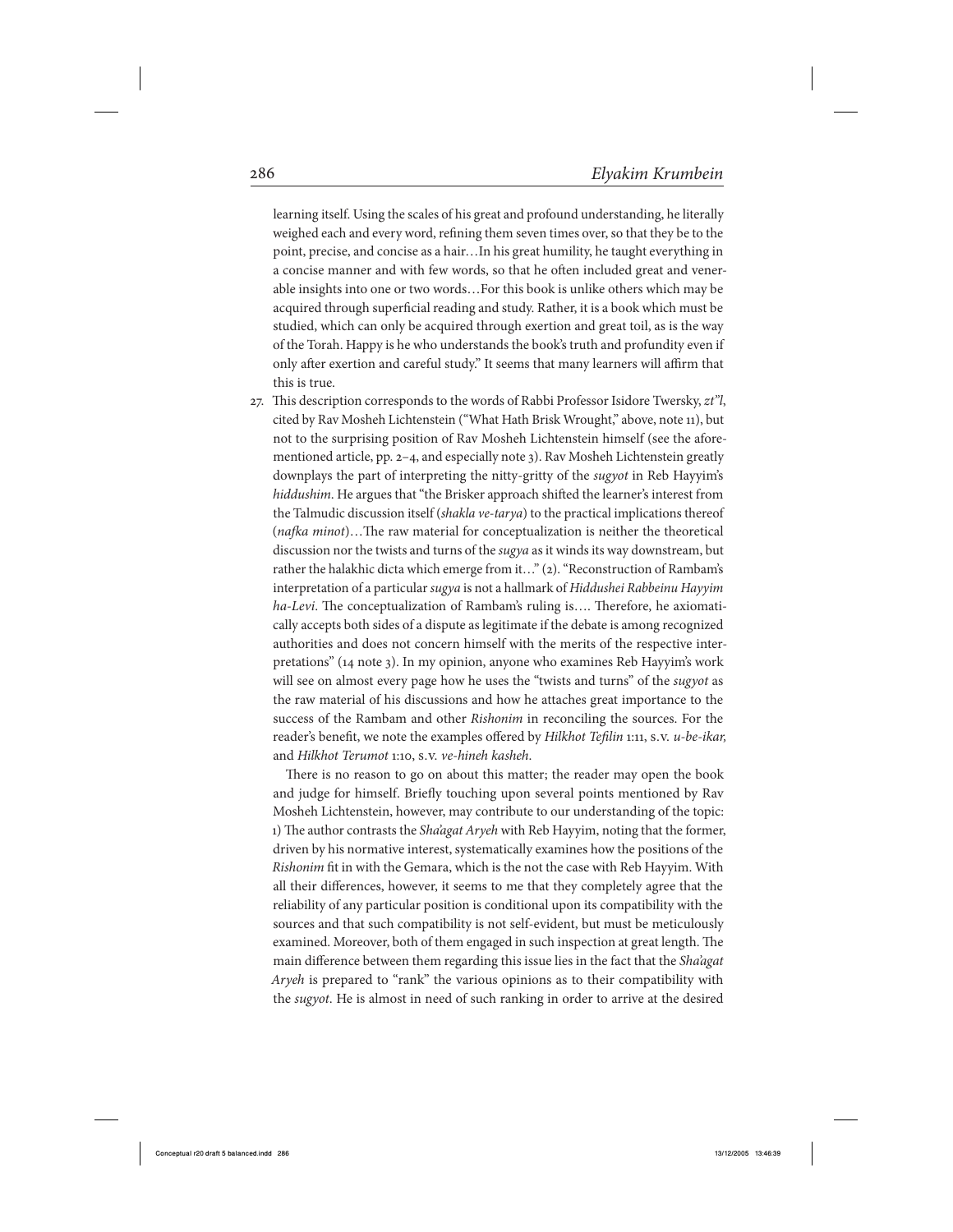learning itself. Using the scales of his great and profound understanding, he literally weighed each and every word, refining them seven times over, so that they be to the point, precise, and concise as a hair…In his great humility, he taught everything in a concise manner and with few words, so that he often included great and venerable insights into one or two words…For this book is unlike others which may be acquired through superficial reading and study. Rather, it is a book which must be studied, which can only be acquired through exertion and great toil, as is the way of the Torah. Happy is he who understands the book's truth and profundity even if only after exertion and careful study." It seems that many learners will affirm that this is true.

27. This description corresponds to the words of Rabbi Professor Isidore Twersky, *zt"l*, cited by Rav Mosheh Lichtenstein ("What Hath Brisk Wrought," above, note 11), but not to the surprising position of Rav Mosheh Lichtenstein himself (see the aforementioned article, pp. 2–4, and especially note 3). Rav Mosheh Lichtenstein greatly downplays the part of interpreting the nitty-gritty of the *sugyot* in Reb Hayyim's *hiddushim*. He argues that "the Brisker approach shifted the learner's interest from the Talmudic discussion itself (*shakla ve-tarya*) to the practical implications thereof (*nafka minot*)…The raw material for conceptualization is neither the theoretical discussion nor the twists and turns of the *sugya* as it winds its way downstream, but rather the halakhic dicta which emerge from it…" (2). "Reconstruction of Rambam's interpretation of a particular *sugya* is not a hallmark of *Hiddushei Rabbeinu Hayyim ha-Levi*. The conceptualization of Rambam's ruling is…. Therefore, he axiomatically accepts both sides of a dispute as legitimate if the debate is among recognized authorities and does not concern himself with the merits of the respective interpretations" (14 note 3). In my opinion, anyone who examines Reb Hayyim's work will see on almost every page how he uses the "twists and turns" of the *sugyot* as the raw material of his discussions and how he attaches great importance to the success of the Rambam and other *Rishonim* in reconciling the sources. For the reader's benefit, we note the examples offered by *Hilkhot Tefilin* 1:11, s.v. *u-be-ikar,* and *Hilkhot Terumot* 1:10, s.v. *ve-hineh kasheh*.

    There is no reason to go on about this matter; the reader may open the book and judge for himself. Briefly touching upon several points mentioned by Rav Mosheh Lichtenstein, however, may contribute to our understanding of the topic: 1) The author contrasts the *Sha'agat Aryeh* with Reb Hayyim, noting that the former, driven by his normative interest, systematically examines how the positions of the *Rishonim* fit in with the Gemara, which is the not the case with Reb Hayyim. With all their differences, however, it seems to me that they completely agree that the reliability of any particular position is conditional upon its compatibility with the sources and that such compatibility is not self-evident, but must be meticulously examined. Moreover, both of them engaged in such inspection at great length. The main difference between them regarding this issue lies in the fact that the *Sha'agat Aryeh* is prepared to "rank" the various opinions as to their compatibility with the *sugyot*. He is almost in need of such ranking in order to arrive at the desired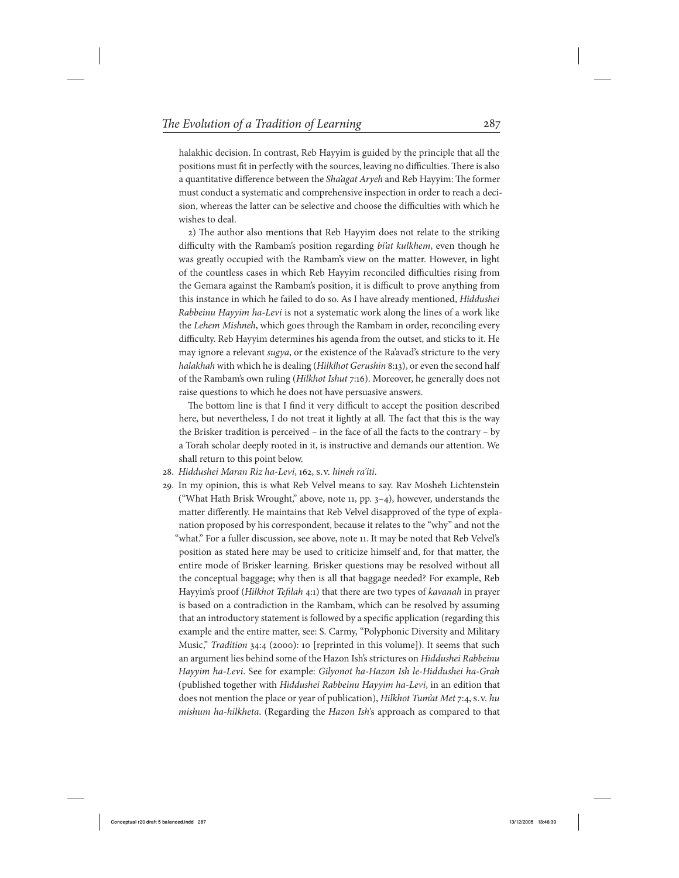halakhic decision. In contrast, Reb Hayyim is guided by the principle that all the positions must fit in perfectly with the sources, leaving no difficulties. There is also a quantitative difference between the *Sha'agat Aryeh* and Reb Hayyim: The former must conduct a systematic and comprehensive inspection in order to reach a decision, whereas the latter can be selective and choose the difficulties with which he wishes to deal.

2) The author also mentions that Reb Hayyim does not relate to the striking difficulty with the Rambam's position regarding *bi'at kulkhem*, even though he was greatly occupied with the Rambam's view on the matter. However, in light of the countless cases in which Reb Hayyim reconciled difficulties rising from the Gemara against the Rambam's position, it is difficult to prove anything from this instance in which he failed to do so. As I have already mentioned, *Hiddushei Rabbeinu Hayyim ha-Levi* is not a systematic work along the lines of a work like the *Lehem Mishneh*, which goes through the Rambam in order, reconciling every difficulty. Reb Hayyim determines his agenda from the outset, and sticks to it. He may ignore a relevant *sugya*, or the existence of the Ra'avad's stricture to the very *halakhah* with which he is dealing (*Hilklhot Gerushin* 8:13), or even the second half of the Rambam's own ruling (*Hilkhot Ishut* 7:16). Moreover, he generally does not raise questions to which he does not have persuasive answers.

The bottom line is that I find it very difficult to accept the position described here, but nevertheless, I do not treat it lightly at all. The fact that this is the way the Brisker tradition is perceived – in the face of all the facts to the contrary – by a Torah scholar deeply rooted in it, is instructive and demands our attention. We shall return to this point below.

28. *Hiddushei Maran Riz ha-Levi*, 162, s.v. *hineh ra'iti*.

29. In my opinion, this is what Reb Velvel means to say. Rav Mosheh Lichtenstein ("What Hath Brisk Wrought," above, note 11, pp. 3–4), however, understands the matter differently. He maintains that Reb Velvel disapproved of the type of explanation proposed by his correspondent, because it relates to the "why" and not the "what." For a fuller discussion, see above, note 11. It may be noted that Reb Velvel's position as stated here may be used to criticize himself and, for that matter, the entire mode of Brisker learning. Brisker questions may be resolved without all the conceptual baggage; why then is all that baggage needed? For example, Reb Hayyim's proof (*Hilkhot Tefilah* 4:1) that there are two types of *kavanah* in prayer is based on a contradiction in the Rambam, which can be resolved by assuming that an introductory statement is followed by a specific application (regarding this example and the entire matter, see: S. Carmy, "Polyphonic Diversity and Military Music," *Tradition* 34:4 (2000): 10 [reprinted in this volume]). It seems that such an argument lies behind some of the Hazon Ish's strictures on *Hiddushei Rabbeinu Hayyim ha-Levi*. See for example: *Gilyonot ha-Hazon Ish le-Hiddushei ha-Grah* (published together with *Hiddushei Rabbeinu Hayyim ha-Levi*, in an edition that does not mention the place or year of publication), *Hilkhot Tum'at Met* 7:4, s.v. *hu mishum ha-hilkheta*. (Regarding the *Hazon Ish*'s approach as compared to that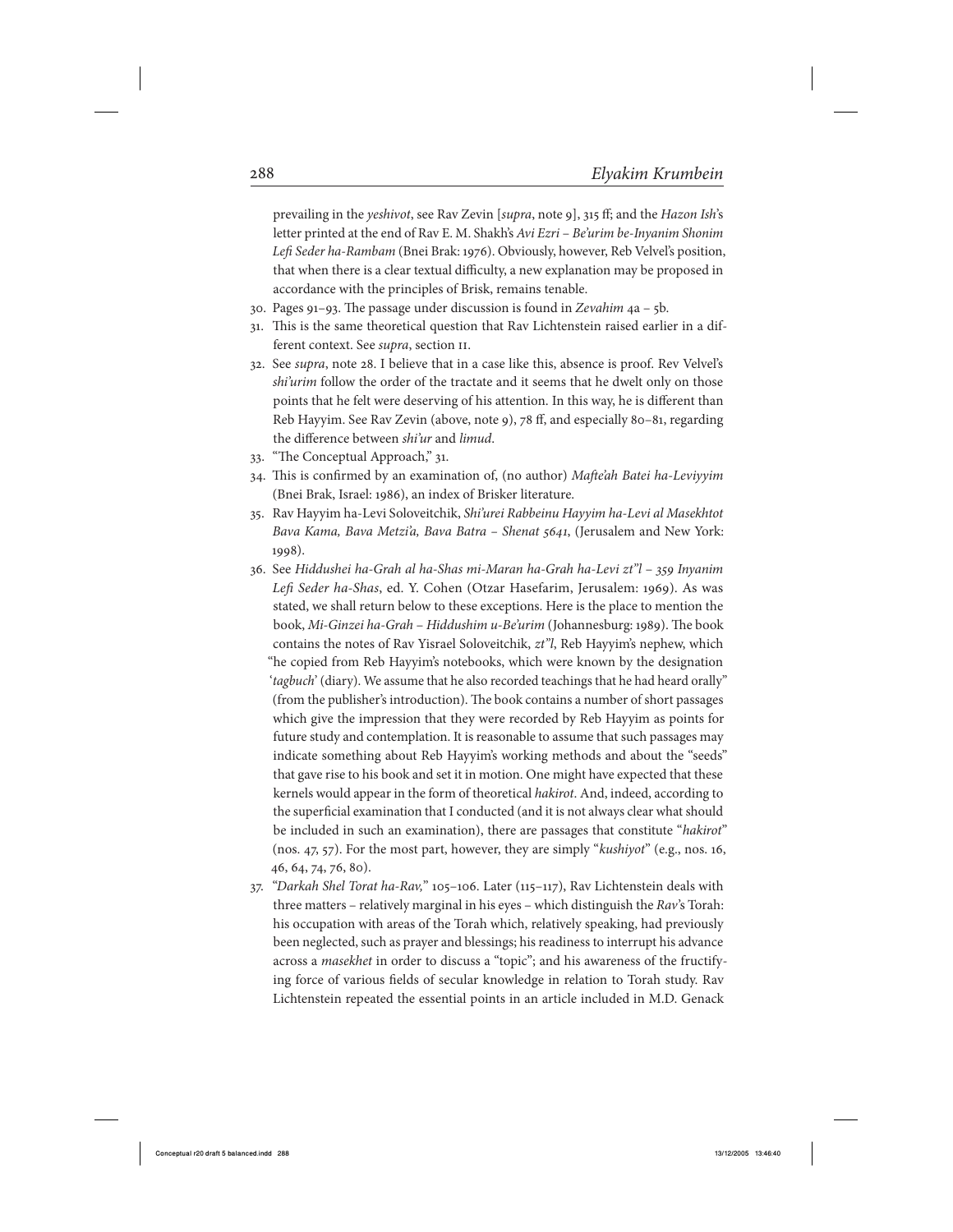prevailing in the *yeshivot*, see Rav Zevin [*supra*, note 9], 315 ff; and the *Hazon Ish*'s letter printed at the end of Rav E. M. Shakh's *Avi Ezri – Be'urim be-Inyanim Shonim Lefi Seder ha-Rambam* (Bnei Brak: 1976). Obviously, however, Reb Velvel's position, that when there is a clear textual difficulty, a new explanation may be proposed in accordance with the principles of Brisk, remains tenable.

30. Pages 91–93. The passage under discussion is found in *Zevahim* 4a – 5b.
31. This is the same theoretical question that Rav Lichtenstein raised earlier in a different context. See *supra*, section 11.
32. See *supra*, note 28. I believe that in a case like this, absence is proof. Rev Velvel's *shi'urim* follow the order of the tractate and it seems that he dwelt only on those points that he felt were deserving of his attention. In this way, he is different than Reb Hayyim. See Rav Zevin (above, note 9), 78 ff, and especially 80–81, regarding the difference between *shi'ur* and *limud*.
33. "The Conceptual Approach," 31.
34. This is confirmed by an examination of, (no author) *Mafte'ah Batei ha-Leviyyim* (Bnei Brak, Israel: 1986), an index of Brisker literature.
35. Rav Hayyim ha-Levi Soloveitchik, *Shi'urei Rabbeinu Hayyim ha-Levi al Masekhtot Bava Kama, Bava Metzi'a, Bava Batra – Shenat 5641*, (Jerusalem and New York: 1998).
36. See *Hiddushei ha-Grah al ha-Shas mi-Maran ha-Grah ha-Levi zt"l – 359 Inyanim Lefi Seder ha-Shas*, ed. Y. Cohen (Otzar Hasefarim, Jerusalem: 1969). As was stated, we shall return below to these exceptions. Here is the place to mention the book, *Mi-Ginzei ha-Grah – Hiddushim u-Be'urim* (Johannesburg: 1989). The book contains the notes of Rav Yisrael Soloveitchik, *zt"l*, Reb Hayyim's nephew, which "he copied from Reb Hayyim's notebooks, which were known by the designation '*tagbuch*' (diary). We assume that he also recorded teachings that he had heard orally" (from the publisher's introduction). The book contains a number of short passages which give the impression that they were recorded by Reb Hayyim as points for future study and contemplation. It is reasonable to assume that such passages may indicate something about Reb Hayyim's working methods and about the "seeds" that gave rise to his book and set it in motion. One might have expected that these kernels would appear in the form of theoretical *hakirot*. And, indeed, according to the superficial examination that I conducted (and it is not always clear what should be included in such an examination), there are passages that constitute "*hakirot*" (nos. 47, 57). For the most part, however, they are simply "*kushiyot*" (e.g., nos. 16, 46, 64, 74, 76, 80).
37. "*Darkah Shel Torat ha-Rav,*" 105–106. Later (115–117), Rav Lichtenstein deals with three matters – relatively marginal in his eyes – which distinguish the *Rav*'s Torah: his occupation with areas of the Torah which, relatively speaking, had previously been neglected, such as prayer and blessings; his readiness to interrupt his advance across a *masekhet* in order to discuss a "topic"; and his awareness of the fructifying force of various fields of secular knowledge in relation to Torah study. Rav Lichtenstein repeated the essential points in an article included in M.D. Genack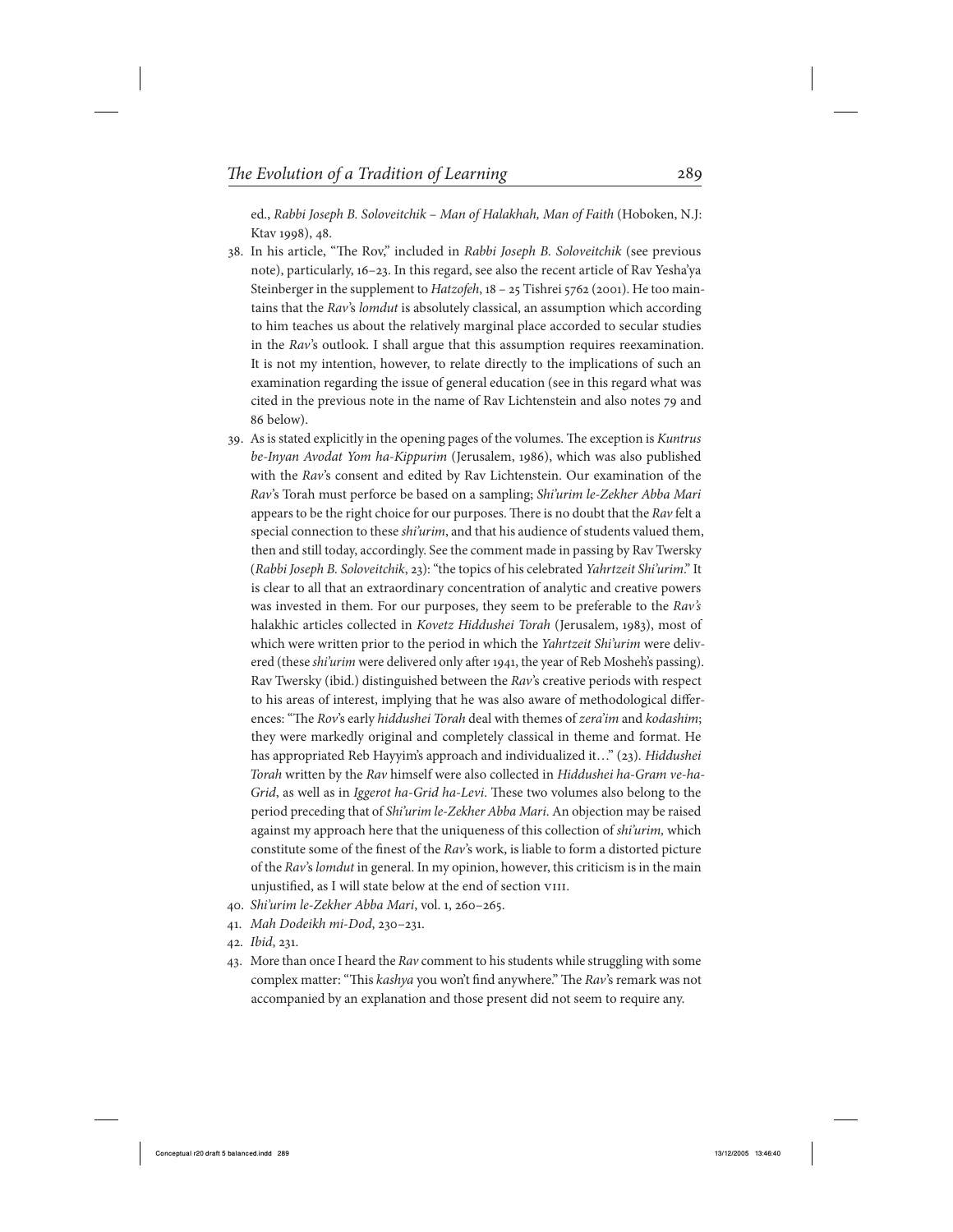ed., *Rabbi Joseph B. Soloveitchik – Man of Halakhah, Man of Faith* (Hoboken, N.J: Ktav 1998), 48.

38. In his article, "The Rov," included in *Rabbi Joseph B. Soloveitchik* (see previous note), particularly, 16–23. In this regard, see also the recent article of Rav Yesha'ya Steinberger in the supplement to *Hatzofeh*, 18 – 25 Tishrei 5762 (2001). He too maintains that the *Rav*'s *lomdut* is absolutely classical, an assumption which according to him teaches us about the relatively marginal place accorded to secular studies in the *Rav*'s outlook. I shall argue that this assumption requires reexamination. It is not my intention, however, to relate directly to the implications of such an examination regarding the issue of general education (see in this regard what was cited in the previous note in the name of Rav Lichtenstein and also notes 79 and 86 below).
39. As is stated explicitly in the opening pages of the volumes. The exception is *Kuntrus be-Inyan Avodat Yom ha-Kippurim* (Jerusalem, 1986), which was also published with the *Rav*'s consent and edited by Rav Lichtenstein. Our examination of the *Rav*'s Torah must perforce be based on a sampling; *Shi'urim le-Zekher Abba Mari* appears to be the right choice for our purposes. There is no doubt that the *Rav* felt a special connection to these *shi'urim*, and that his audience of students valued them, then and still today, accordingly. See the comment made in passing by Rav Twersky (*Rabbi Joseph B. Soloveitchik*, 23): "the topics of his celebrated *Yahrtzeit Shi'urim*." It is clear to all that an extraordinary concentration of analytic and creative powers was invested in them. For our purposes, they seem to be preferable to the *Rav's* halakhic articles collected in *Kovetz Hiddushei Torah* (Jerusalem, 1983), most of which were written prior to the period in which the *Yahrtzeit Shi'urim* were delivered (these *shi'urim* were delivered only after 1941, the year of Reb Mosheh's passing). Rav Twersky (ibid.) distinguished between the *Rav*'s creative periods with respect to his areas of interest, implying that he was also aware of methodological differences: "The *Rov*'s early *hiddushei Torah* deal with themes of *zera'im* and *kodashim*; they were markedly original and completely classical in theme and format. He has appropriated Reb Hayyim's approach and individualized it…" (23). *Hiddushei Torah* written by the *Rav* himself were also collected in *Hiddushei ha-Gram ve-ha-Grid*, as well as in *Iggerot ha-Grid ha-Levi*. These two volumes also belong to the period preceding that of *Shi'urim le-Zekher Abba Mari*. An objection may be raised against my approach here that the uniqueness of this collection of *shi'urim,* which constitute some of the finest of the *Rav*'s work, is liable to form a distorted picture of the *Rav*'s *lomdut* in general. In my opinion, however, this criticism is in the main unjustified, as I will state below at the end of section VIII.
40. *Shi'urim le-Zekher Abba Mari*, vol. 1, 260–265.
41. *Mah Dodeikh mi-Dod*, 230–231.
42. *Ibid*, 231.
43. More than once I heard the *Rav* comment to his students while struggling with some complex matter: "This *kashya* you won't find anywhere." The *Rav*'s remark was not accompanied by an explanation and those present did not seem to require any.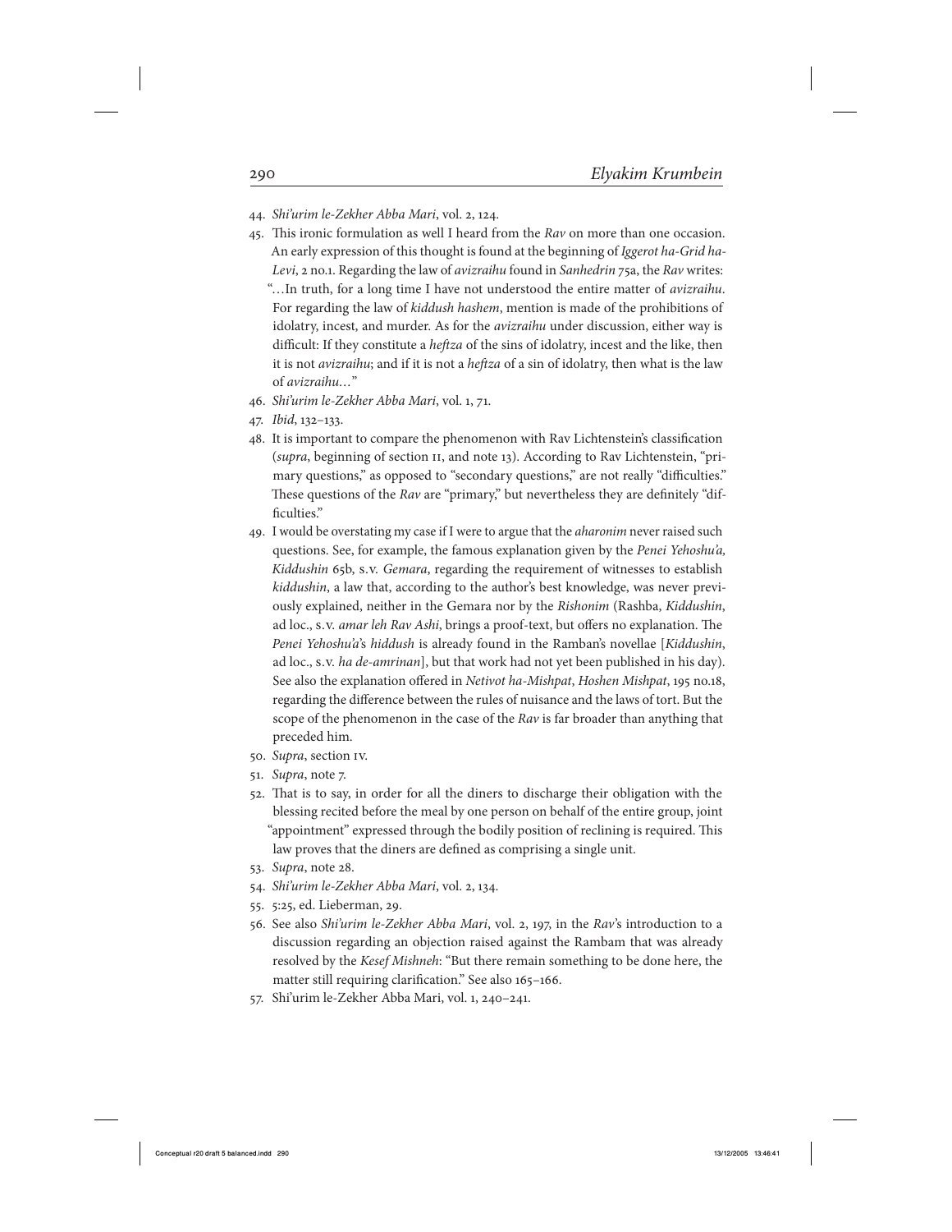44. *Shi'urim le-Zekher Abba Mari*, vol. 2, 124.
45. This ironic formulation as well I heard from the *Rav* on more than one occasion. An early expression of this thought is found at the beginning of *Iggerot ha-Grid ha-Levi*, 2 no.1. Regarding the law of *avizraihu* found in *Sanhedrin* 75a, the *Rav* writes: "…In truth, for a long time I have not understood the entire matter of *avizraihu*. For regarding the law of *kiddush hashem*, mention is made of the prohibitions of idolatry, incest, and murder. As for the *avizraihu* under discussion, either way is difficult: If they constitute a *heftza* of the sins of idolatry, incest and the like, then it is not *avizraihu*; and if it is not a *heftza* of a sin of idolatry, then what is the law of *avizraihu*…"
46. *Shi'urim le-Zekher Abba Mari*, vol. 1, 71.
47. *Ibid*, 132–133.
48. It is important to compare the phenomenon with Rav Lichtenstein's classification (*supra*, beginning of section II, and note 13). According to Rav Lichtenstein, "primary questions," as opposed to "secondary questions," are not really "difficulties." These questions of the *Rav* are "primary," but nevertheless they are definitely "difficulties."
49. I would be overstating my case if I were to argue that the *aharonim* never raised such questions. See, for example, the famous explanation given by the *Penei Yehoshu'a, Kiddushin* 65b, s.v. *Gemara*, regarding the requirement of witnesses to establish *kiddushin*, a law that, according to the author's best knowledge, was never previously explained, neither in the Gemara nor by the *Rishonim* (Rashba, *Kiddushin*, ad loc., s.v. *amar leh Rav Ashi*, brings a proof-text, but offers no explanation. The *Penei Yehoshu'a*'s *hiddush* is already found in the Ramban's novellae [*Kiddushin*, ad loc., s.v. *ha de-amrinan*], but that work had not yet been published in his day). See also the explanation offered in *Netivot ha-Mishpat*, *Hoshen Mishpat*, 195 no.18, regarding the difference between the rules of nuisance and the laws of tort. But the scope of the phenomenon in the case of the *Rav* is far broader than anything that preceded him.
50. *Supra*, section IV.
51. *Supra*, note 7.
52. That is to say, in order for all the diners to discharge their obligation with the blessing recited before the meal by one person on behalf of the entire group, joint "appointment" expressed through the bodily position of reclining is required. This law proves that the diners are defined as comprising a single unit.
53. *Supra*, note 28.
54. *Shi'urim le-Zekher Abba Mari*, vol. 2, 134.
55. 5:25, ed. Lieberman, 29.
56. See also *Shi'urim le-Zekher Abba Mari*, vol. 2, 197, in the *Rav*'s introduction to a discussion regarding an objection raised against the Rambam that was already resolved by the *Kesef Mishneh*: "But there remain something to be done here, the matter still requiring clarification." See also 165–166.
57. Shi'urim le-Zekher Abba Mari, vol. 1, 240–241.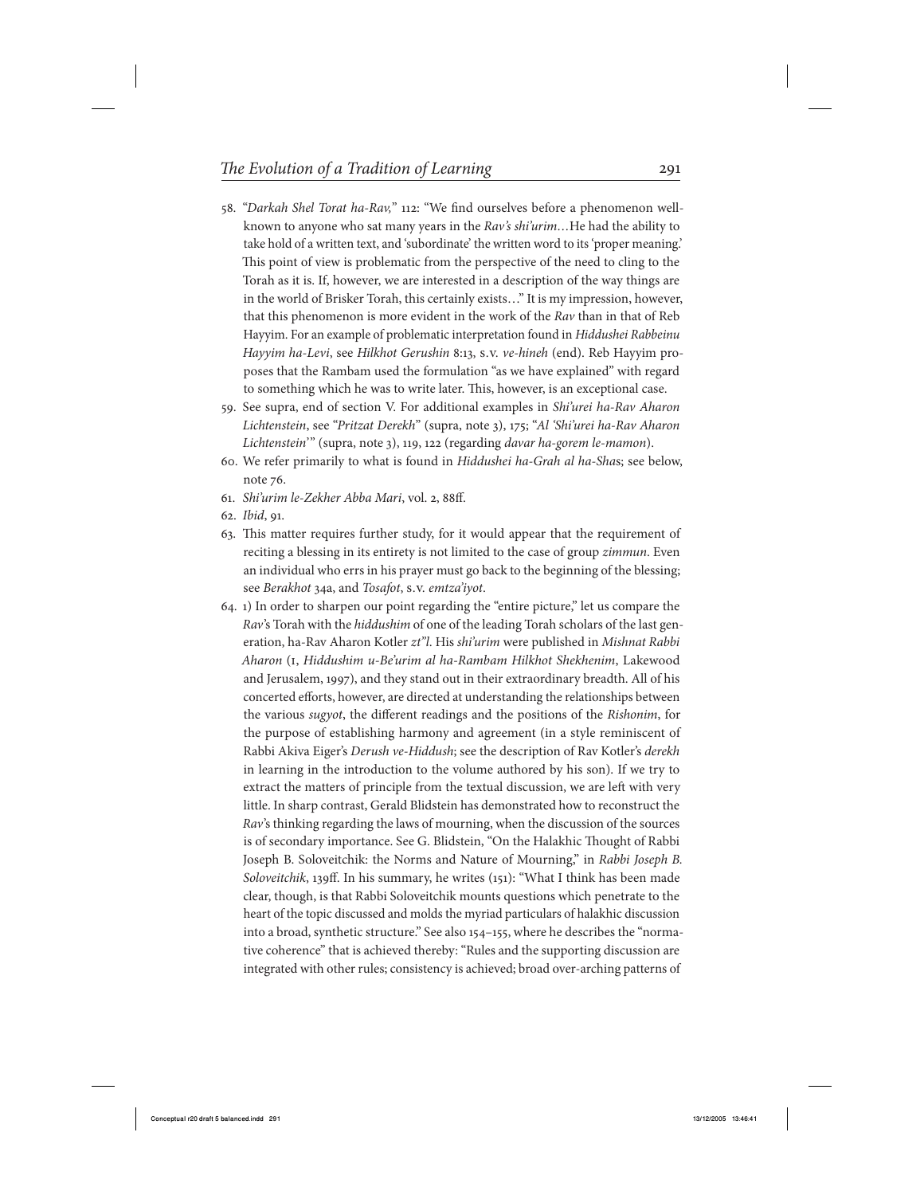58. "*Darkah Shel Torat ha-Rav*," 112: "We find ourselves before a phenomenon well-known to anyone who sat many years in the *Rav's shi'urim*…He had the ability to take hold of a written text, and 'subordinate' the written word to its 'proper meaning.' This point of view is problematic from the perspective of the need to cling to the Torah as it is. If, however, we are interested in a description of the way things are in the world of Brisker Torah, this certainly exists…" It is my impression, however, that this phenomenon is more evident in the work of the *Rav* than in that of Reb Hayyim. For an example of problematic interpretation found in *Hiddushei Rabbeinu Hayyim ha-Levi*, see *Hilkhot Gerushin* 8:13, s.v. *ve-hineh* (end). Reb Hayyim proposes that the Rambam used the formulation "as we have explained" with regard to something which he was to write later. This, however, is an exceptional case.
59. See supra, end of section V. For additional examples in *Shi'urei ha-Rav Aharon Lichtenstein*, see "*Pritzat Derekh*" (supra, note 3), 175; "*Al 'Shi'urei ha-Rav Aharon Lichtenstein*'" (supra, note 3), 119, 122 (regarding *davar ha-gorem le-mamon*).
60. We refer primarily to what is found in *Hiddushei ha-Grah al ha-Shas*; see below, note 76.
61. *Shi'urim le-Zekher Abba Mari*, vol. 2, 88ff.
62. *Ibid*, 91.
63. This matter requires further study, for it would appear that the requirement of reciting a blessing in its entirety is not limited to the case of group *zimmun*. Even an individual who errs in his prayer must go back to the beginning of the blessing; see *Berakhot* 34a, and *Tosafot*, s.v. *emtza'iyot*.
64. 1) In order to sharpen our point regarding the "entire picture," let us compare the *Rav*'s Torah with the *hiddushim* of one of the leading Torah scholars of the last generation, ha-Rav Aharon Kotler *zt"l*. His *shi'urim* were published in *Mishnat Rabbi Aharon* (I, *Hiddushim u-Be'urim al ha-Rambam Hilkhot Shekhenim*, Lakewood and Jerusalem, 1997), and they stand out in their extraordinary breadth. All of his concerted efforts, however, are directed at understanding the relationships between the various *sugyot*, the different readings and the positions of the *Rishonim*, for the purpose of establishing harmony and agreement (in a style reminiscent of Rabbi Akiva Eiger's *Derush ve-Hiddush*; see the description of Rav Kotler's *derekh* in learning in the introduction to the volume authored by his son). If we try to extract the matters of principle from the textual discussion, we are left with very little. In sharp contrast, Gerald Blidstein has demonstrated how to reconstruct the *Rav*'s thinking regarding the laws of mourning, when the discussion of the sources is of secondary importance. See G. Blidstein, "On the Halakhic Thought of Rabbi Joseph B. Soloveitchik: the Norms and Nature of Mourning," in *Rabbi Joseph B. Soloveitchik*, 139ff. In his summary, he writes (151): "What I think has been made clear, though, is that Rabbi Soloveitchik mounts questions which penetrate to the heart of the topic discussed and molds the myriad particulars of halakhic discussion into a broad, synthetic structure." See also 154–155, where he describes the "normative coherence" that is achieved thereby: "Rules and the supporting discussion are integrated with other rules; consistency is achieved; broad over-arching patterns of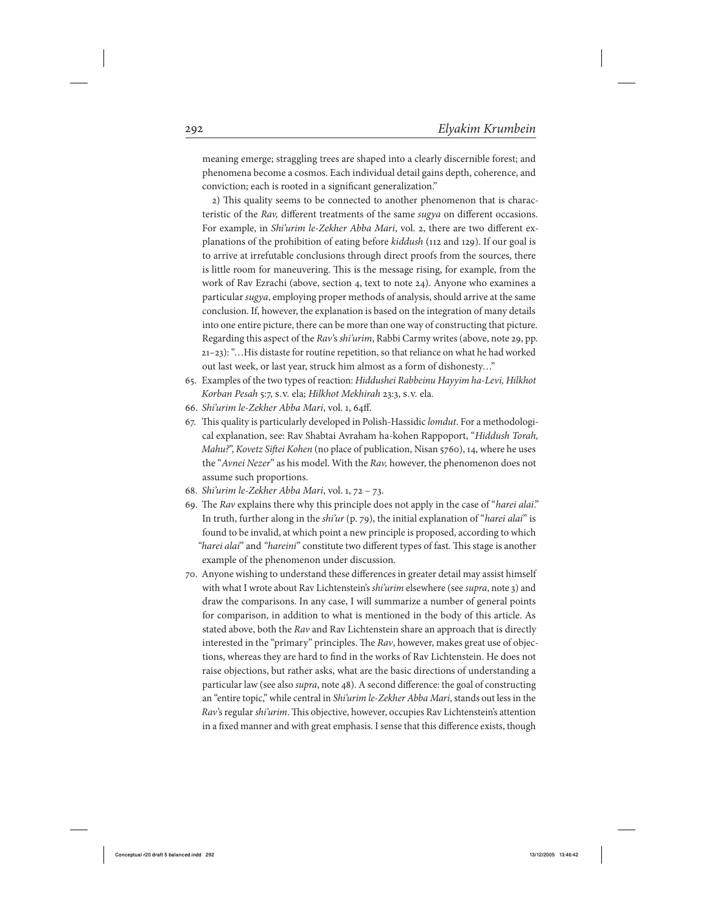meaning emerge; straggling trees are shaped into a clearly discernible forest; and phenomena become a cosmos. Each individual detail gains depth, coherence, and conviction; each is rooted in a significant generalization."

2) This quality seems to be connected to another phenomenon that is characteristic of the *Rav,* different treatments of the same *sugya* on different occasions. For example, in *Shi'urim le-Zekher Abba Mari*, vol. 2, there are two different explanations of the prohibition of eating before *kiddush* (112 and 129). If our goal is to arrive at irrefutable conclusions through direct proofs from the sources, there is little room for maneuvering. This is the message rising, for example, from the work of Rav Ezrachi (above, section 4, text to note 24). Anyone who examines a particular *sugya*, employing proper methods of analysis, should arrive at the same conclusion. If, however, the explanation is based on the integration of many details into one entire picture, there can be more than one way of constructing that picture. Regarding this aspect of the *Rav*'s *shi'urim*, Rabbi Carmy writes (above, note 29, pp. 21–23): "…His distaste for routine repetition, so that reliance on what he had worked out last week, or last year, struck him almost as a form of dishonesty…"

65. Examples of the two types of reaction: *Hiddushei Rabbeinu Hayyim ha-Levi, Hilkhot Korban Pesah* 5:7, s.v. ela; *Hilkhot Mekhirah* 23:3, s.v. ela.
66. *Shi'urim le-Zekher Abba Mari*, vol. 1, 64ff.
67. This quality is particularly developed in Polish-Hassidic *lomdut*. For a methodological explanation, see: Rav Shabtai Avraham ha-kohen Rappoport, "*Hiddush Torah, Mahu?*", *Kovetz Siftei Kohen* (no place of publication, Nisan 5760), 14, where he uses the "*Avnei Nezer*" as his model. With the *Rav,* however, the phenomenon does not assume such proportions.
68. *Shi'urim le-Zekher Abba Mari*, vol. 1, 72 – 73.
69. The *Rav* explains there why this principle does not apply in the case of "*harei alai*." In truth, further along in the *shi'ur* (p. 79), the initial explanation of "*harei alai*" is found to be invalid, at which point a new principle is proposed, according to which "*harei alai*" and "*hareini*" constitute two different types of fast. This stage is another example of the phenomenon under discussion.
70. Anyone wishing to understand these differences in greater detail may assist himself with what I wrote about Rav Lichtenstein's *shi'urim* elsewhere (see *supra*, note 3) and draw the comparisons. In any case, I will summarize a number of general points for comparison, in addition to what is mentioned in the body of this article. As stated above, both the *Rav* and Rav Lichtenstein share an approach that is directly interested in the "primary" principles. The *Rav*, however, makes great use of objections, whereas they are hard to find in the works of Rav Lichtenstein. He does not raise objections, but rather asks, what are the basic directions of understanding a particular law (see also *supra*, note 48). A second difference: the goal of constructing an "entire topic," while central in *Shi'urim le-Zekher Abba Mari*, stands out less in the *Rav*'s regular *shi'urim*. This objective, however, occupies Rav Lichtenstein's attention in a fixed manner and with great emphasis. I sense that this difference exists, though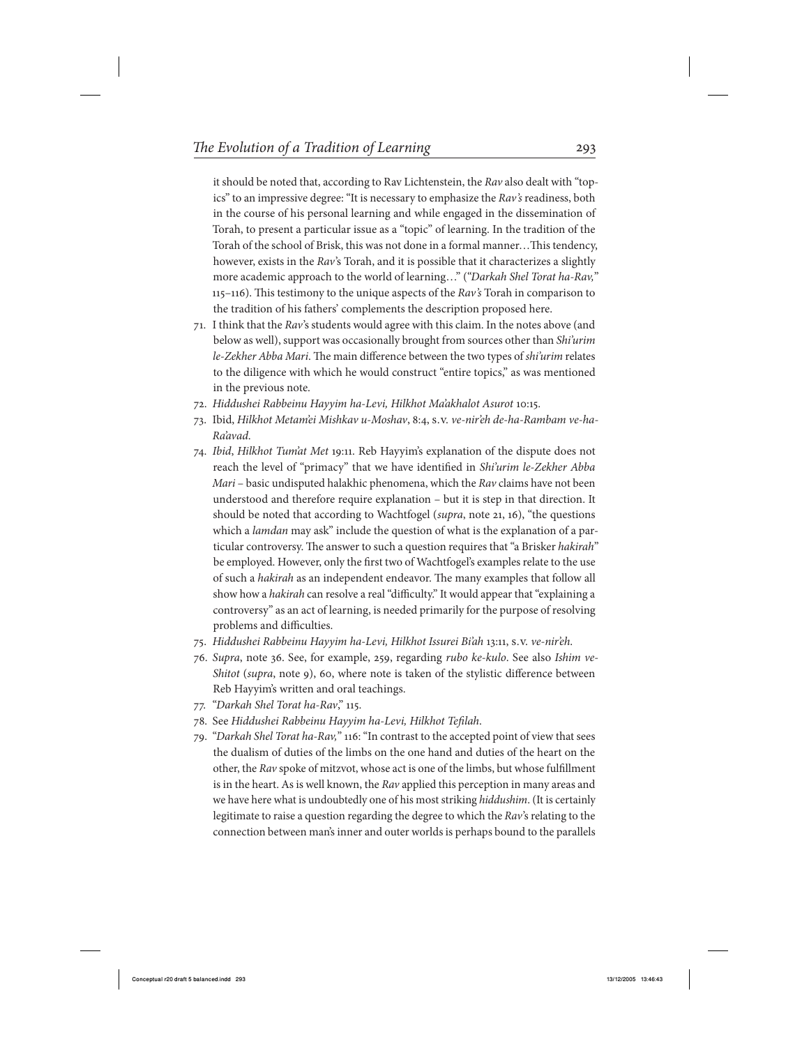it should be noted that, according to Rav Lichtenstein, the *Rav* also dealt with "topics" to an impressive degree: "It is necessary to emphasize the *Rav's* readiness, both in the course of his personal learning and while engaged in the dissemination of Torah, to present a particular issue as a "topic" of learning. In the tradition of the Torah of the school of Brisk, this was not done in a formal manner…This tendency, however, exists in the *Rav*'s Torah, and it is possible that it characterizes a slightly more academic approach to the world of learning…" ("*Darkah Shel Torat ha-Rav,*" 115–116). This testimony to the unique aspects of the *Rav's* Torah in comparison to the tradition of his fathers' complements the description proposed here.

71. I think that the *Rav*'s students would agree with this claim. In the notes above (and below as well), support was occasionally brought from sources other than *Shi'urim le-Zekher Abba Mari*. The main difference between the two types of *shi'urim* relates to the diligence with which he would construct "entire topics," as was mentioned in the previous note.
72. *Hiddushei Rabbeinu Hayyim ha-Levi, Hilkhot Ma'akhalot Asurot* 10:15.
73. Ibid, *Hilkhot Metam'ei Mishkav u-Moshav*, 8:4, s.v. *ve-nir'eh de-ha-Rambam ve-ha-Ra'avad.*
74. *Ibid*, *Hilkhot Tum'at Met* 19:11. Reb Hayyim's explanation of the dispute does not reach the level of "primacy" that we have identified in *Shi'urim le-Zekher Abba Mari* – basic undisputed halakhic phenomena, which the *Rav* claims have not been understood and therefore require explanation – but it is step in that direction. It should be noted that according to Wachtfogel (*supra*, note 21, 16), "the questions which a *lamdan* may ask" include the question of what is the explanation of a particular controversy. The answer to such a question requires that "a Brisker *hakirah*" be employed. However, only the first two of Wachtfogel's examples relate to the use of such a *hakirah* as an independent endeavor. The many examples that follow all show how a *hakirah* can resolve a real "difficulty." It would appear that "explaining a controversy" as an act of learning, is needed primarily for the purpose of resolving problems and difficulties.
75. *Hiddushei Rabbeinu Hayyim ha-Levi, Hilkhot Issurei Bi'ah* 13:11, s.v. *ve-nir'eh.*
76. *Supra*, note 36. See, for example, 259, regarding *rubo ke-kulo*. See also *Ishim ve-Shitot* (*supra*, note 9), 60, where note is taken of the stylistic difference between Reb Hayyim's written and oral teachings.
77. "*Darkah Shel Torat ha-Rav*," 115.
78. See *Hiddushei Rabbeinu Hayyim ha-Levi, Hilkhot Tefilah*.
79. "*Darkah Shel Torat ha-Rav,*" 116: "In contrast to the accepted point of view that sees the dualism of duties of the limbs on the one hand and duties of the heart on the other, the *Rav* spoke of mitzvot, whose act is one of the limbs, but whose fulfillment is in the heart. As is well known, the *Rav* applied this perception in many areas and we have here what is undoubtedly one of his most striking *hiddushim*. (It is certainly legitimate to raise a question regarding the degree to which the *Rav*'s relating to the connection between man's inner and outer worlds is perhaps bound to the parallels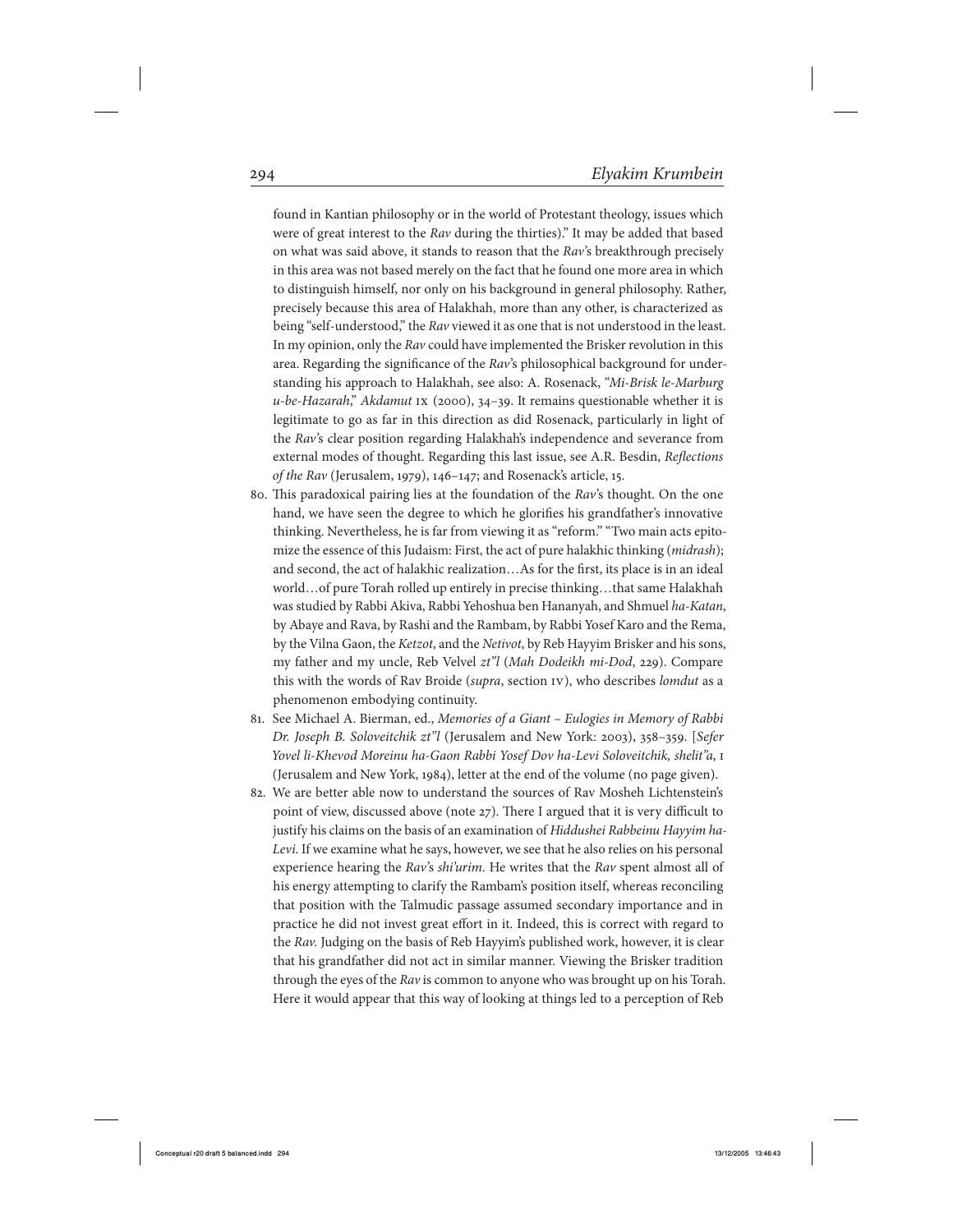found in Kantian philosophy or in the world of Protestant theology, issues which were of great interest to the *Rav* during the thirties)." It may be added that based on what was said above, it stands to reason that the *Rav*'s breakthrough precisely in this area was not based merely on the fact that he found one more area in which to distinguish himself, nor only on his background in general philosophy. Rather, precisely because this area of Halakhah, more than any other, is characterized as being "self-understood," the *Rav* viewed it as one that is not understood in the least. In my opinion, only the *Rav* could have implemented the Brisker revolution in this area. Regarding the significance of the *Rav*'s philosophical background for understanding his approach to Halakhah, see also: A. Rosenack, "*Mi-Brisk le-Marburg u-be-Hazarah*," *Akdamut* IX (2000), 34–39. It remains questionable whether it is legitimate to go as far in this direction as did Rosenack, particularly in light of the *Rav*'s clear position regarding Halakhah's independence and severance from external modes of thought. Regarding this last issue, see A.R. Besdin, *Reflections of the Rav* (Jerusalem, 1979), 146–147; and Rosenack's article, 15.

80. This paradoxical pairing lies at the foundation of the *Rav*'s thought. On the one hand, we have seen the degree to which he glorifies his grandfather's innovative thinking. Nevertheless, he is far from viewing it as "reform." "Two main acts epitomize the essence of this Judaism: First, the act of pure halakhic thinking (*midrash*); and second, the act of halakhic realization…As for the first, its place is in an ideal world…of pure Torah rolled up entirely in precise thinking…that same Halakhah was studied by Rabbi Akiva, Rabbi Yehoshua ben Hananyah, and Shmuel *ha-Katan*, by Abaye and Rava, by Rashi and the Rambam, by Rabbi Yosef Karo and the Rema, by the Vilna Gaon, the *Ketzot*, and the *Netivot*, by Reb Hayyim Brisker and his sons, my father and my uncle, Reb Velvel *zt"l* (*Mah Dodeikh mi-Dod*, 229). Compare this with the words of Rav Broide (*supra*, section IV), who describes *lomdut* as a phenomenon embodying continuity.

81. See Michael A. Bierman, ed., *Memories of a Giant – Eulogies in Memory of Rabbi Dr. Joseph B. Soloveitchik zt"l* (Jerusalem and New York: 2003), 358–359. [*Sefer Yovel li-Khevod Moreinu ha-Gaon Rabbi Yosef Dov ha-Levi Soloveitchik, shelit"a*, I (Jerusalem and New York, 1984), letter at the end of the volume (no page given).

82. We are better able now to understand the sources of Rav Mosheh Lichtenstein's point of view, discussed above (note 27). There I argued that it is very difficult to justify his claims on the basis of an examination of *Hiddushei Rabbeinu Hayyim ha-Levi*. If we examine what he says, however, we see that he also relies on his personal experience hearing the *Rav*'s *shi'urim*. He writes that the *Rav* spent almost all of his energy attempting to clarify the Rambam's position itself, whereas reconciling that position with the Talmudic passage assumed secondary importance and in practice he did not invest great effort in it. Indeed, this is correct with regard to the *Rav*. Judging on the basis of Reb Hayyim's published work, however, it is clear that his grandfather did not act in similar manner. Viewing the Brisker tradition through the eyes of the *Rav* is common to anyone who was brought up on his Torah. Here it would appear that this way of looking at things led to a perception of Reb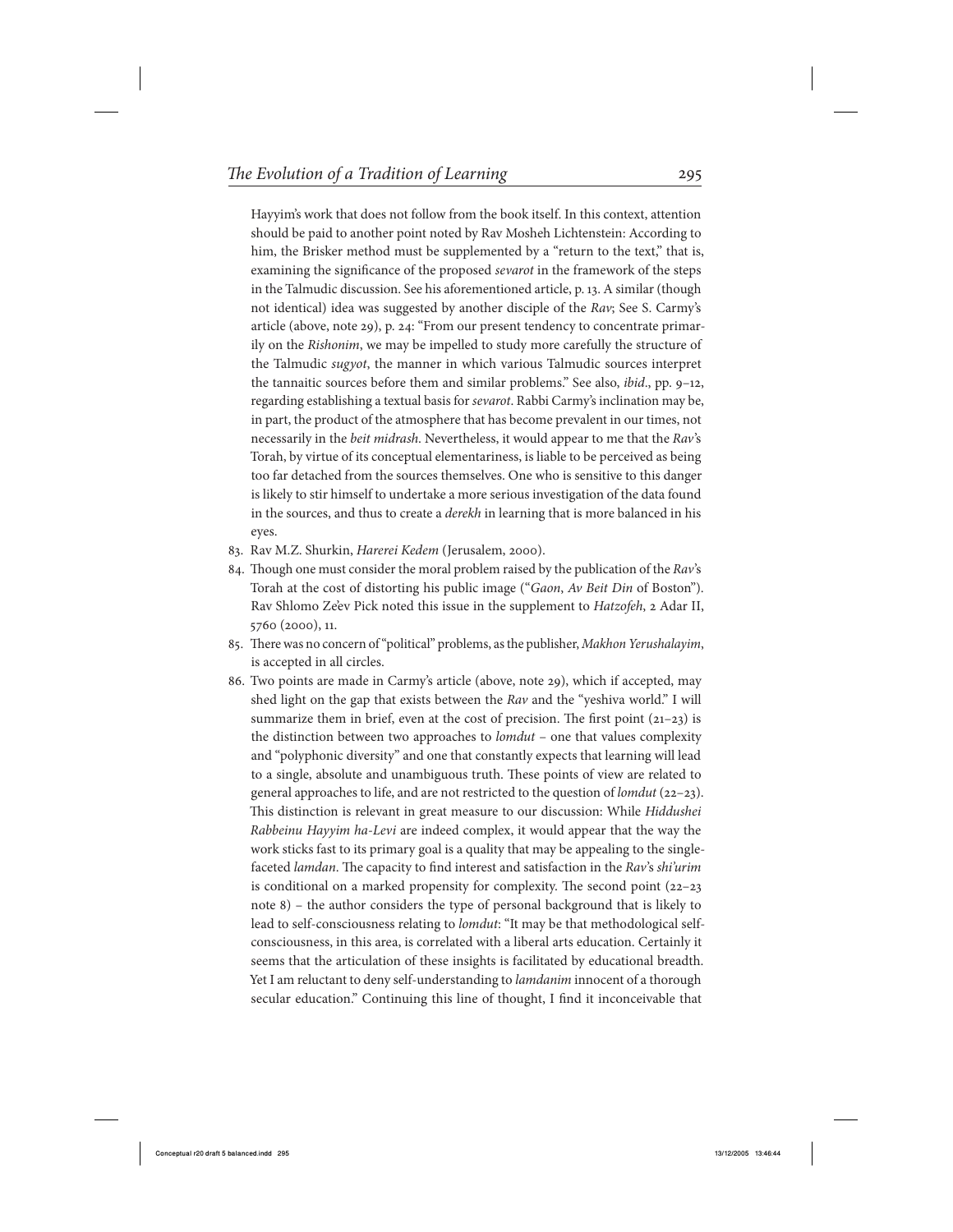Hayyim's work that does not follow from the book itself. In this context, attention should be paid to another point noted by Rav Mosheh Lichtenstein: According to him, the Brisker method must be supplemented by a "return to the text," that is, examining the significance of the proposed *sevarot* in the framework of the steps in the Talmudic discussion. See his aforementioned article, p. 13. A similar (though not identical) idea was suggested by another disciple of the *Rav*; See S. Carmy's article (above, note 29), p. 24: "From our present tendency to concentrate primarily on the *Rishonim*, we may be impelled to study more carefully the structure of the Talmudic *sugyot*, the manner in which various Talmudic sources interpret the tannaitic sources before them and similar problems." See also, *ibid*., pp. 9–12, regarding establishing a textual basis for *sevarot*. Rabbi Carmy's inclination may be, in part, the product of the atmosphere that has become prevalent in our times, not necessarily in the *beit midrash*. Nevertheless, it would appear to me that the *Rav*'s Torah, by virtue of its conceptual elementariness, is liable to be perceived as being too far detached from the sources themselves. One who is sensitive to this danger is likely to stir himself to undertake a more serious investigation of the data found in the sources, and thus to create a *derekh* in learning that is more balanced in his eyes.

83. Rav M.Z. Shurkin, *Harerei Kedem* (Jerusalem, 2000).
84. Though one must consider the moral problem raised by the publication of the *Rav*'s Torah at the cost of distorting his public image ("*Gaon*, *Av Beit Din* of Boston"). Rav Shlomo Ze'ev Pick noted this issue in the supplement to *Hatzofeh*, 2 Adar II, 5760 (2000), 11.
85. There was no concern of "political" problems, as the publisher, *Makhon Yerushalayim*, is accepted in all circles.
86. Two points are made in Carmy's article (above, note 29), which if accepted, may shed light on the gap that exists between the *Rav* and the "yeshiva world." I will summarize them in brief, even at the cost of precision. The first point (21–23) is the distinction between two approaches to *lomdut* – one that values complexity and "polyphonic diversity" and one that constantly expects that learning will lead to a single, absolute and unambiguous truth. These points of view are related to general approaches to life, and are not restricted to the question of *lomdut* (22–23). This distinction is relevant in great measure to our discussion: While *Hiddushei Rabbeinu Hayyim ha-Levi* are indeed complex, it would appear that the way the work sticks fast to its primary goal is a quality that may be appealing to the single-faceted *lamdan*. The capacity to find interest and satisfaction in the *Rav*'s *shi'urim* is conditional on a marked propensity for complexity. The second point (22–23 note 8) – the author considers the type of personal background that is likely to lead to self-consciousness relating to *lomdut*: "It may be that methodological self-consciousness, in this area, is correlated with a liberal arts education. Certainly it seems that the articulation of these insights is facilitated by educational breadth. Yet I am reluctant to deny self-understanding to *lamdanim* innocent of a thorough secular education." Continuing this line of thought, I find it inconceivable that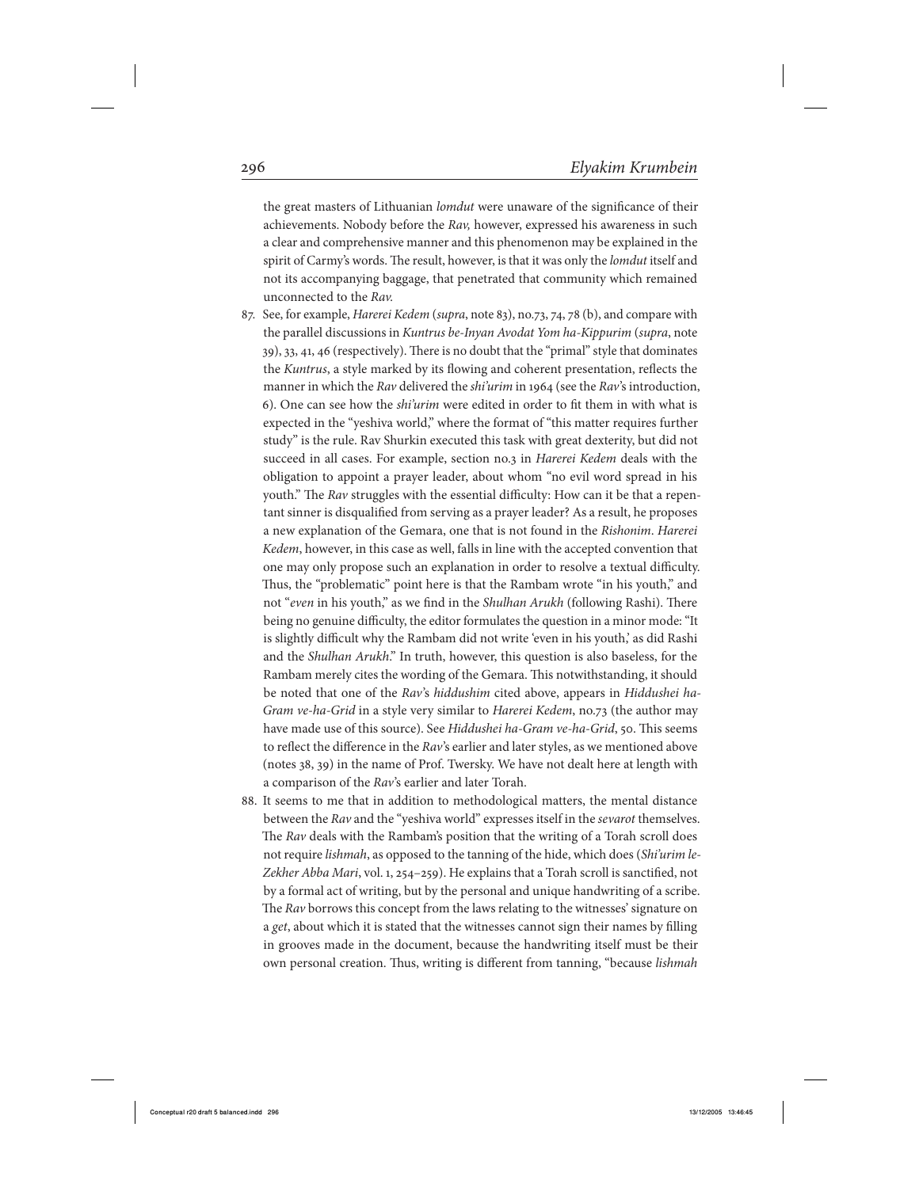the great masters of Lithuanian *lomdut* were unaware of the significance of their achievements. Nobody before the *Rav,* however, expressed his awareness in such a clear and comprehensive manner and this phenomenon may be explained in the spirit of Carmy's words. The result, however, is that it was only the *lomdut* itself and not its accompanying baggage, that penetrated that community which remained unconnected to the *Rav.*

87. See, for example, *Harerei Kedem* (*supra*, note 83), no.73, 74, 78 (b), and compare with the parallel discussions in *Kuntrus be-Inyan Avodat Yom ha-Kippurim* (*supra*, note 39), 33, 41, 46 (respectively). There is no doubt that the "primal" style that dominates the *Kuntrus*, a style marked by its flowing and coherent presentation, reflects the manner in which the *Rav* delivered the *shi'urim* in 1964 (see the *Rav*'s introduction, 6). One can see how the *shi'urim* were edited in order to fit them in with what is expected in the "yeshiva world," where the format of "this matter requires further study" is the rule. Rav Shurkin executed this task with great dexterity, but did not succeed in all cases. For example, section no.3 in *Harerei Kedem* deals with the obligation to appoint a prayer leader, about whom "no evil word spread in his youth." The *Rav* struggles with the essential difficulty: How can it be that a repentant sinner is disqualified from serving as a prayer leader? As a result, he proposes a new explanation of the Gemara, one that is not found in the *Rishonim*. *Harerei Kedem*, however, in this case as well, falls in line with the accepted convention that one may only propose such an explanation in order to resolve a textual difficulty. Thus, the "problematic" point here is that the Rambam wrote "in his youth," and not "*even* in his youth," as we find in the *Shulhan Arukh* (following Rashi). There being no genuine difficulty, the editor formulates the question in a minor mode: "It is slightly difficult why the Rambam did not write 'even in his youth,' as did Rashi and the *Shulhan Arukh*." In truth, however, this question is also baseless, for the Rambam merely cites the wording of the Gemara. This notwithstanding, it should be noted that one of the *Rav*'s *hiddushim* cited above, appears in *Hiddushei ha-Gram ve-ha-Grid* in a style very similar to *Harerei Kedem*, no.73 (the author may have made use of this source). See *Hiddushei ha-Gram ve-ha-Grid*, 50. This seems to reflect the difference in the *Rav*'s earlier and later styles, as we mentioned above (notes 38, 39) in the name of Prof. Twersky. We have not dealt here at length with a comparison of the *Rav*'s earlier and later Torah.

88. It seems to me that in addition to methodological matters, the mental distance between the *Rav* and the "yeshiva world" expresses itself in the *sevarot* themselves. The *Rav* deals with the Rambam's position that the writing of a Torah scroll does not require *lishmah*, as opposed to the tanning of the hide, which does (*Shi'urim le-Zekher Abba Mari*, vol. 1, 254–259). He explains that a Torah scroll is sanctified, not by a formal act of writing, but by the personal and unique handwriting of a scribe. The *Rav* borrows this concept from the laws relating to the witnesses' signature on a *get*, about which it is stated that the witnesses cannot sign their names by filling in grooves made in the document, because the handwriting itself must be their own personal creation. Thus, writing is different from tanning, "because *lishmah*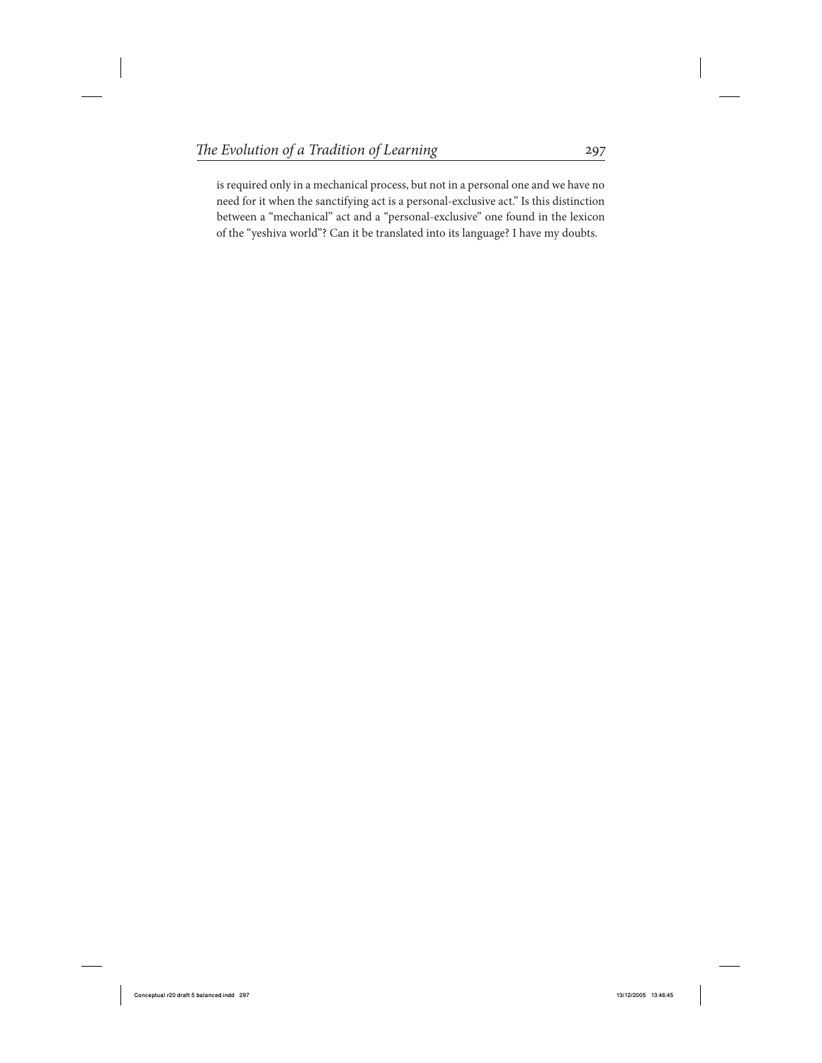is required only in a mechanical process, but not in a personal one and we have no need for it when the sanctifying act is a personal-exclusive act." Is this distinction between a "mechanical" act and a "personal-exclusive" one found in the lexicon of the "yeshiva world"? Can it be translated into its language? I have my doubts.